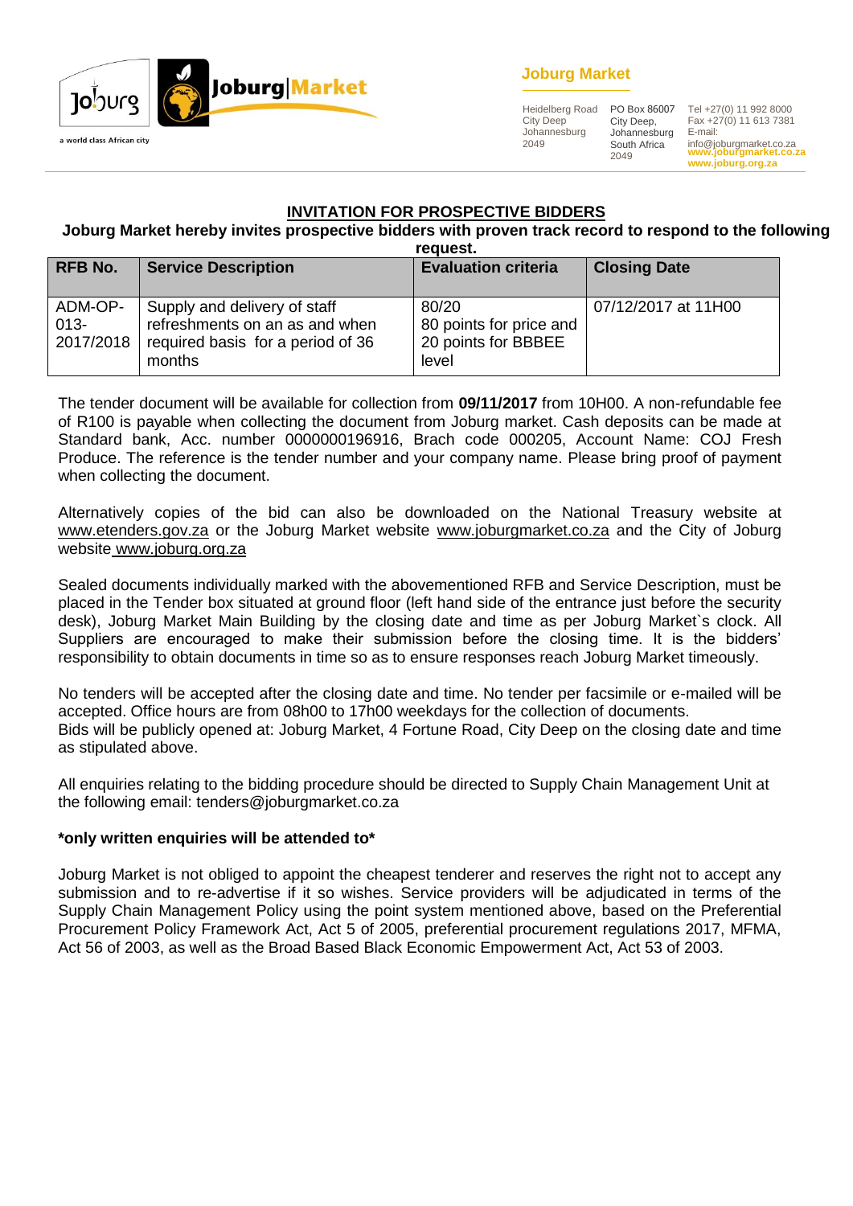**Joburg Market**

Heidelberg Road
City Deep
Johannesburg
2049

PO Box 86007
City Deep,
Johannesburg
South Africa
2049

Tel +27(0) 11 992 8000
Fax +27(0) 11 613 7381
E-mail:
info@joburgmarket.co.za
www.joburgmarket.co.za
www.joburg.org.za

## INVITATION FOR PROSPECTIVE BIDDERS

**Joburg Market hereby invites prospective bidders with proven track record to respond to the following request.**

| RFB No. | Service Description | Evaluation criteria | Closing Date |
|---|---|---|---|
| ADM-OP-013-2017/2018 | Supply and delivery of staff refreshments on an as and when required basis for a period of 36 months | 80/20 80 points for price and 20 points for BBBEE level | 07/12/2017 at 11H00 |

The tender document will be available for collection from **09/11/2017** from 10H00. A non-refundable fee of R100 is payable when collecting the document from Joburg market. Cash deposits can be made at Standard bank, Acc. number 0000000196916, Brach code 000205, Account Name: COJ Fresh Produce. The reference is the tender number and your company name. Please bring proof of payment when collecting the document.

Alternatively copies of the bid can also be downloaded on the National Treasury website at www.etenders.gov.za or the Joburg Market website www.joburgmarket.co.za and the City of Joburg website www.joburg.org.za

Sealed documents individually marked with the abovementioned RFB and Service Description, must be placed in the Tender box situated at ground floor (left hand side of the entrance just before the security desk), Joburg Market Main Building by the closing date and time as per Joburg Market`s clock. All Suppliers are encouraged to make their submission before the closing time. It is the bidders' responsibility to obtain documents in time so as to ensure responses reach Joburg Market timeously.

No tenders will be accepted after the closing date and time. No tender per facsimile or e-mailed will be accepted. Office hours are from 08h00 to 17h00 weekdays for the collection of documents.
Bids will be publicly opened at: Joburg Market, 4 Fortune Road, City Deep on the closing date and time as stipulated above.

All enquiries relating to the bidding procedure should be directed to Supply Chain Management Unit at the following email: tenders@joburgmarket.co.za

**\*only written enquiries will be attended to\***

Joburg Market is not obliged to appoint the cheapest tenderer and reserves the right not to accept any submission and to re-advertise if it so wishes. Service providers will be adjudicated in terms of the Supply Chain Management Policy using the point system mentioned above, based on the Preferential Procurement Policy Framework Act, Act 5 of 2005, preferential procurement regulations 2017, MFMA, Act 56 of 2003, as well as the Broad Based Black Economic Empowerment Act, Act 53 of 2003.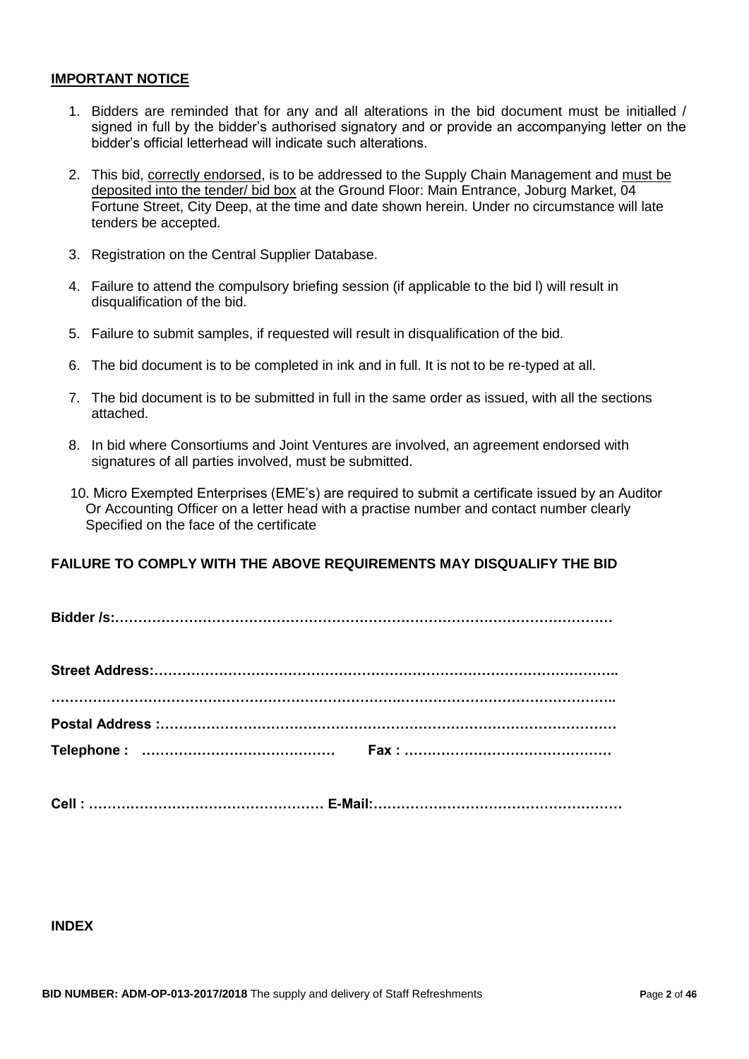## IMPORTANT NOTICE

1. Bidders are reminded that for any and all alterations in the bid document must be initialled / signed in full by the bidder's authorised signatory and or provide an accompanying letter on the bidder's official letterhead will indicate such alterations.
2. This bid, correctly endorsed, is to be addressed to the Supply Chain Management and must be deposited into the tender/ bid box at the Ground Floor: Main Entrance, Joburg Market, 04 Fortune Street, City Deep, at the time and date shown herein. Under no circumstance will late tenders be accepted.
3. Registration on the Central Supplier Database.
4. Failure to attend the compulsory briefing session (if applicable to the bid l) will result in disqualification of the bid.
5. Failure to submit samples, if requested will result in disqualification of the bid.
6. The bid document is to be completed in ink and in full. It is not to be re-typed at all.
7. The bid document is to be submitted in full in the same order as issued, with all the sections attached.
8. In bid where Consortiums and Joint Ventures are involved, an agreement endorsed with signatures of all parties involved, must be submitted.

10. Micro Exempted Enterprises (EME's) are required to submit a certificate issued by an Auditor Or Accounting Officer on a letter head with a practise number and contact number clearly Specified on the face of the certificate

**FAILURE TO COMPLY WITH THE ABOVE REQUIREMENTS MAY DISQUALIFY THE BID**

**Bidder /s:………………………………………………………………………………………………**

**Street Address:………………………………………………………………………………………..**

**………………………………………………………………………………………………………..**

**Postal Address :………………………………………………………………………………………**

**Telephone : ……………………………………  Fax : ………………………………………**

**Cell : …………………………………………… E-Mail:………………………………………………**

**INDEX**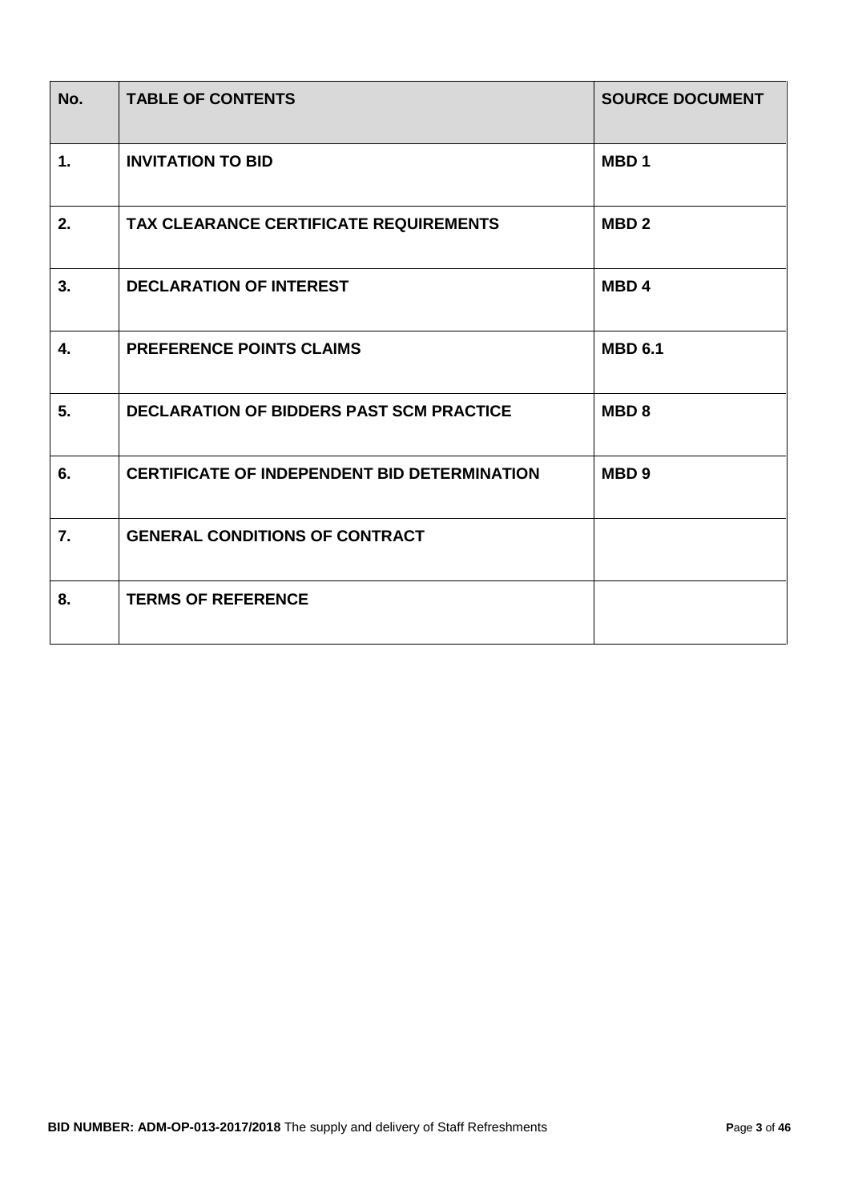| No. | TABLE OF CONTENTS | SOURCE DOCUMENT |
|---|---|---|
| 1. | INVITATION TO BID | MBD 1 |
| 2. | TAX CLEARANCE CERTIFICATE REQUIREMENTS | MBD 2 |
| 3. | DECLARATION OF INTEREST | MBD 4 |
| 4. | PREFERENCE POINTS CLAIMS | MBD 6.1 |
| 5. | DECLARATION OF BIDDERS PAST SCM PRACTICE | MBD 8 |
| 6. | CERTIFICATE OF INDEPENDENT BID DETERMINATION | MBD 9 |
| 7. | GENERAL CONDITIONS OF CONTRACT | |
| 8. | TERMS OF REFERENCE | |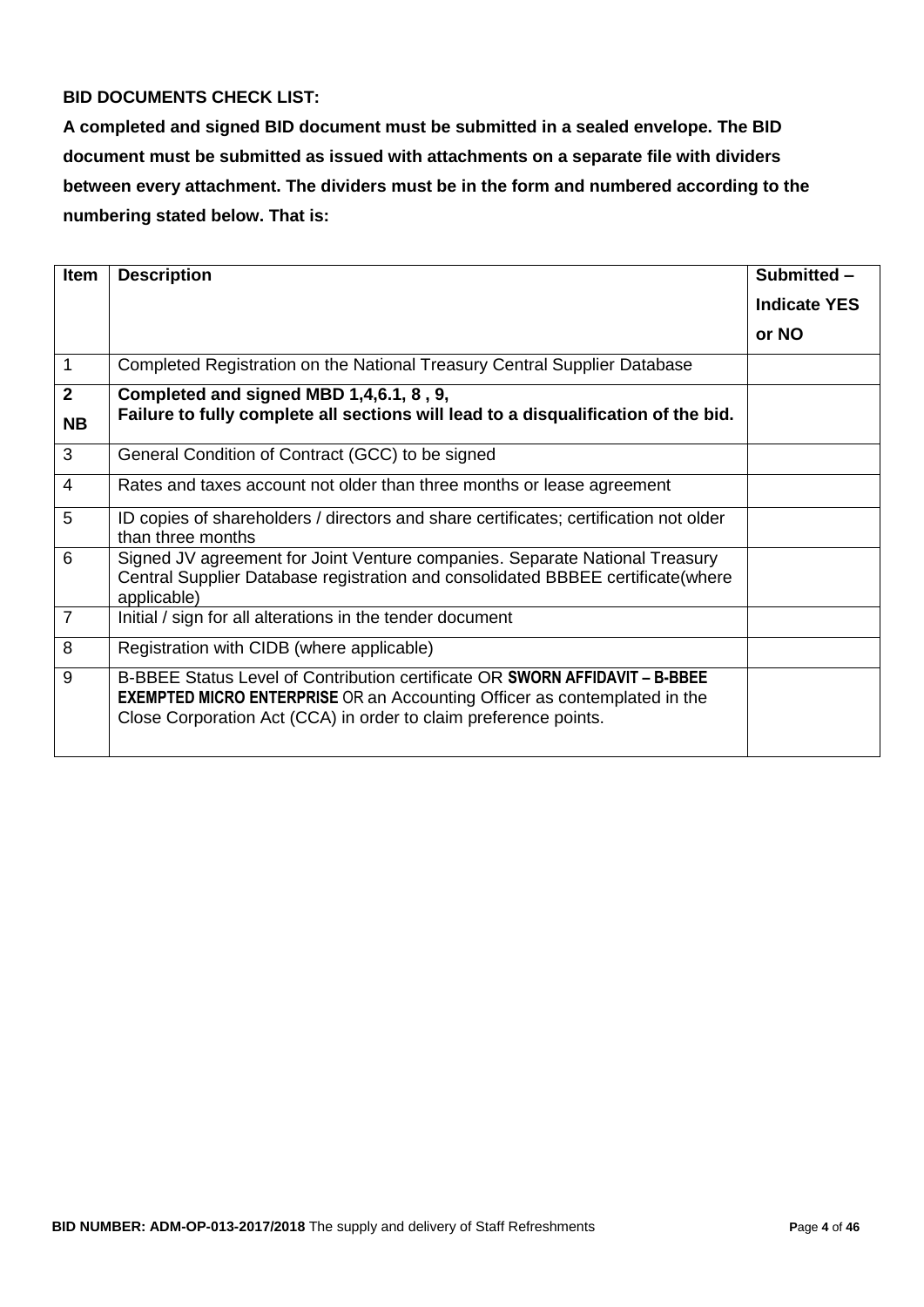**BID DOCUMENTS CHECK LIST:**

**A completed and signed BID document must be submitted in a sealed envelope. The BID document must be submitted as issued with attachments on a separate file with dividers between every attachment. The dividers must be in the form and numbered according to the numbering stated below. That is:**

| Item | Description | Submitted – Indicate YES or NO |
|---|---|---|
| 1 | Completed Registration on the National Treasury Central Supplier Database | |
| **2** **NB** | **Completed and signed MBD 1,4,6.1, 8 , 9,** **Failure to fully complete all sections will lead to a disqualification of the bid.** | |
| 3 | General Condition of Contract (GCC) to be signed | |
| 4 | Rates and taxes account not older than three months or lease agreement | |
| 5 | ID copies of shareholders / directors and share certificates; certification not older than three months | |
| 6 | Signed JV agreement for Joint Venture companies. Separate National Treasury Central Supplier Database registration and consolidated BBBEE certificate(where applicable) | |
| 7 | Initial / sign for all alterations in the tender document | |
| 8 | Registration with CIDB (where applicable) | |
| 9 | B-BBEE Status Level of Contribution certificate OR **SWORN AFFIDAVIT – B-BBEE EXEMPTED MICRO ENTERPRISE** OR an Accounting Officer as contemplated in the Close Corporation Act (CCA) in order to claim preference points. | |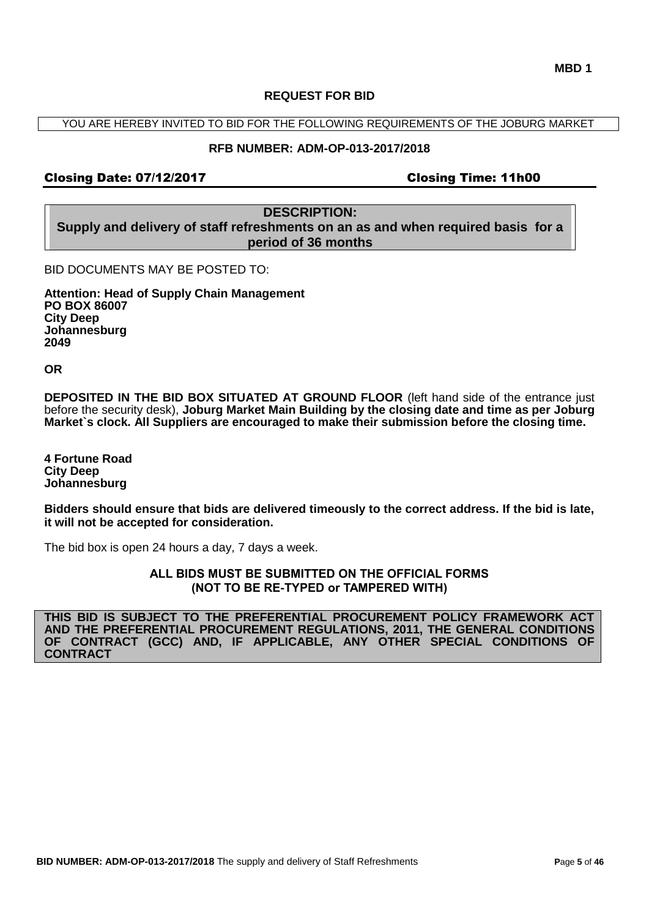**MBD 1**

## REQUEST FOR BID

YOU ARE HEREBY INVITED TO BID FOR THE FOLLOWING REQUIREMENTS OF THE JOBURG MARKET

**RFB NUMBER: ADM-OP-013-2017/2018**

**Closing Date: 07/12/2017** **Closing Time: 11h00**

**DESCRIPTION:**
**Supply and delivery of staff refreshments on an as and when required basis for a period of 36 months**

BID DOCUMENTS MAY BE POSTED TO:

**Attention: Head of Supply Chain Management**
**PO BOX 86007**
**City Deep**
**Johannesburg**
**2049**

**OR**

**DEPOSITED IN THE BID BOX SITUATED AT GROUND FLOOR** (left hand side of the entrance just before the security desk), **Joburg Market Main Building by the closing date and time as per Joburg Market`s clock. All Suppliers are encouraged to make their submission before the closing time.**

**4 Fortune Road**
**City Deep**
**Johannesburg**

**Bidders should ensure that bids are delivered timeously to the correct address. If the bid is late, it will not be accepted for consideration.**

The bid box is open 24 hours a day, 7 days a week.

**ALL BIDS MUST BE SUBMITTED ON THE OFFICIAL FORMS**
**(NOT TO BE RE-TYPED or TAMPERED WITH)**

**THIS BID IS SUBJECT TO THE PREFERENTIAL PROCUREMENT POLICY FRAMEWORK ACT AND THE PREFERENTIAL PROCUREMENT REGULATIONS, 2011, THE GENERAL CONDITIONS OF CONTRACT (GCC) AND, IF APPLICABLE, ANY OTHER SPECIAL CONDITIONS OF CONTRACT**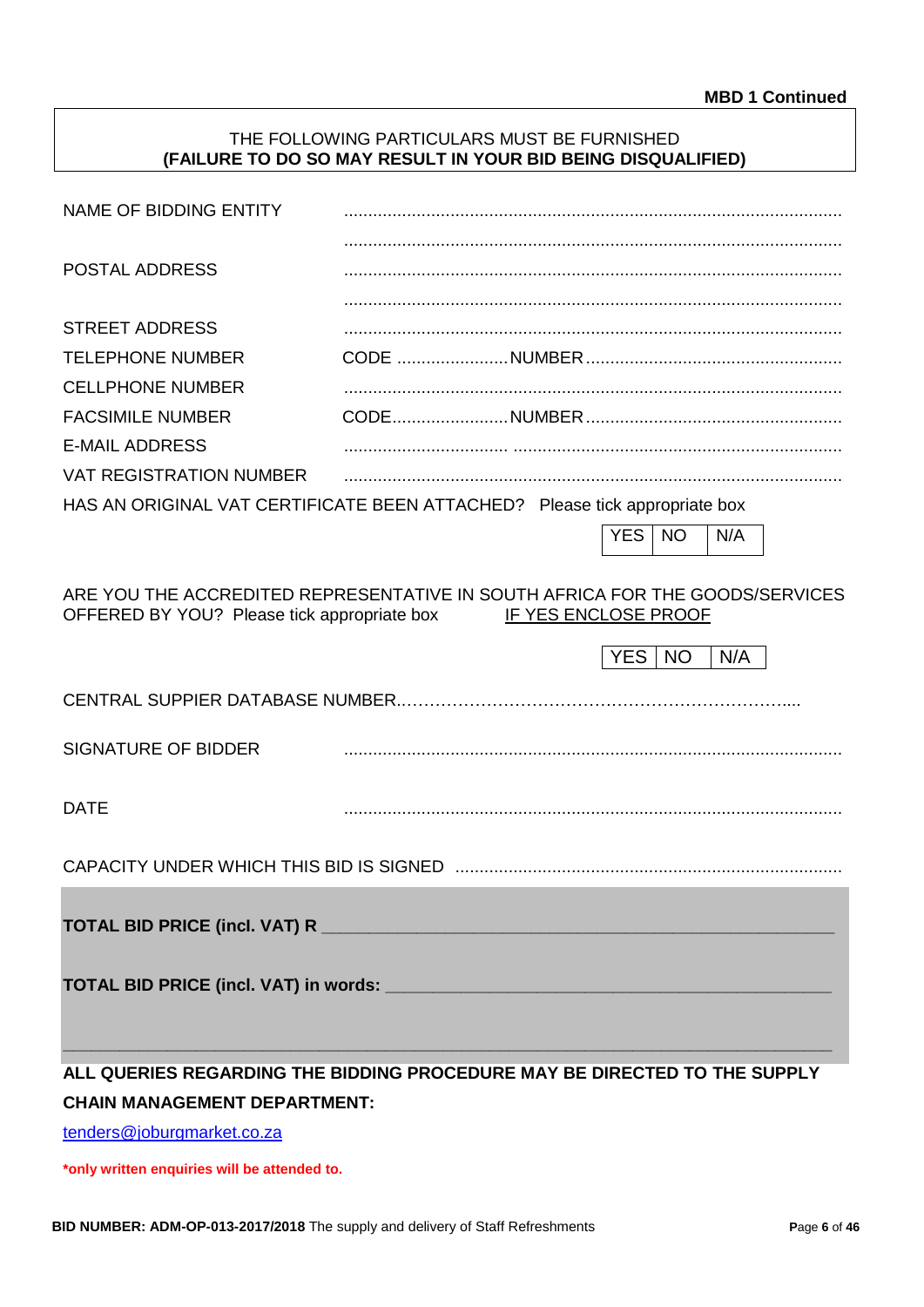**MBD 1 Continued**

THE FOLLOWING PARTICULARS MUST BE FURNISHED
**(FAILURE TO DO SO MAY RESULT IN YOUR BID BEING DISQUALIFIED)**

NAME OF BIDDING ENTITY ..........................................................................................................

..........................................................................................................

POSTAL ADDRESS ..........................................................................................................

..........................................................................................................

STREET ADDRESS ..........................................................................................................

TELEPHONE NUMBER CODE ........................ NUMBER ......................................................

CELLPHONE NUMBER ..........................................................................................................

FACSIMILE NUMBER CODE........................ NUMBER ......................................................

E-MAIL ADDRESS .................................. ....................................................................

VAT REGISTRATION NUMBER ..........................................................................................................

HAS AN ORIGINAL VAT CERTIFICATE BEEN ATTACHED? Please tick appropriate box

| YES | NO | N/A |
|---|---|---|

ARE YOU THE ACCREDITED REPRESENTATIVE IN SOUTH AFRICA FOR THE GOODS/SERVICES OFFERED BY YOU? Please tick appropriate box IF YES ENCLOSE PROOF

| YES | NO | N/A |
|---|---|---|

CENTRAL SUPPIER DATABASE NUMBER...................................................................

SIGNATURE OF BIDDER ..........................................................................................................

DATE ..........................................................................................................

CAPACITY UNDER WHICH THIS BID IS SIGNED ..............................................................................

**TOTAL BID PRICE (incl. VAT) R** ______________________________________________________

**TOTAL BID PRICE (incl. VAT) in words:** ______________________________________________

_____________________________________________________________________________

**ALL QUERIES REGARDING THE BIDDING PROCEDURE MAY BE DIRECTED TO THE SUPPLY CHAIN MANAGEMENT DEPARTMENT:**

tenders@joburgmarket.co.za

***only written enquiries will be attended to.**

**BID NUMBER: ADM-OP-013-2017/2018** The supply and delivery of Staff Refreshments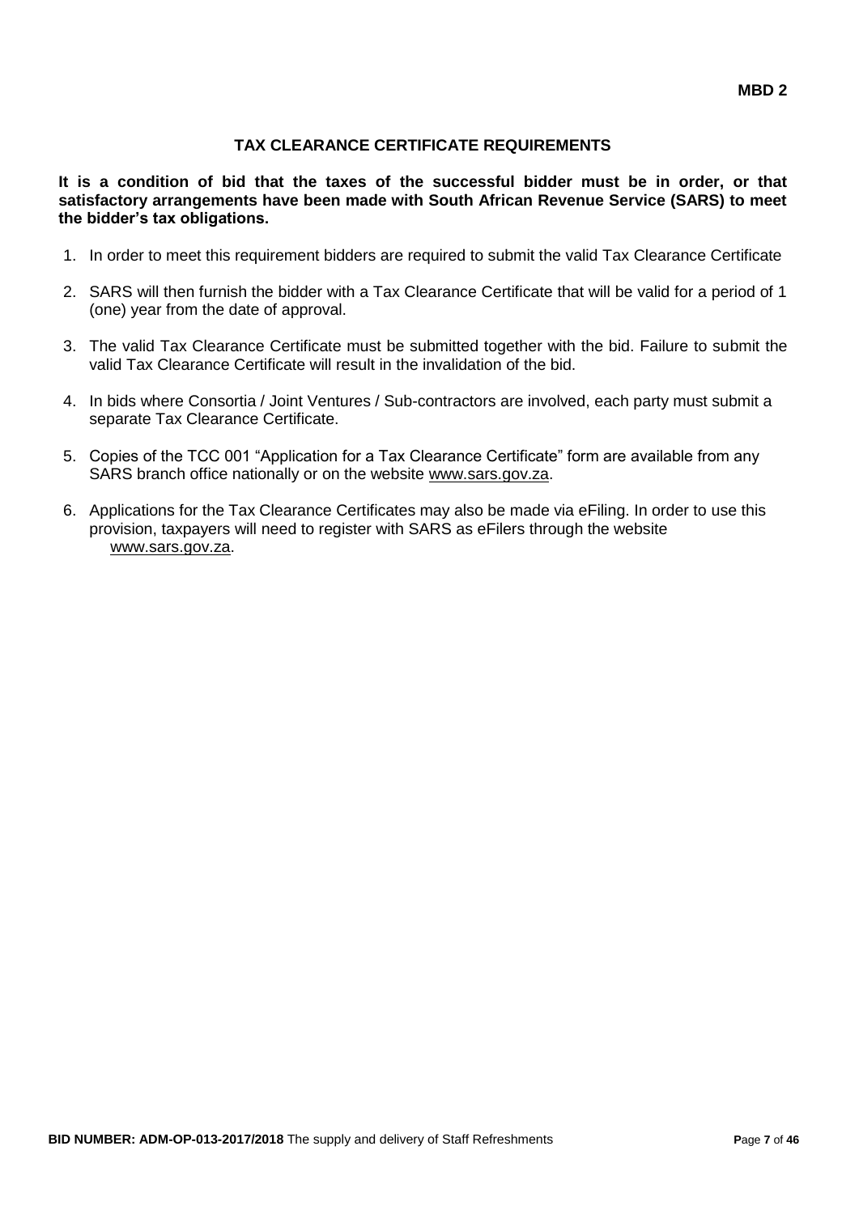**MBD 2**

## TAX CLEARANCE CERTIFICATE REQUIREMENTS

**It is a condition of bid that the taxes of the successful bidder must be in order, or that satisfactory arrangements have been made with South African Revenue Service (SARS) to meet the bidder's tax obligations.**

1. In order to meet this requirement bidders are required to submit the valid Tax Clearance Certificate
2. SARS will then furnish the bidder with a Tax Clearance Certificate that will be valid for a period of 1 (one) year from the date of approval.
3. The valid Tax Clearance Certificate must be submitted together with the bid. Failure to submit the valid Tax Clearance Certificate will result in the invalidation of the bid.
4. In bids where Consortia / Joint Ventures / Sub-contractors are involved, each party must submit a separate Tax Clearance Certificate.
5. Copies of the TCC 001 "Application for a Tax Clearance Certificate" form are available from any SARS branch office nationally or on the website www.sars.gov.za.
6. Applications for the Tax Clearance Certificates may also be made via eFiling. In order to use this provision, taxpayers will need to register with SARS as eFilers through the website www.sars.gov.za.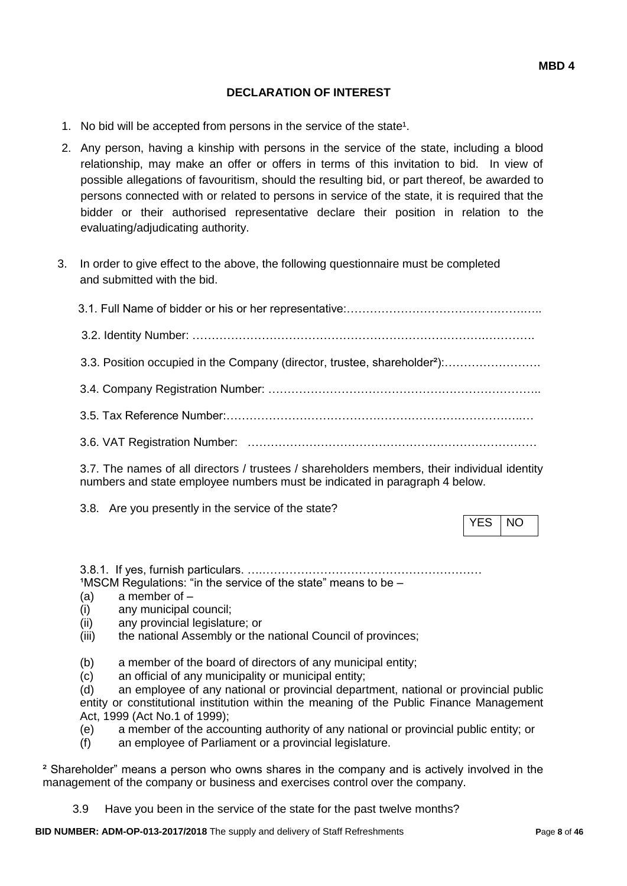**MBD 4**

## DECLARATION OF INTEREST

1. No bid will be accepted from persons in the service of the state[1].
2. Any person, having a kinship with persons in the service of the state, including a blood relationship, may make an offer or offers in terms of this invitation to bid. In view of possible allegations of favouritism, should the resulting bid, or part thereof, be awarded to persons connected with or related to persons in service of the state, it is required that the bidder or their authorised representative declare their position in relation to the evaluating/adjudicating authority.
3. In order to give effect to the above, the following questionnaire must be completed and submitted with the bid.

   3.1. Full Name of bidder or his or her representative:………………………………………………..

   3.2. Identity Number: ……………………………………………………………………………….

   3.3. Position occupied in the Company (director, trustee, shareholder[2]):…………………….

   3.4. Company Registration Number: ……………………………………………………………..

   3.5. Tax Reference Number:……………………………………………………………………..…

   3.6. VAT Registration Number: ……………………………………………………………………

   3.7. The names of all directors / trustees / shareholders members, their individual identity numbers and state employee numbers must be indicated in paragraph 4 below.

   3.8. Are you presently in the service of the state?

| YES | NO |
|---|---|

   3.8.1. If yes, furnish particulars. ….……………………………………………………

[1]MSCM Regulations: "in the service of the state" means to be –

(a) a member of –
(i) any municipal council;
(ii) any provincial legislature; or
(iii) the national Assembly or the national Council of provinces;

(b) a member of the board of directors of any municipal entity;
(c) an official of any municipality or municipal entity;
(d) an employee of any national or provincial department, national or provincial public entity or constitutional institution within the meaning of the Public Finance Management Act, 1999 (Act No.1 of 1999);
(e) a member of the accounting authority of any national or provincial public entity; or
(f) an employee of Parliament or a provincial legislature.

[2] Shareholder" means a person who owns shares in the company and is actively involved in the management of the company or business and exercises control over the company.

   3.9 Have you been in the service of the state for the past twelve months?

**BID NUMBER: ADM-OP-013-2017/2018** The supply and delivery of Staff Refreshments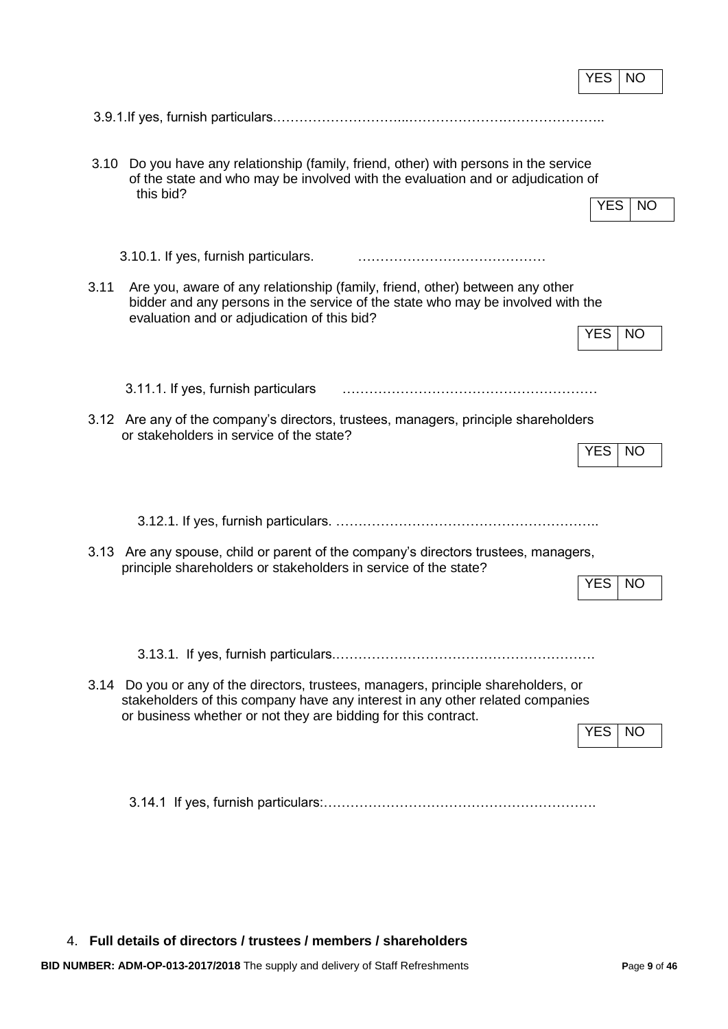| YES | NO |
|---|---|

3.9.1.If yes, furnish particulars.………………………...……………………………………..

3.10 Do you have any relationship (family, friend, other) with persons in the service of the state and who may be involved with the evaluation and or adjudication of this bid?

| YES | NO |
|---|---|

3.10.1. If yes, furnish particulars. ……………………………………

3.11 Are you, aware of any relationship (family, friend, other) between any other bidder and any persons in the service of the state who may be involved with the evaluation and or adjudication of this bid?

| YES | NO |
|---|---|

3.11.1. If yes, furnish particulars …………………………………………………

3.12 Are any of the company's directors, trustees, managers, principle shareholders or stakeholders in service of the state?

| YES | NO |
|---|---|

3.12.1. If yes, furnish particulars. ……..…………….……………………………..

3.13 Are any spouse, child or parent of the company's directors trustees, managers, principle shareholders or stakeholders in service of the state?

| YES | NO |
|---|---|

3.13.1. If yes, furnish particulars.………………………………………………….

3.14 Do you or any of the directors, trustees, managers, principle shareholders, or stakeholders of this company have any interest in any other related companies or business whether or not they are bidding for this contract.

| YES | NO |
|---|---|

3.14.1 If yes, furnish particulars:…………………………………………………….

4. **Full details of directors / trustees / members / shareholders**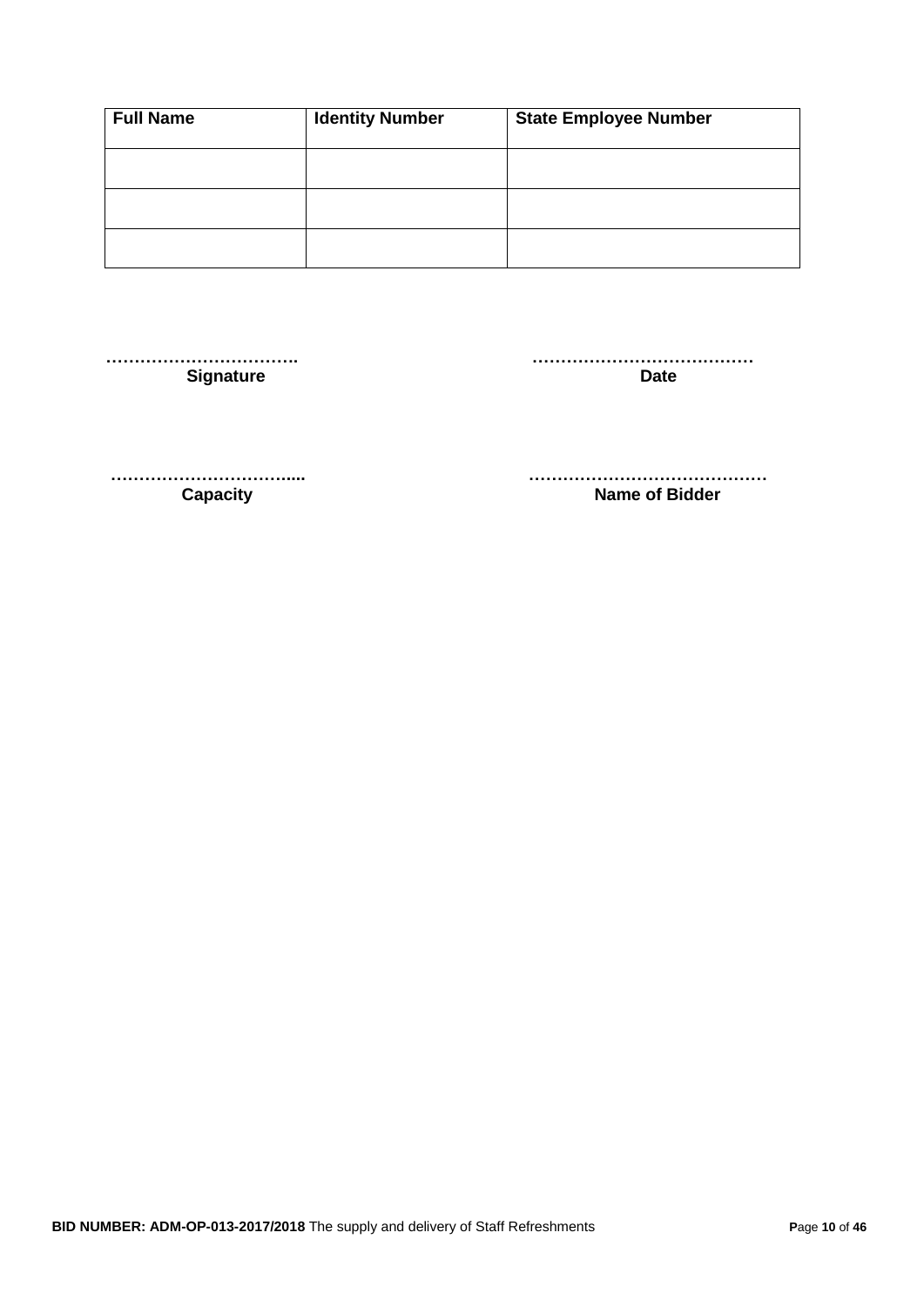| **Full Name** | **Identity Number** | **State Employee Number** |
|---|---|---|
| | | |
| | | |
| | | |

……………………………. **Signature**

………………………………… **Date**

…………………………..... **Capacity**

…………………………………… **Name of Bidder**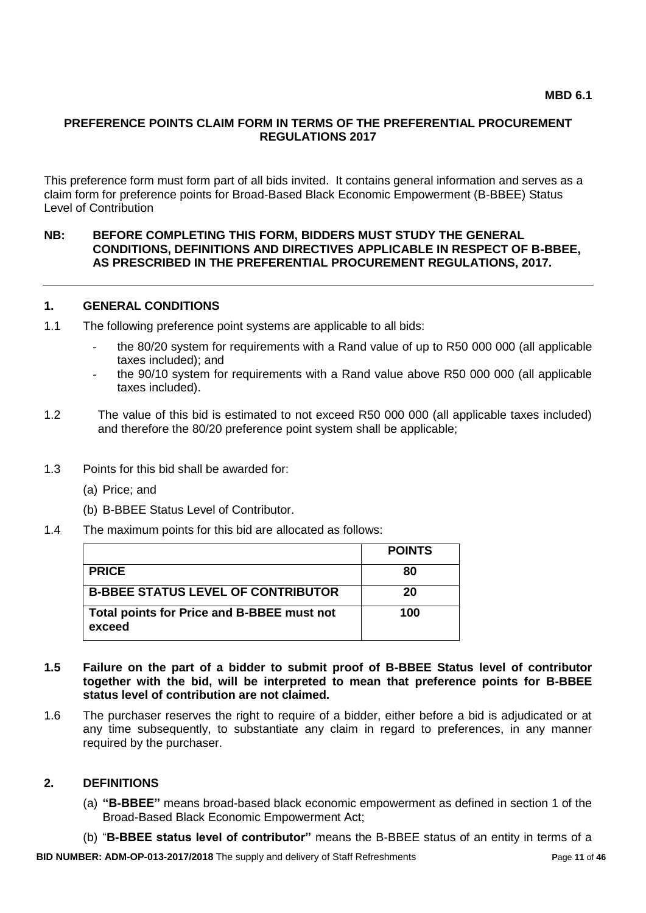**MBD 6.1**

## PREFERENCE POINTS CLAIM FORM IN TERMS OF THE PREFERENTIAL PROCUREMENT REGULATIONS 2017

This preference form must form part of all bids invited. It contains general information and serves as a claim form for preference points for Broad-Based Black Economic Empowerment (B-BBEE) Status Level of Contribution

**NB: BEFORE COMPLETING THIS FORM, BIDDERS MUST STUDY THE GENERAL CONDITIONS, DEFINITIONS AND DIRECTIVES APPLICABLE IN RESPECT OF B-BBEE, AS PRESCRIBED IN THE PREFERENTIAL PROCUREMENT REGULATIONS, 2017.**

---

### 1. GENERAL CONDITIONS

1.1 The following preference point systems are applicable to all bids:

- the 80/20 system for requirements with a Rand value of up to R50 000 000 (all applicable taxes included); and
- the 90/10 system for requirements with a Rand value above R50 000 000 (all applicable taxes included).

1.2 The value of this bid is estimated to not exceed R50 000 000 (all applicable taxes included) and therefore the 80/20 preference point system shall be applicable;

1.3 Points for this bid shall be awarded for:

(a) Price; and

(b) B-BBEE Status Level of Contributor.

1.4 The maximum points for this bid are allocated as follows:

| | **POINTS** |
|---|---|
| **PRICE** | **80** |
| **B-BBEE STATUS LEVEL OF CONTRIBUTOR** | **20** |
| **Total points for Price and B-BBEE must not exceed** | **100** |

**1.5 Failure on the part of a bidder to submit proof of B-BBEE Status level of contributor together with the bid, will be interpreted to mean that preference points for B-BBEE status level of contribution are not claimed.**

1.6 The purchaser reserves the right to require of a bidder, either before a bid is adjudicated or at any time subsequently, to substantiate any claim in regard to preferences, in any manner required by the purchaser.

### 2. DEFINITIONS

(a) **"B-BBEE"** means broad-based black economic empowerment as defined in section 1 of the Broad-Based Black Economic Empowerment Act;

(b) "**B-BBEE status level of contributor"** means the B-BBEE status of an entity in terms of a

**BID NUMBER: ADM-OP-013-2017/2018** The supply and delivery of Staff Refreshments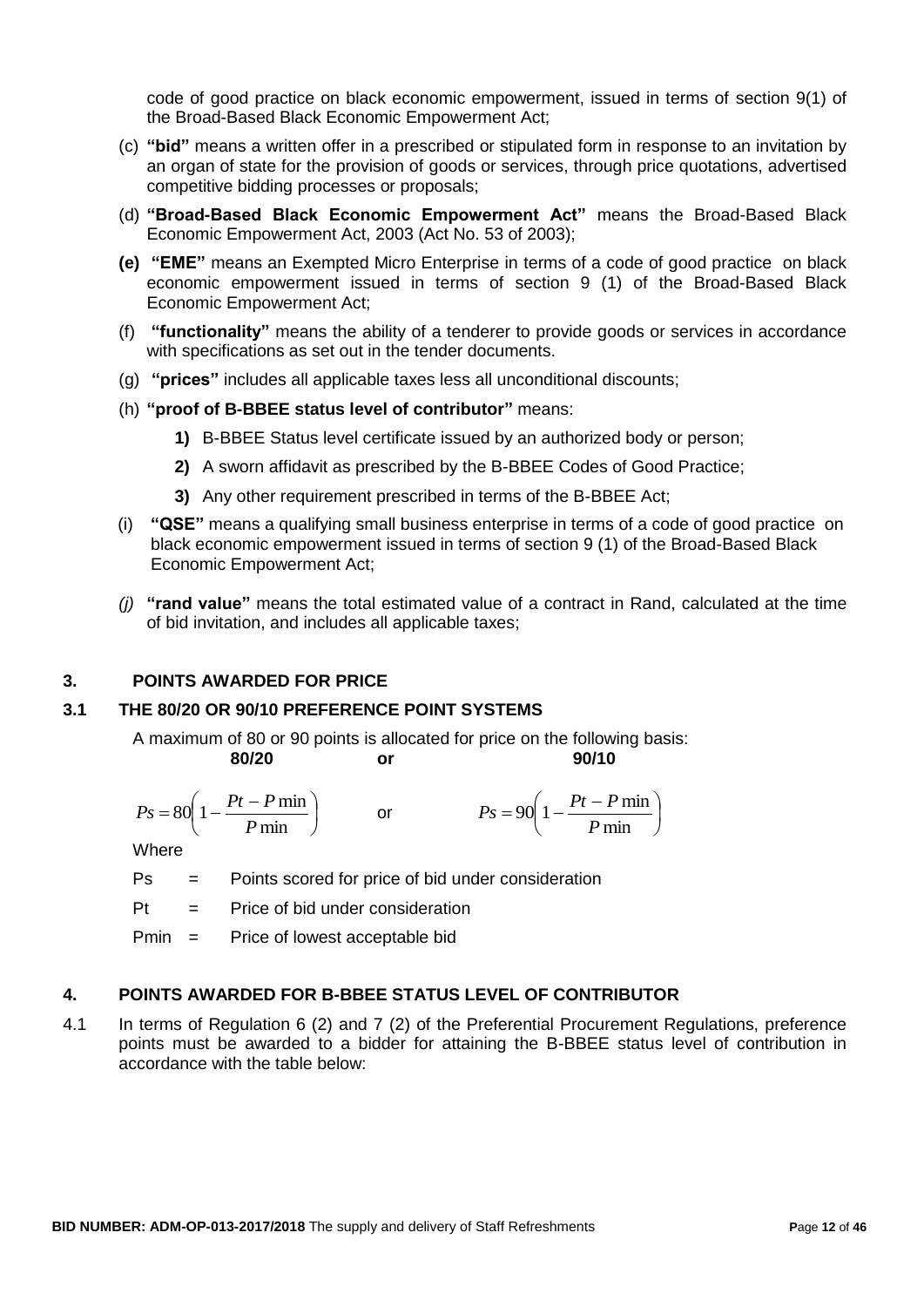code of good practice on black economic empowerment, issued in terms of section 9(1) of the Broad-Based Black Economic Empowerment Act;

(c) **"bid"** means a written offer in a prescribed or stipulated form in response to an invitation by an organ of state for the provision of goods or services, through price quotations, advertised competitive bidding processes or proposals;

(d) **"Broad-Based Black Economic Empowerment Act"** means the Broad-Based Black Economic Empowerment Act, 2003 (Act No. 53 of 2003);

**(e) "EME"** means an Exempted Micro Enterprise in terms of a code of good practice on black economic empowerment issued in terms of section 9 (1) of the Broad-Based Black Economic Empowerment Act;

(f) **"functionality"** means the ability of a tenderer to provide goods or services in accordance with specifications as set out in the tender documents.

(g) **"prices"** includes all applicable taxes less all unconditional discounts;

(h) **"proof of B-BBEE status level of contributor"** means:

**1)** B-BBEE Status level certificate issued by an authorized body or person;

**2)** A sworn affidavit as prescribed by the B-BBEE Codes of Good Practice;

**3)** Any other requirement prescribed in terms of the B-BBEE Act;

(i) **"QSE"** means a qualifying small business enterprise in terms of a code of good practice on black economic empowerment issued in terms of section 9 (1) of the Broad-Based Black Economic Empowerment Act;

*(j)* **"rand value"** means the total estimated value of a contract in Rand, calculated at the time of bid invitation, and includes all applicable taxes;

## 3. POINTS AWARDED FOR PRICE

### 3.1 THE 80/20 OR 90/10 PREFERENCE POINT SYSTEMS

A maximum of 80 or 90 points is allocated for price on the following basis:

**80/20** **or** **90/10**

$$Ps = 80\left(1 - \frac{Pt - P\min}{P\min}\right) \quad \text{or} \quad Ps = 90\left(1 - \frac{Pt - P\min}{P\min}\right)$$

Where

Ps = Points scored for price of bid under consideration

Pt = Price of bid under consideration

Pmin = Price of lowest acceptable bid

## 4. POINTS AWARDED FOR B-BBEE STATUS LEVEL OF CONTRIBUTOR

4.1 In terms of Regulation 6 (2) and 7 (2) of the Preferential Procurement Regulations, preference points must be awarded to a bidder for attaining the B-BBEE status level of contribution in accordance with the table below: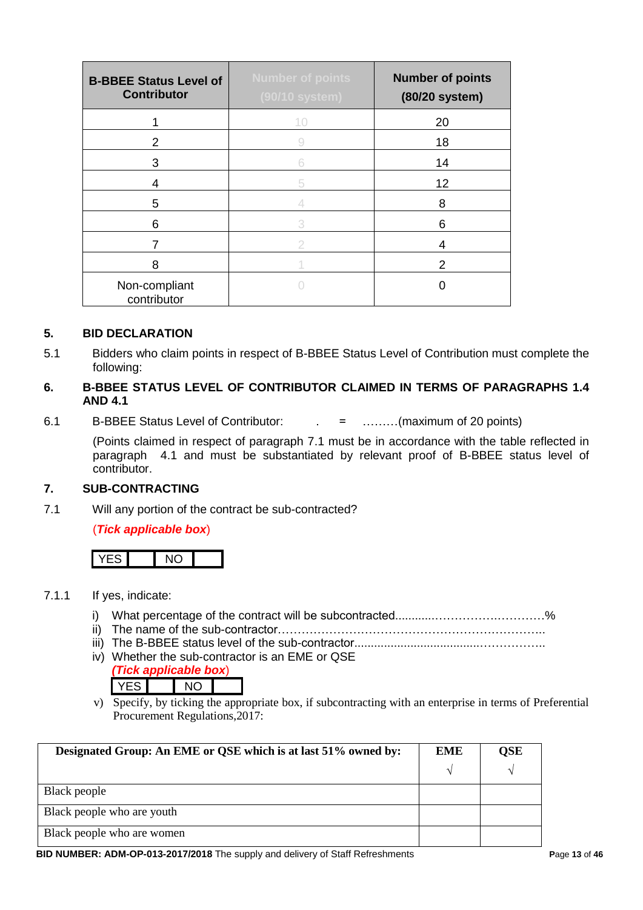| B-BBEE Status Level of Contributor | Number of points (90/10 system) | Number of points (80/20 system) |
|---|---|---|
| 1 | 10 | 20 |
| 2 | 9 | 18 |
| 3 | 6 | 14 |
| 4 | 5 | 12 |
| 5 | 4 | 8 |
| 6 | 3 | 6 |
| 7 | 2 | 4 |
| 8 | 1 | 2 |
| Non-compliant contributor | 0 | 0 |

## 5. BID DECLARATION

5.1 Bidders who claim points in respect of B-BBEE Status Level of Contribution must complete the following:

## 6. B-BBEE STATUS LEVEL OF CONTRIBUTOR CLAIMED IN TERMS OF PARAGRAPHS 1.4 AND 4.1

6.1 B-BBEE Status Level of Contributor: . = ………(maximum of 20 points)

(Points claimed in respect of paragraph 7.1 must be in accordance with the table reflected in paragraph 4.1 and must be substantiated by relevant proof of B-BBEE status level of contributor.

## 7. SUB-CONTRACTING

7.1 Will any portion of the contract be sub-contracted?

(***Tick applicable box***)

| YES | | NO | |
|---|---|---|---|

7.1.1 If yes, indicate:

i) What percentage of the contract will be subcontracted............……………….…………%
ii) The name of the sub-contractor…………………………………………………………..
iii) The B-BBEE status level of the sub-contractor......................................……………..
iv) Whether the sub-contractor is an EME or QSE

(***Tick applicable box***)

| YES | | NO | |
|---|---|---|---|

v) Specify, by ticking the appropriate box, if subcontracting with an enterprise in terms of Preferential Procurement Regulations,2017:

| Designated Group: An EME or QSE which is at last 51% owned by: | EME √ | QSE √ |
|---|---|---|
| Black people | | |
| Black people who are youth | | |
| Black people who are women | | |

**BID NUMBER: ADM-OP-013-2017/2018** The supply and delivery of Staff Refreshments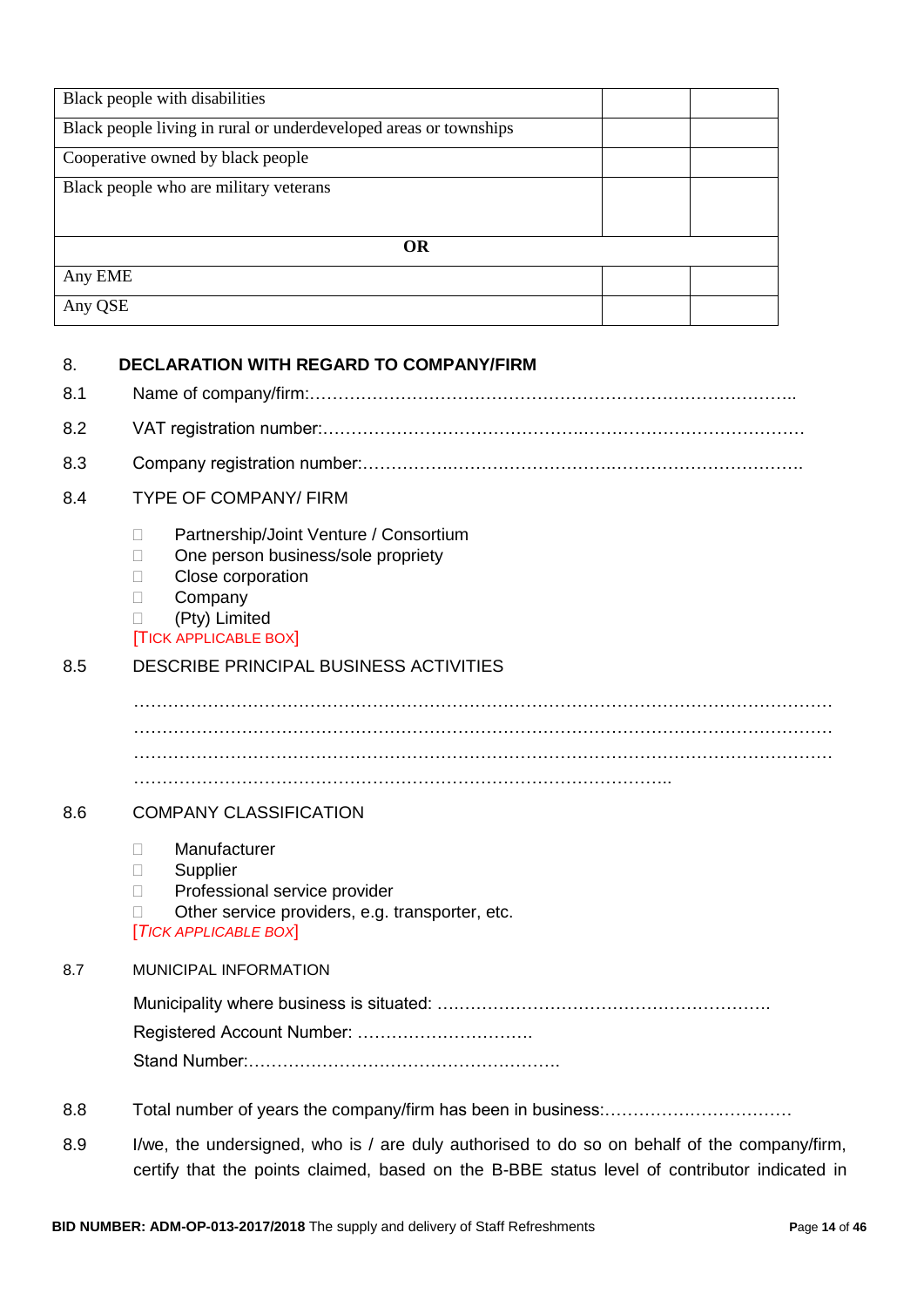| | | |
|---|---|---|
| Black people with disabilities | | |
| Black people living in rural or underdeveloped areas or townships | | |
| Cooperative owned by black people | | |
| Black people who are military veterans | | |
| **OR** | | |
| Any EME | | |
| Any QSE | | |

## 8. DECLARATION WITH REGARD TO COMPANY/FIRM

8.1 Name of company/firm:…………………………………………………………………………………..

8.2 VAT registration number:……………………………………………………………………………

8.3 Company registration number:………………………………………………………………………….

8.4 TYPE OF COMPANY/ FIRM

- ☐ Partnership/Joint Venture / Consortium
- ☐ One person business/sole propriety
- ☐ Close corporation
- ☐ Company
- ☐ (Pty) Limited

[TICK APPLICABLE BOX]

8.5 DESCRIBE PRINCIPAL BUSINESS ACTIVITIES

…………………………………………………………………………………………………………
…………………………………………………………………………………………………………
…………………………………………………………………………………………………………
…………………………………………………………………………………..

8.6 COMPANY CLASSIFICATION

- ☐ Manufacturer
- ☐ Supplier
- ☐ Professional service provider
- ☐ Other service providers, e.g. transporter, etc.

[*TICK APPLICABLE BOX*]

8.7 MUNICIPAL INFORMATION

Municipality where business is situated: ………………………………………………….

Registered Account Number: ………………………….

Stand Number:……………………………………………….

8.8 Total number of years the company/firm has been in business:……………………………

8.9 I/we, the undersigned, who is / are duly authorised to do so on behalf of the company/firm, certify that the points claimed, based on the B-BBE status level of contributor indicated in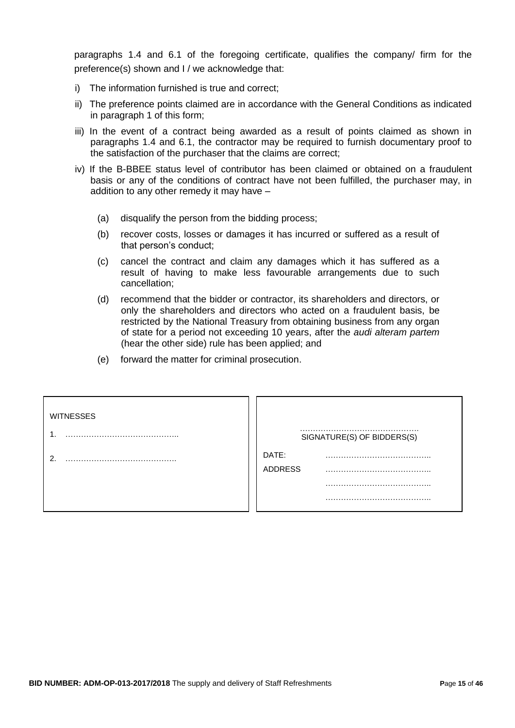paragraphs 1.4 and 6.1 of the foregoing certificate, qualifies the company/ firm for the preference(s) shown and I / we acknowledge that:

i) The information furnished is true and correct;

ii) The preference points claimed are in accordance with the General Conditions as indicated in paragraph 1 of this form;

iii) In the event of a contract being awarded as a result of points claimed as shown in paragraphs 1.4 and 6.1, the contractor may be required to furnish documentary proof to the satisfaction of the purchaser that the claims are correct;

iv) If the B-BBEE status level of contributor has been claimed or obtained on a fraudulent basis or any of the conditions of contract have not been fulfilled, the purchaser may, in addition to any other remedy it may have –

   (a) disqualify the person from the bidding process;

   (b) recover costs, losses or damages it has incurred or suffered as a result of that person's conduct;

   (c) cancel the contract and claim any damages which it has suffered as a result of having to make less favourable arrangements due to such cancellation;

   (d) recommend that the bidder or contractor, its shareholders and directors, or only the shareholders and directors who acted on a fraudulent basis, be restricted by the National Treasury from obtaining business from any organ of state for a period not exceeding 10 years, after the *audi alteram partem* (hear the other side) rule has been applied; and

   (e) forward the matter for criminal prosecution.

| WITNESSES | |
|---|---|
| 1. …………………………………….. | ………………………………………. SIGNATURE(S) OF BIDDERS(S) |
| 2. ……………………………………. | DATE: ………………………………….. |
| | ADDRESS ………………………………….. |
| | ………………………………….. |
| | ………………………………….. |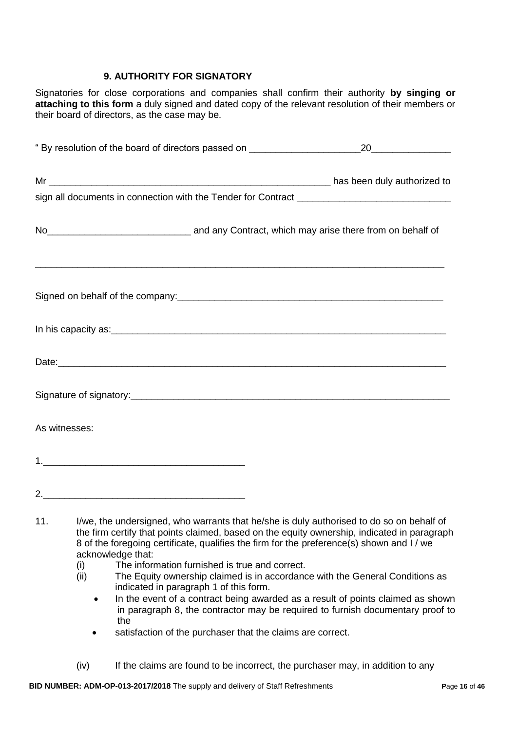### 9. AUTHORITY FOR SIGNATORY

Signatories for close corporations and companies shall confirm their authority **by singing or attaching to this form** a duly signed and dated copy of the relevant resolution of their members or their board of directors, as the case may be.

" By resolution of the board of directors passed on _____________________20_______________

Mr _______________________________________________________ has been duly authorized to sign all documents in connection with the Tender for Contract _____________________________

No___________________________ and any Contract, which may arise there from on behalf of

_________________________________________________________________________________

Signed on behalf of the company:_____________________________________________________

In his capacity as:_________________________________________________________________

Date:_____________________________________________________________________________

Signature of signatory:_____________________________________________________________

As witnesses:

1.______________________________________

2.______________________________________

11. I/we, the undersigned, who warrants that he/she is duly authorised to do so on behalf of the firm certify that points claimed, based on the equity ownership, indicated in paragraph 8 of the foregoing certificate, qualifies the firm for the preference(s) shown and I / we acknowledge that:
    (i) The information furnished is true and correct.
    (ii) The Equity ownership claimed is in accordance with the General Conditions as indicated in paragraph 1 of this form.
    - In the event of a contract being awarded as a result of points claimed as shown in paragraph 8, the contractor may be required to furnish documentary proof to the
    - satisfaction of the purchaser that the claims are correct.

    (iv) If the claims are found to be incorrect, the purchaser may, in addition to any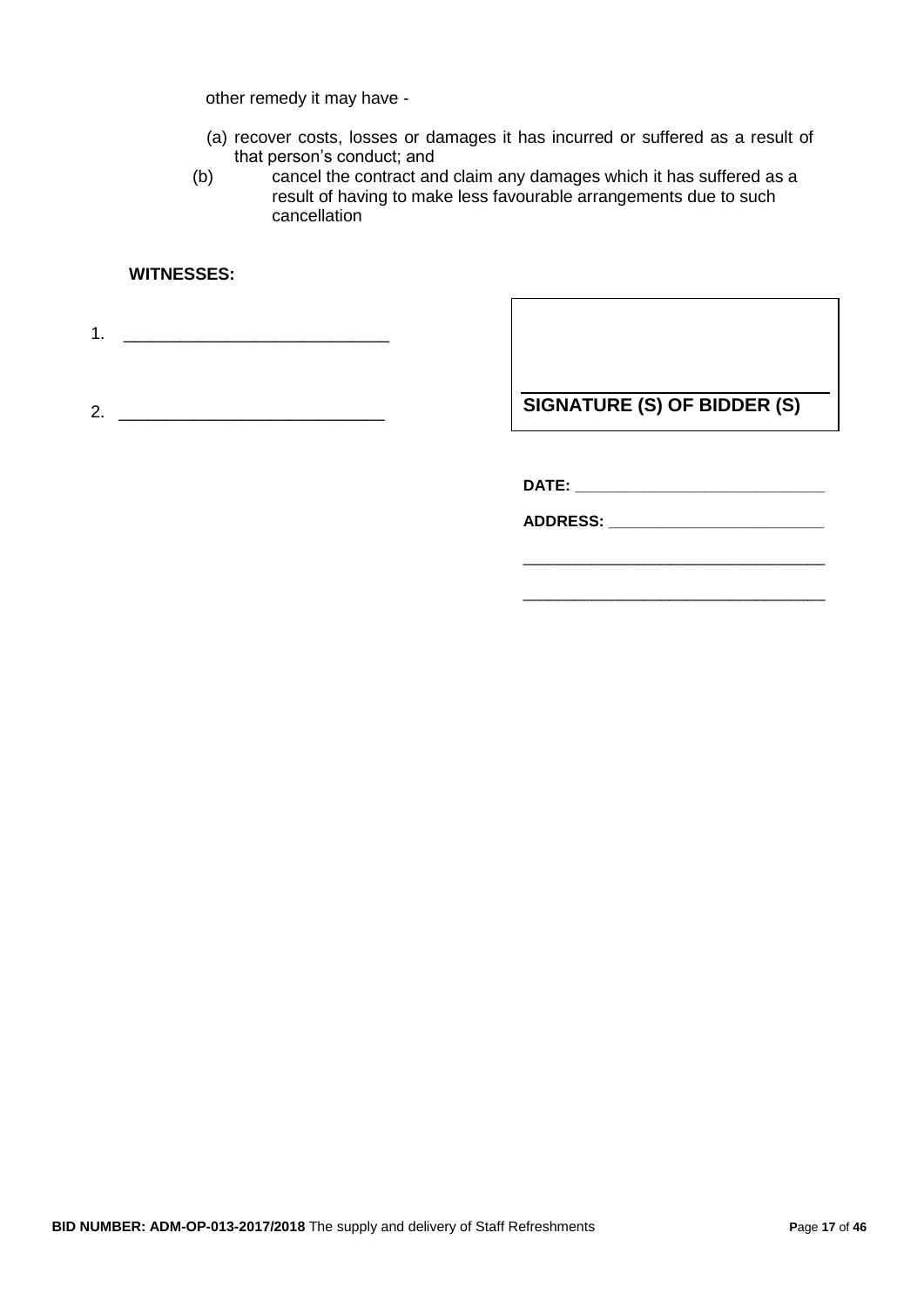other remedy it may have -

(a) recover costs, losses or damages it has incurred or suffered as a result of that person's conduct; and

(b) cancel the contract and claim any damages which it has suffered as a result of having to make less favourable arrangements due to such cancellation

**WITNESSES:**

1. ____________________________

2. ____________________________

| |
|---|
| ____________________________ **SIGNATURE (S) OF BIDDER (S)** |

**DATE:** ____________________________

**ADDRESS:** ____________________________

____________________________________

____________________________________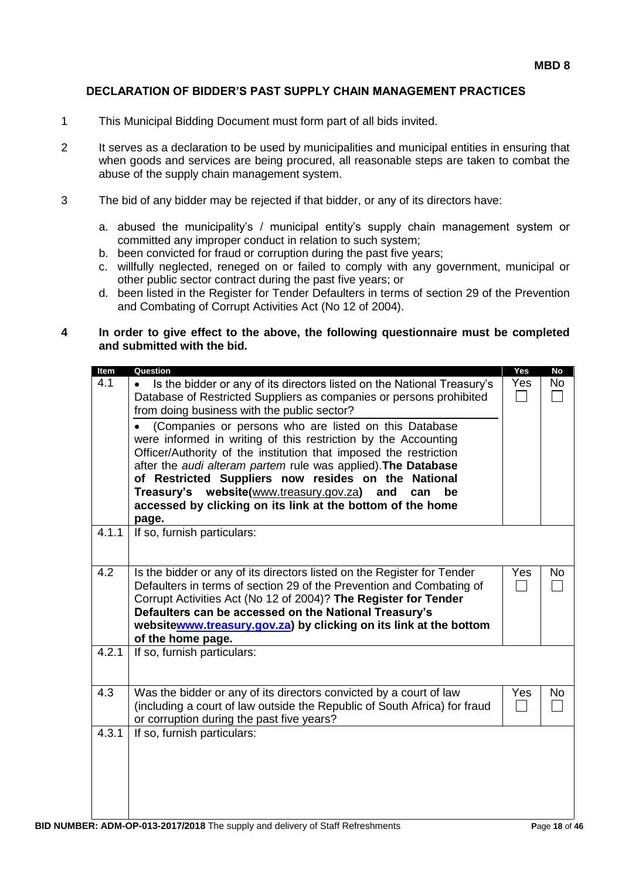**MBD 8**

## DECLARATION OF BIDDER'S PAST SUPPLY CHAIN MANAGEMENT PRACTICES

1. This Municipal Bidding Document must form part of all bids invited.

2. It serves as a declaration to be used by municipalities and municipal entities in ensuring that when goods and services are being procured, all reasonable steps are taken to combat the abuse of the supply chain management system.

3. The bid of any bidder may be rejected if that bidder, or any of its directors have:

   a. abused the municipality's / municipal entity's supply chain management system or committed any improper conduct in relation to such system;
   b. been convicted for fraud or corruption during the past five years;
   c. willfully neglected, reneged on or failed to comply with any government, municipal or other public sector contract during the past five years; or
   d. been listed in the Register for Tender Defaulters in terms of section 29 of the Prevention and Combating of Corrupt Activities Act (No 12 of 2004).

**4. In order to give effect to the above, the following questionnaire must be completed and submitted with the bid.**

| Item | Question | Yes | No |
|---|---|---|---|
| 4.1 | • Is the bidder or any of its directors listed on the National Treasury's Database of Restricted Suppliers as companies or persons prohibited from doing business with the public sector?<br>• (Companies or persons who are listed on this Database were informed in writing of this restriction by the Accounting Officer/Authority of the institution that imposed the restriction after the *audi alteram partem* rule was applied). **The Database of Restricted Suppliers now resides on the National Treasury's website(**www.treasury.gov.za**) and can be accessed by clicking on its link at the bottom of the home page.** | Yes ☐ | No ☐ |
| 4.1.1 | If so, furnish particulars: | | |
| 4.2 | Is the bidder or any of its directors listed on the Register for Tender Defaulters in terms of section 29 of the Prevention and Combating of Corrupt Activities Act (No 12 of 2004)? **The Register for Tender Defaulters can be accessed on the National Treasury's websitewww.treasury.gov.za) by clicking on its link at the bottom of the home page.** | Yes ☐ | No ☐ |
| 4.2.1 | If so, furnish particulars: | | |
| 4.3 | Was the bidder or any of its directors convicted by a court of law (including a court of law outside the Republic of South Africa) for fraud or corruption during the past five years? | Yes ☐ | No ☐ |
| 4.3.1 | If so, furnish particulars: | | |

**BID NUMBER: ADM-OP-013-2017/2018** The supply and delivery of Staff Refreshments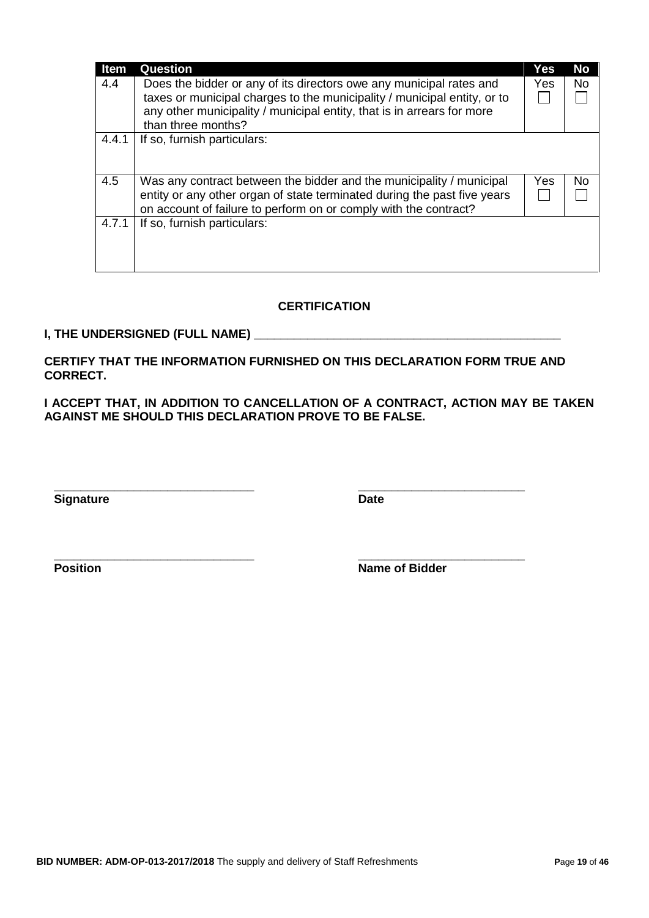| Item | Question | Yes | No |
|---|---|---|---|
| 4.4 | Does the bidder or any of its directors owe any municipal rates and taxes or municipal charges to the municipality / municipal entity, or to any other municipality / municipal entity, that is in arrears for more than three months? | Yes ☐ | No ☐ |
| 4.4.1 | If so, furnish particulars: | | |
| 4.5 | Was any contract between the bidder and the municipality / municipal entity or any other organ of state terminated during the past five years on account of failure to perform on or comply with the contract? | Yes ☐ | No ☐ |
| 4.7.1 | If so, furnish particulars: | | |

**CERTIFICATION**

**I, THE UNDERSIGNED (FULL NAME) \_\_\_\_\_\_\_\_\_\_\_\_\_\_\_\_\_\_\_\_\_\_\_\_\_\_\_\_\_\_\_\_\_\_\_\_\_\_\_\_\_\_\_\_\_\_\_\_**

**CERTIFY THAT THE INFORMATION FURNISHED ON THIS DECLARATION FORM TRUE AND CORRECT.**

**I ACCEPT THAT, IN ADDITION TO CANCELLATION OF A CONTRACT, ACTION MAY BE TAKEN AGAINST ME SHOULD THIS DECLARATION PROVE TO BE FALSE.**

\_\_\_\_\_\_\_\_\_\_\_\_\_\_\_\_\_\_\_\_\_\_\_\_\_\_\_\_\_\_ \_\_\_\_\_\_\_\_\_\_\_\_\_\_\_\_\_\_\_\_\_\_\_\_\_\_

**Signature** **Date**

\_\_\_\_\_\_\_\_\_\_\_\_\_\_\_\_\_\_\_\_\_\_\_\_\_\_\_\_\_\_ \_\_\_\_\_\_\_\_\_\_\_\_\_\_\_\_\_\_\_\_\_\_\_\_\_\_

**Position** **Name of Bidder**

**BID NUMBER: ADM-OP-013-2017/2018** The supply and delivery of Staff Refreshments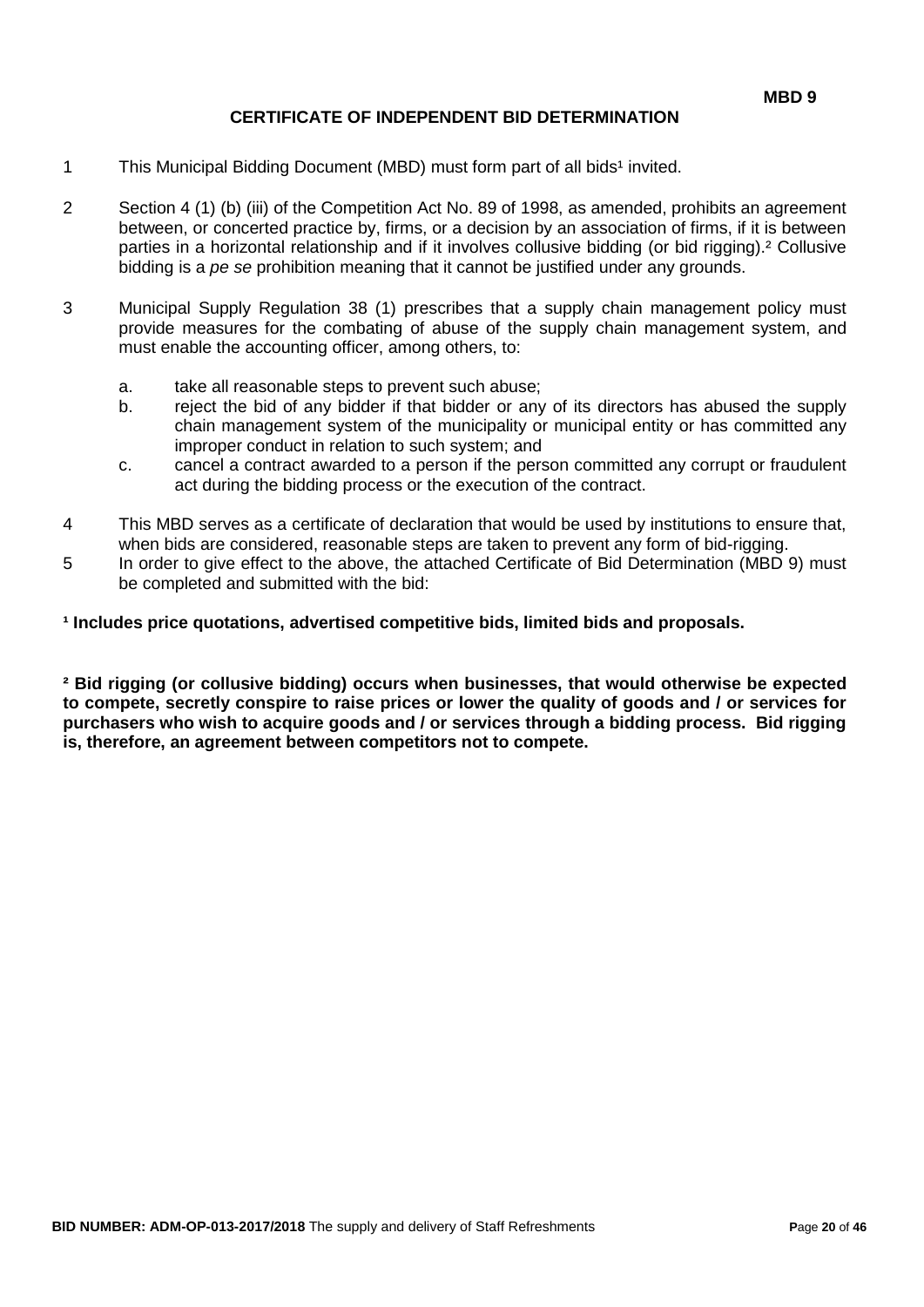**MBD 9**

# CERTIFICATE OF INDEPENDENT BID DETERMINATION

1. This Municipal Bidding Document (MBD) must form part of all bids[1] invited.

2. Section 4 (1) (b) (iii) of the Competition Act No. 89 of 1998, as amended, prohibits an agreement between, or concerted practice by, firms, or a decision by an association of firms, if it is between parties in a horizontal relationship and if it involves collusive bidding (or bid rigging).[2] Collusive bidding is a *pe se* prohibition meaning that it cannot be justified under any grounds.

3. Municipal Supply Regulation 38 (1) prescribes that a supply chain management policy must provide measures for the combating of abuse of the supply chain management system, and must enable the accounting officer, among others, to:

   a. take all reasonable steps to prevent such abuse;
   b. reject the bid of any bidder if that bidder or any of its directors has abused the supply chain management system of the municipality or municipal entity or has committed any improper conduct in relation to such system; and
   c. cancel a contract awarded to a person if the person committed any corrupt or fraudulent act during the bidding process or the execution of the contract.

4. This MBD serves as a certificate of declaration that would be used by institutions to ensure that, when bids are considered, reasonable steps are taken to prevent any form of bid-rigging.
5. In order to give effect to the above, the attached Certificate of Bid Determination (MBD 9) must be completed and submitted with the bid:

**[1] Includes price quotations, advertised competitive bids, limited bids and proposals.**

**[2] Bid rigging (or collusive bidding) occurs when businesses, that would otherwise be expected to compete, secretly conspire to raise prices or lower the quality of goods and / or services for purchasers who wish to acquire goods and / or services through a bidding process. Bid rigging is, therefore, an agreement between competitors not to compete.**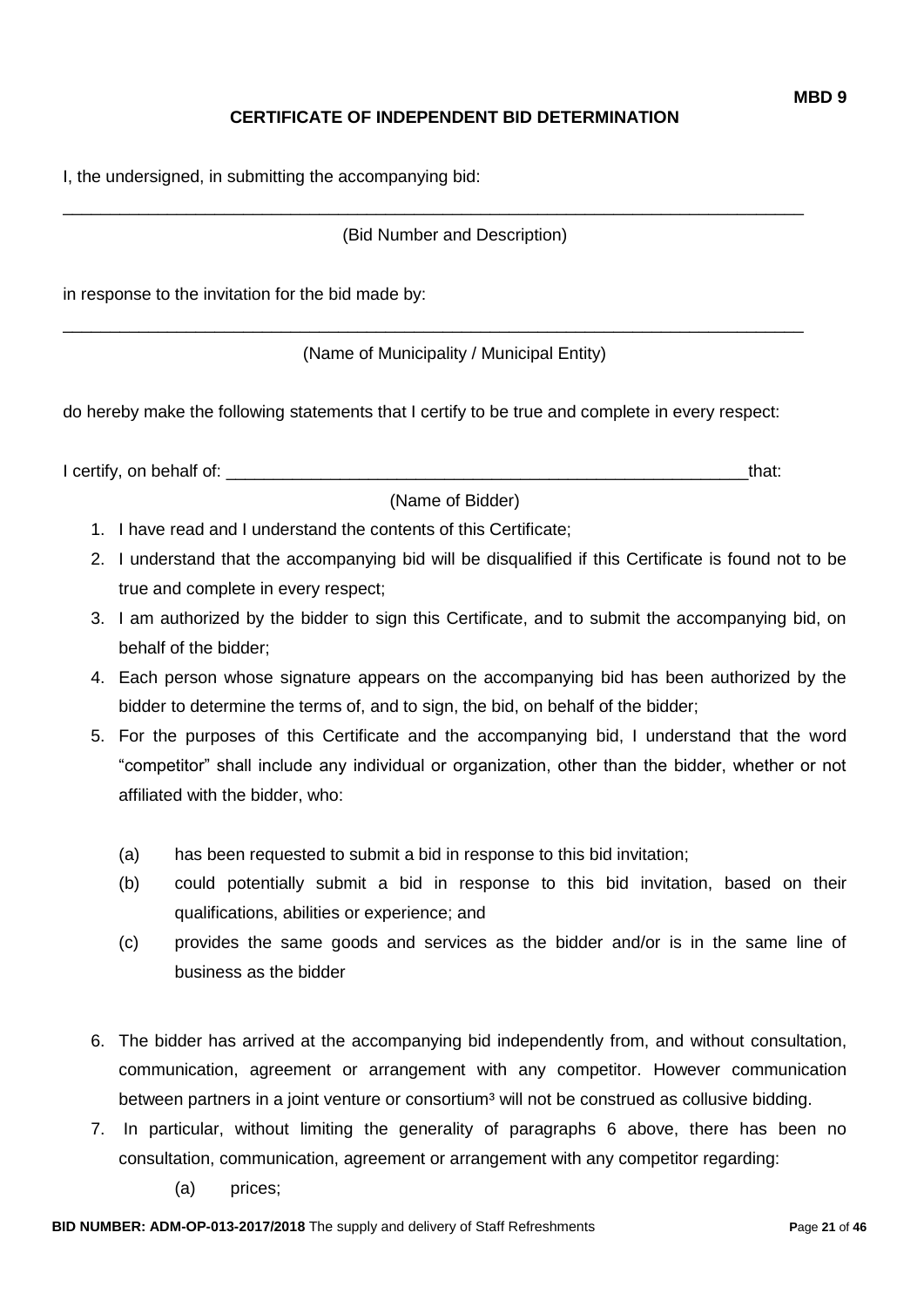**MBD 9**

## CERTIFICATE OF INDEPENDENT BID DETERMINATION

I, the undersigned, in submitting the accompanying bid:

\_\_\_\_\_\_\_\_\_\_\_\_\_\_\_\_\_\_\_\_\_\_\_\_\_\_\_\_\_\_\_\_\_\_\_\_\_\_\_\_\_\_\_\_\_\_\_\_\_\_\_\_\_\_\_\_\_\_\_\_\_\_\_\_\_\_\_\_\_\_\_\_\_\_\_\_

(Bid Number and Description)

in response to the invitation for the bid made by:

\_\_\_\_\_\_\_\_\_\_\_\_\_\_\_\_\_\_\_\_\_\_\_\_\_\_\_\_\_\_\_\_\_\_\_\_\_\_\_\_\_\_\_\_\_\_\_\_\_\_\_\_\_\_\_\_\_\_\_\_\_\_\_\_\_\_\_\_\_\_\_\_\_\_\_\_

(Name of Municipality / Municipal Entity)

do hereby make the following statements that I certify to be true and complete in every respect:

I certify, on behalf of: \_\_\_\_\_\_\_\_\_\_\_\_\_\_\_\_\_\_\_\_\_\_\_\_\_\_\_\_\_\_\_\_\_\_\_\_\_\_\_\_\_\_\_\_\_\_\_\_\_\_\_\_\_\_that:

(Name of Bidder)

1. I have read and I understand the contents of this Certificate;
2. I understand that the accompanying bid will be disqualified if this Certificate is found not to be true and complete in every respect;
3. I am authorized by the bidder to sign this Certificate, and to submit the accompanying bid, on behalf of the bidder;
4. Each person whose signature appears on the accompanying bid has been authorized by the bidder to determine the terms of, and to sign, the bid, on behalf of the bidder;
5. For the purposes of this Certificate and the accompanying bid, I understand that the word "competitor" shall include any individual or organization, other than the bidder, whether or not affiliated with the bidder, who:

   (a) has been requested to submit a bid in response to this bid invitation;

   (b) could potentially submit a bid in response to this bid invitation, based on their qualifications, abilities or experience; and

   (c) provides the same goods and services as the bidder and/or is in the same line of business as the bidder

6. The bidder has arrived at the accompanying bid independently from, and without consultation, communication, agreement or arrangement with any competitor. However communication between partners in a joint venture or consortium[3] will not be construed as collusive bidding.
7. In particular, without limiting the generality of paragraphs 6 above, there has been no consultation, communication, agreement or arrangement with any competitor regarding:

   (a) prices;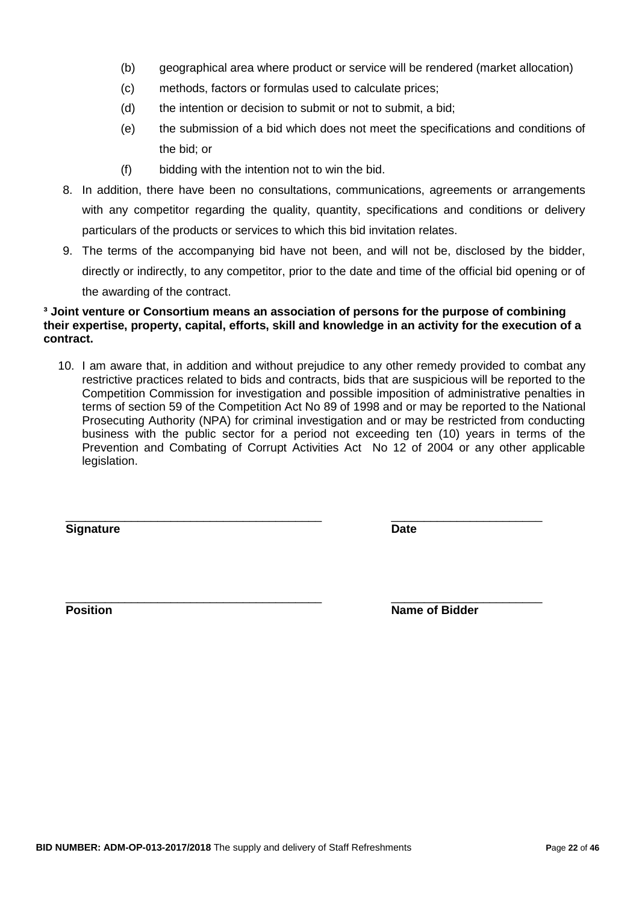(b) geographical area where product or service will be rendered (market allocation)

  (c) methods, factors or formulas used to calculate prices;

  (d) the intention or decision to submit or not to submit, a bid;

  (e) the submission of a bid which does not meet the specifications and conditions of the bid; or

  (f) bidding with the intention not to win the bid.

8. In addition, there have been no consultations, communications, agreements or arrangements with any competitor regarding the quality, quantity, specifications and conditions or delivery particulars of the products or services to which this bid invitation relates.

9. The terms of the accompanying bid have not been, and will not be, disclosed by the bidder, directly or indirectly, to any competitor, prior to the date and time of the official bid opening or of the awarding of the contract.

**[3] Joint venture or Consortium means an association of persons for the purpose of combining their expertise, property, capital, efforts, skill and knowledge in an activity for the execution of a contract.**

10. I am aware that, in addition and without prejudice to any other remedy provided to combat any restrictive practices related to bids and contracts, bids that are suspicious will be reported to the Competition Commission for investigation and possible imposition of administrative penalties in terms of section 59 of the Competition Act No 89 of 1998 and or may be reported to the National Prosecuting Authority (NPA) for criminal investigation and or may be restricted from conducting business with the public sector for a period not exceeding ten (10) years in terms of the Prevention and Combating of Corrupt Activities Act No 12 of 2004 or any other applicable legislation.

| ……………………………………………… | ……………………………… |
|---|---|
| **Signature** | **Date** |
| ……………………………………………… | ……………………………… |
| **Position** | **Name of Bidder** |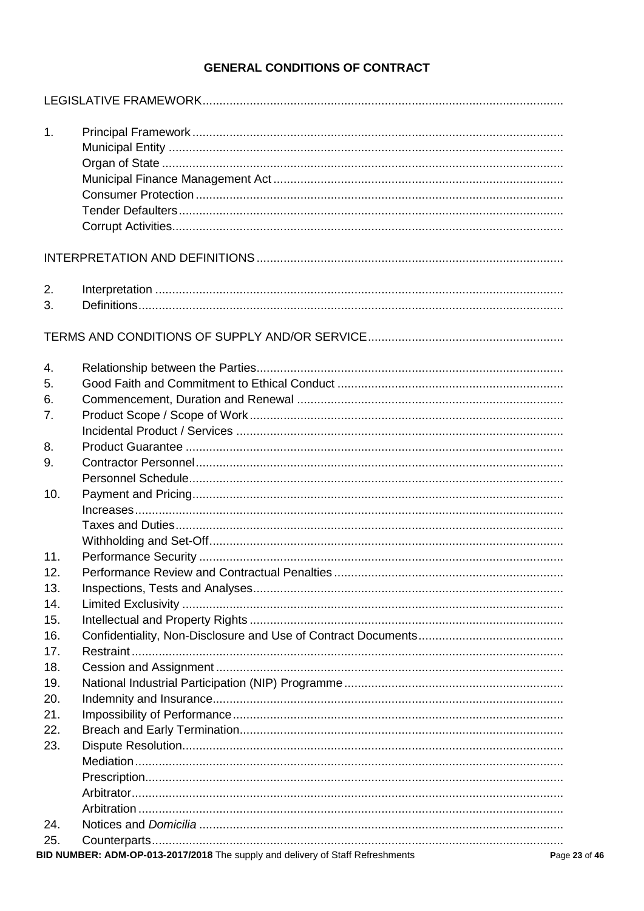# GENERAL CONDITIONS OF CONTRACT

LEGISLATIVE FRAMEWORK

1. Principal Framework
   - Municipal Entity
   - Organ of State
   - Municipal Finance Management Act
   - Consumer Protection
   - Tender Defaulters
   - Corrupt Activities

INTERPRETATION AND DEFINITIONS

2. Interpretation
3. Definitions

TERMS AND CONDITIONS OF SUPPLY AND/OR SERVICE

4. Relationship between the Parties
5. Good Faith and Commitment to Ethical Conduct
6. Commencement, Duration and Renewal
7. Product Scope / Scope of Work
   - Incidental Product / Services
8. Product Guarantee
9. Contractor Personnel
   - Personnel Schedule
10. Payment and Pricing
    - Increases
    - Taxes and Duties
    - Withholding and Set-Off
11. Performance Security
12. Performance Review and Contractual Penalties
13. Inspections, Tests and Analyses
14. Limited Exclusivity
15. Intellectual and Property Rights
16. Confidentiality, Non-Disclosure and Use of Contract Documents
17. Restraint
18. Cession and Assignment
19. National Industrial Participation (NIP) Programme
20. Indemnity and Insurance
21. Impossibility of Performance
22. Breach and Early Termination
23. Dispute Resolution
    - Mediation
    - Prescription
    - Arbitrator
    - Arbitration
24. Notices and *Domicilia*
25. Counterparts

**BID NUMBER: ADM-OP-013-2017/2018** The supply and delivery of Staff Refreshments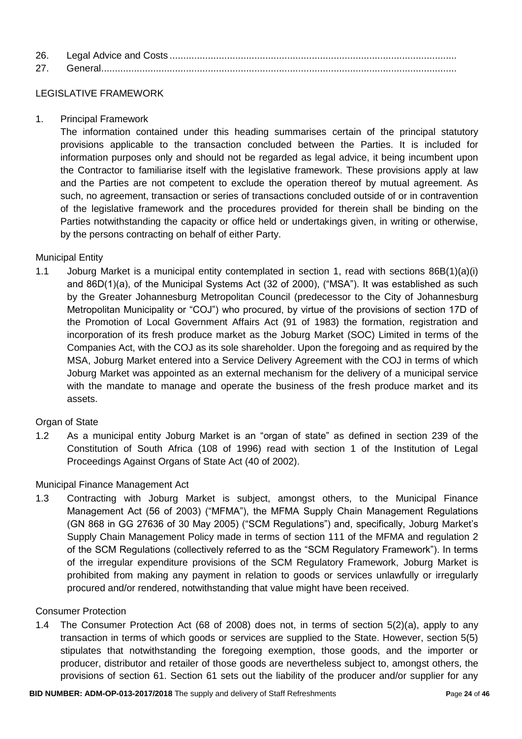26. Legal Advice and Costs ........................................................................................................
27. General..................................................................................................................................

LEGISLATIVE FRAMEWORK

1. Principal Framework

   The information contained under this heading summarises certain of the principal statutory provisions applicable to the transaction concluded between the Parties. It is included for information purposes only and should not be regarded as legal advice, it being incumbent upon the Contractor to familiarise itself with the legislative framework. These provisions apply at law and the Parties are not competent to exclude the operation thereof by mutual agreement. As such, no agreement, transaction or series of transactions concluded outside of or in contravention of the legislative framework and the procedures provided for therein shall be binding on the Parties notwithstanding the capacity or office held or undertakings given, in writing or otherwise, by the persons contracting on behalf of either Party.

Municipal Entity

1.1 Joburg Market is a municipal entity contemplated in section 1, read with sections 86B(1)(a)(i) and 86D(1)(a), of the Municipal Systems Act (32 of 2000), ("MSA"). It was established as such by the Greater Johannesburg Metropolitan Council (predecessor to the City of Johannesburg Metropolitan Municipality or "COJ") who procured, by virtue of the provisions of section 17D of the Promotion of Local Government Affairs Act (91 of 1983) the formation, registration and incorporation of its fresh produce market as the Joburg Market (SOC) Limited in terms of the Companies Act, with the COJ as its sole shareholder. Upon the foregoing and as required by the MSA, Joburg Market entered into a Service Delivery Agreement with the COJ in terms of which Joburg Market was appointed as an external mechanism for the delivery of a municipal service with the mandate to manage and operate the business of the fresh produce market and its assets.

Organ of State

1.2 As a municipal entity Joburg Market is an "organ of state" as defined in section 239 of the Constitution of South Africa (108 of 1996) read with section 1 of the Institution of Legal Proceedings Against Organs of State Act (40 of 2002).

Municipal Finance Management Act

1.3 Contracting with Joburg Market is subject, amongst others, to the Municipal Finance Management Act (56 of 2003) ("MFMA"), the MFMA Supply Chain Management Regulations (GN 868 in GG 27636 of 30 May 2005) ("SCM Regulations") and, specifically, Joburg Market's Supply Chain Management Policy made in terms of section 111 of the MFMA and regulation 2 of the SCM Regulations (collectively referred to as the "SCM Regulatory Framework"). In terms of the irregular expenditure provisions of the SCM Regulatory Framework, Joburg Market is prohibited from making any payment in relation to goods or services unlawfully or irregularly procured and/or rendered, notwithstanding that value might have been received.

Consumer Protection

1.4 The Consumer Protection Act (68 of 2008) does not, in terms of section 5(2)(a), apply to any transaction in terms of which goods or services are supplied to the State. However, section 5(5) stipulates that notwithstanding the foregoing exemption, those goods, and the importer or producer, distributor and retailer of those goods are nevertheless subject to, amongst others, the provisions of section 61. Section 61 sets out the liability of the producer and/or supplier for any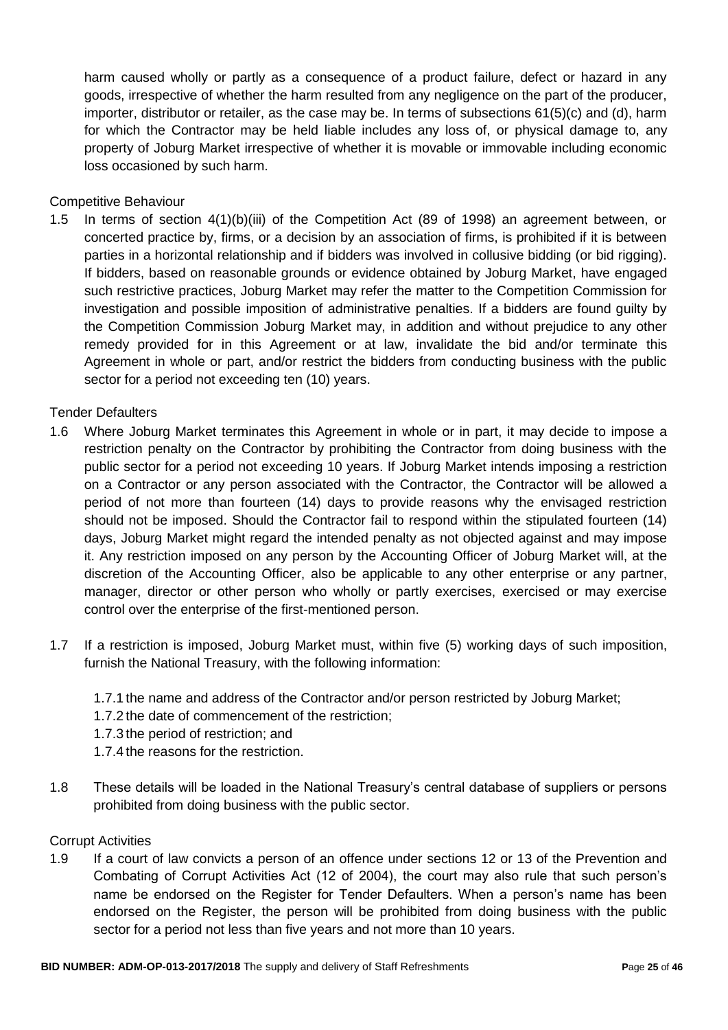harm caused wholly or partly as a consequence of a product failure, defect or hazard in any goods, irrespective of whether the harm resulted from any negligence on the part of the producer, importer, distributor or retailer, as the case may be. In terms of subsections 61(5)(c) and (d), harm for which the Contractor may be held liable includes any loss of, or physical damage to, any property of Joburg Market irrespective of whether it is movable or immovable including economic loss occasioned by such harm.

Competitive Behaviour

1.5 In terms of section 4(1)(b)(iii) of the Competition Act (89 of 1998) an agreement between, or concerted practice by, firms, or a decision by an association of firms, is prohibited if it is between parties in a horizontal relationship and if bidders was involved in collusive bidding (or bid rigging). If bidders, based on reasonable grounds or evidence obtained by Joburg Market, have engaged such restrictive practices, Joburg Market may refer the matter to the Competition Commission for investigation and possible imposition of administrative penalties. If a bidders are found guilty by the Competition Commission Joburg Market may, in addition and without prejudice to any other remedy provided for in this Agreement or at law, invalidate the bid and/or terminate this Agreement in whole or part, and/or restrict the bidders from conducting business with the public sector for a period not exceeding ten (10) years.

Tender Defaulters

1.6 Where Joburg Market terminates this Agreement in whole or in part, it may decide to impose a restriction penalty on the Contractor by prohibiting the Contractor from doing business with the public sector for a period not exceeding 10 years. If Joburg Market intends imposing a restriction on a Contractor or any person associated with the Contractor, the Contractor will be allowed a period of not more than fourteen (14) days to provide reasons why the envisaged restriction should not be imposed. Should the Contractor fail to respond within the stipulated fourteen (14) days, Joburg Market might regard the intended penalty as not objected against and may impose it. Any restriction imposed on any person by the Accounting Officer of Joburg Market will, at the discretion of the Accounting Officer, also be applicable to any other enterprise or any partner, manager, director or other person who wholly or partly exercises, exercised or may exercise control over the enterprise of the first-mentioned person.

1.7 If a restriction is imposed, Joburg Market must, within five (5) working days of such imposition, furnish the National Treasury, with the following information:

   1.7.1 the name and address of the Contractor and/or person restricted by Joburg Market;
   1.7.2 the date of commencement of the restriction;
   1.7.3 the period of restriction; and
   1.7.4 the reasons for the restriction.

1.8 These details will be loaded in the National Treasury's central database of suppliers or persons prohibited from doing business with the public sector.

Corrupt Activities

1.9 If a court of law convicts a person of an offence under sections 12 or 13 of the Prevention and Combating of Corrupt Activities Act (12 of 2004), the court may also rule that such person's name be endorsed on the Register for Tender Defaulters. When a person's name has been endorsed on the Register, the person will be prohibited from doing business with the public sector for a period not less than five years and not more than 10 years.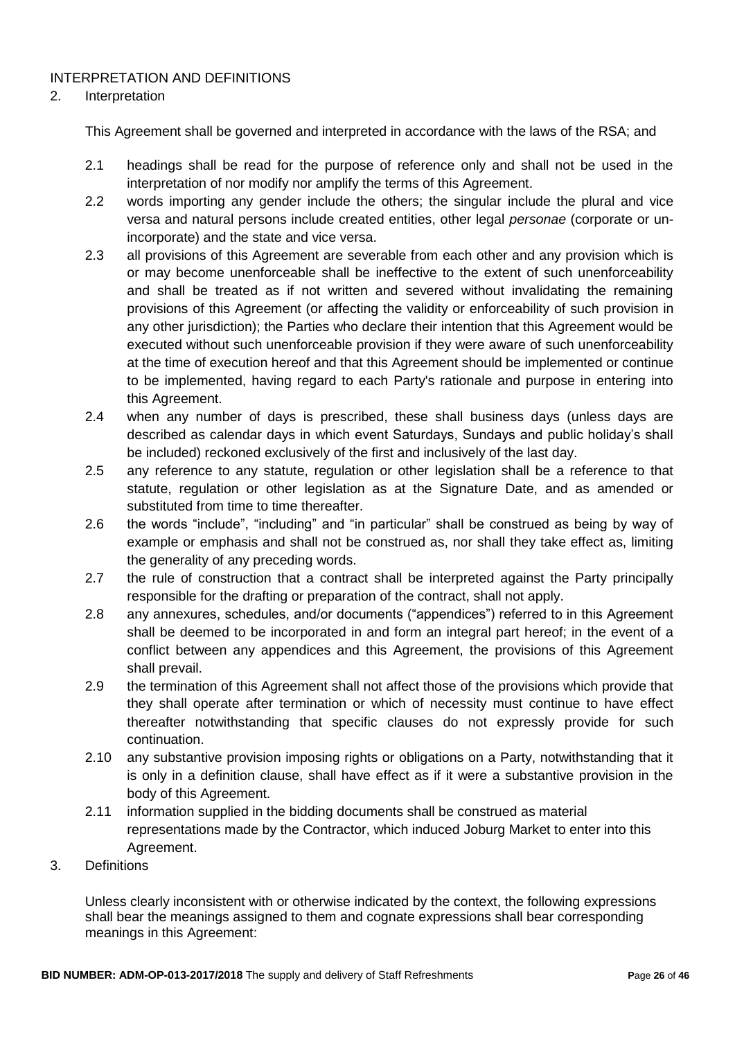INTERPRETATION AND DEFINITIONS

2. Interpretation

This Agreement shall be governed and interpreted in accordance with the laws of the RSA; and

2.1 headings shall be read for the purpose of reference only and shall not be used in the interpretation of nor modify nor amplify the terms of this Agreement.

2.2 words importing any gender include the others; the singular include the plural and vice versa and natural persons include created entities, other legal *personae* (corporate or un-incorporate) and the state and vice versa.

2.3 all provisions of this Agreement are severable from each other and any provision which is or may become unenforceable shall be ineffective to the extent of such unenforceability and shall be treated as if not written and severed without invalidating the remaining provisions of this Agreement (or affecting the validity or enforceability of such provision in any other jurisdiction); the Parties who declare their intention that this Agreement would be executed without such unenforceable provision if they were aware of such unenforceability at the time of execution hereof and that this Agreement should be implemented or continue to be implemented, having regard to each Party's rationale and purpose in entering into this Agreement.

2.4 when any number of days is prescribed, these shall business days (unless days are described as calendar days in which event Saturdays, Sundays and public holiday's shall be included) reckoned exclusively of the first and inclusively of the last day.

2.5 any reference to any statute, regulation or other legislation shall be a reference to that statute, regulation or other legislation as at the Signature Date, and as amended or substituted from time to time thereafter.

2.6 the words "include", "including" and "in particular" shall be construed as being by way of example or emphasis and shall not be construed as, nor shall they take effect as, limiting the generality of any preceding words.

2.7 the rule of construction that a contract shall be interpreted against the Party principally responsible for the drafting or preparation of the contract, shall not apply.

2.8 any annexures, schedules, and/or documents ("appendices") referred to in this Agreement shall be deemed to be incorporated in and form an integral part hereof; in the event of a conflict between any appendices and this Agreement, the provisions of this Agreement shall prevail.

2.9 the termination of this Agreement shall not affect those of the provisions which provide that they shall operate after termination or which of necessity must continue to have effect thereafter notwithstanding that specific clauses do not expressly provide for such continuation.

2.10 any substantive provision imposing rights or obligations on a Party, notwithstanding that it is only in a definition clause, shall have effect as if it were a substantive provision in the body of this Agreement.

2.11 information supplied in the bidding documents shall be construed as material representations made by the Contractor, which induced Joburg Market to enter into this Agreement.

3. Definitions

Unless clearly inconsistent with or otherwise indicated by the context, the following expressions shall bear the meanings assigned to them and cognate expressions shall bear corresponding meanings in this Agreement: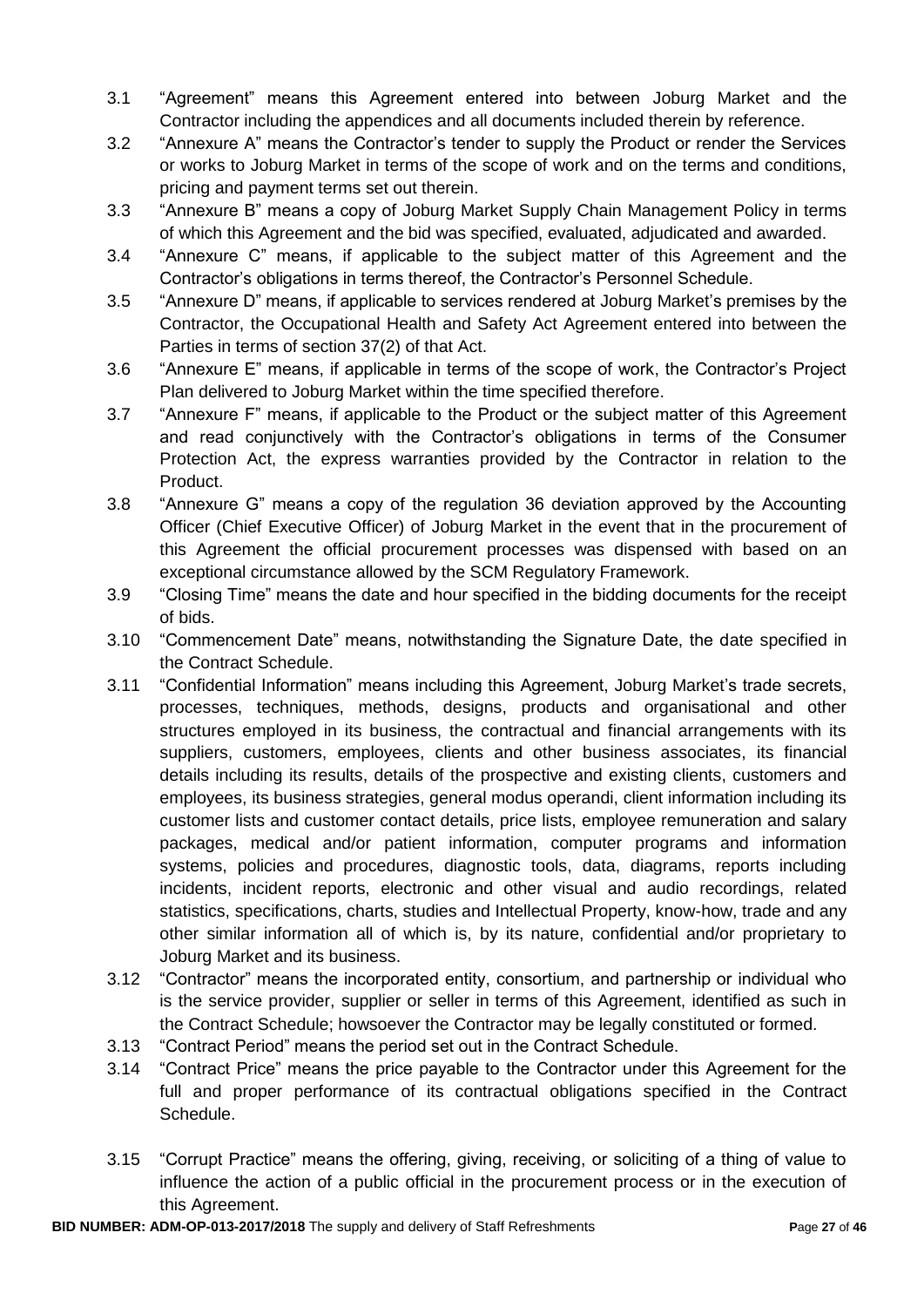3.1 "Agreement" means this Agreement entered into between Joburg Market and the Contractor including the appendices and all documents included therein by reference.

3.2 "Annexure A" means the Contractor's tender to supply the Product or render the Services or works to Joburg Market in terms of the scope of work and on the terms and conditions, pricing and payment terms set out therein.

3.3 "Annexure B" means a copy of Joburg Market Supply Chain Management Policy in terms of which this Agreement and the bid was specified, evaluated, adjudicated and awarded.

3.4 "Annexure C" means, if applicable to the subject matter of this Agreement and the Contractor's obligations in terms thereof, the Contractor's Personnel Schedule.

3.5 "Annexure D" means, if applicable to services rendered at Joburg Market's premises by the Contractor, the Occupational Health and Safety Act Agreement entered into between the Parties in terms of section 37(2) of that Act.

3.6 "Annexure E" means, if applicable in terms of the scope of work, the Contractor's Project Plan delivered to Joburg Market within the time specified therefore.

3.7 "Annexure F" means, if applicable to the Product or the subject matter of this Agreement and read conjunctively with the Contractor's obligations in terms of the Consumer Protection Act, the express warranties provided by the Contractor in relation to the Product.

3.8 "Annexure G" means a copy of the regulation 36 deviation approved by the Accounting Officer (Chief Executive Officer) of Joburg Market in the event that in the procurement of this Agreement the official procurement processes was dispensed with based on an exceptional circumstance allowed by the SCM Regulatory Framework.

3.9 "Closing Time" means the date and hour specified in the bidding documents for the receipt of bids.

3.10 "Commencement Date" means, notwithstanding the Signature Date, the date specified in the Contract Schedule.

3.11 "Confidential Information" means including this Agreement, Joburg Market's trade secrets, processes, techniques, methods, designs, products and organisational and other structures employed in its business, the contractual and financial arrangements with its suppliers, customers, employees, clients and other business associates, its financial details including its results, details of the prospective and existing clients, customers and employees, its business strategies, general modus operandi, client information including its customer lists and customer contact details, price lists, employee remuneration and salary packages, medical and/or patient information, computer programs and information systems, policies and procedures, diagnostic tools, data, diagrams, reports including incidents, incident reports, electronic and other visual and audio recordings, related statistics, specifications, charts, studies and Intellectual Property, know-how, trade and any other similar information all of which is, by its nature, confidential and/or proprietary to Joburg Market and its business.

3.12 "Contractor" means the incorporated entity, consortium, and partnership or individual who is the service provider, supplier or seller in terms of this Agreement, identified as such in the Contract Schedule; howsoever the Contractor may be legally constituted or formed.

3.13 "Contract Period" means the period set out in the Contract Schedule.

3.14 "Contract Price" means the price payable to the Contractor under this Agreement for the full and proper performance of its contractual obligations specified in the Contract Schedule.

3.15 "Corrupt Practice" means the offering, giving, receiving, or soliciting of a thing of value to influence the action of a public official in the procurement process or in the execution of this Agreement.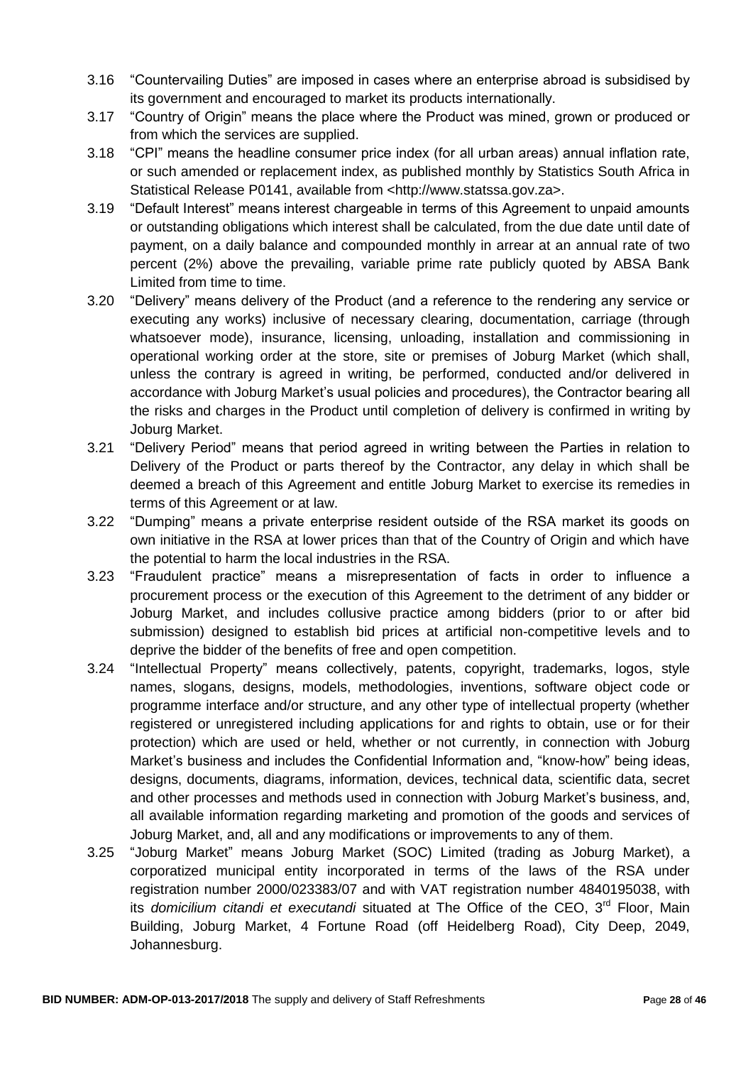3.16 "Countervailing Duties" are imposed in cases where an enterprise abroad is subsidised by its government and encouraged to market its products internationally.

3.17 "Country of Origin" means the place where the Product was mined, grown or produced or from which the services are supplied.

3.18 "CPI" means the headline consumer price index (for all urban areas) annual inflation rate, or such amended or replacement index, as published monthly by Statistics South Africa in Statistical Release P0141, available from <http://www.statssa.gov.za>.

3.19 "Default Interest" means interest chargeable in terms of this Agreement to unpaid amounts or outstanding obligations which interest shall be calculated, from the due date until date of payment, on a daily balance and compounded monthly in arrear at an annual rate of two percent (2%) above the prevailing, variable prime rate publicly quoted by ABSA Bank Limited from time to time.

3.20 "Delivery" means delivery of the Product (and a reference to the rendering any service or executing any works) inclusive of necessary clearing, documentation, carriage (through whatsoever mode), insurance, licensing, unloading, installation and commissioning in operational working order at the store, site or premises of Joburg Market (which shall, unless the contrary is agreed in writing, be performed, conducted and/or delivered in accordance with Joburg Market's usual policies and procedures), the Contractor bearing all the risks and charges in the Product until completion of delivery is confirmed in writing by Joburg Market.

3.21 "Delivery Period" means that period agreed in writing between the Parties in relation to Delivery of the Product or parts thereof by the Contractor, any delay in which shall be deemed a breach of this Agreement and entitle Joburg Market to exercise its remedies in terms of this Agreement or at law.

3.22 "Dumping" means a private enterprise resident outside of the RSA market its goods on own initiative in the RSA at lower prices than that of the Country of Origin and which have the potential to harm the local industries in the RSA.

3.23 "Fraudulent practice" means a misrepresentation of facts in order to influence a procurement process or the execution of this Agreement to the detriment of any bidder or Joburg Market, and includes collusive practice among bidders (prior to or after bid submission) designed to establish bid prices at artificial non-competitive levels and to deprive the bidder of the benefits of free and open competition.

3.24 "Intellectual Property" means collectively, patents, copyright, trademarks, logos, style names, slogans, designs, models, methodologies, inventions, software object code or programme interface and/or structure, and any other type of intellectual property (whether registered or unregistered including applications for and rights to obtain, use or for their protection) which are used or held, whether or not currently, in connection with Joburg Market's business and includes the Confidential Information and, "know-how" being ideas, designs, documents, diagrams, information, devices, technical data, scientific data, secret and other processes and methods used in connection with Joburg Market's business, and, all available information regarding marketing and promotion of the goods and services of Joburg Market, and, all and any modifications or improvements to any of them.

3.25 "Joburg Market" means Joburg Market (SOC) Limited (trading as Joburg Market), a corporatized municipal entity incorporated in terms of the laws of the RSA under registration number 2000/023383/07 and with VAT registration number 4840195038, with its *domicilium citandi et executandi* situated at The Office of the CEO, 3rd Floor, Main Building, Joburg Market, 4 Fortune Road (off Heidelberg Road), City Deep, 2049, Johannesburg.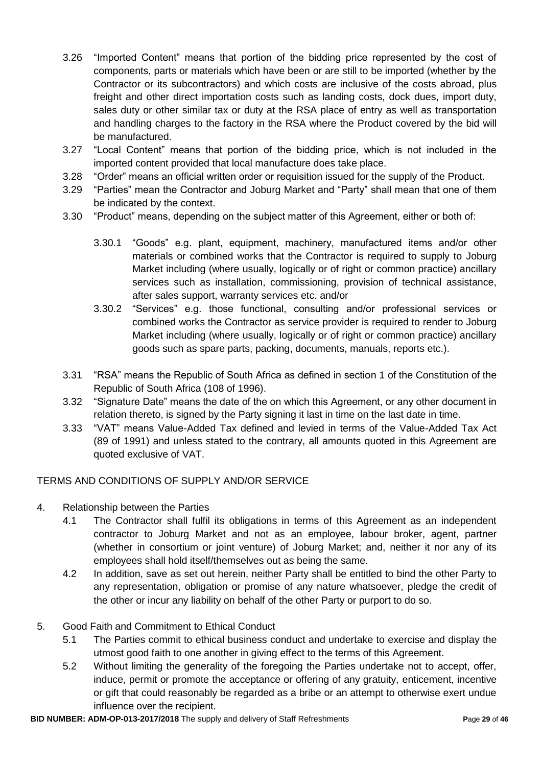3.26 "Imported Content" means that portion of the bidding price represented by the cost of components, parts or materials which have been or are still to be imported (whether by the Contractor or its subcontractors) and which costs are inclusive of the costs abroad, plus freight and other direct importation costs such as landing costs, dock dues, import duty, sales duty or other similar tax or duty at the RSA place of entry as well as transportation and handling charges to the factory in the RSA where the Product covered by the bid will be manufactured.

3.27 "Local Content" means that portion of the bidding price, which is not included in the imported content provided that local manufacture does take place.

3.28 "Order" means an official written order or requisition issued for the supply of the Product.

3.29 "Parties" mean the Contractor and Joburg Market and "Party" shall mean that one of them be indicated by the context.

3.30 "Product" means, depending on the subject matter of this Agreement, either or both of:

3.30.1 "Goods" e.g. plant, equipment, machinery, manufactured items and/or other materials or combined works that the Contractor is required to supply to Joburg Market including (where usually, logically or of right or common practice) ancillary services such as installation, commissioning, provision of technical assistance, after sales support, warranty services etc. and/or

3.30.2 "Services" e.g. those functional, consulting and/or professional services or combined works the Contractor as service provider is required to render to Joburg Market including (where usually, logically or of right or common practice) ancillary goods such as spare parts, packing, documents, manuals, reports etc.).

3.31 "RSA" means the Republic of South Africa as defined in section 1 of the Constitution of the Republic of South Africa (108 of 1996).

3.32 "Signature Date" means the date of the on which this Agreement, or any other document in relation thereto, is signed by the Party signing it last in time on the last date in time.

3.33 "VAT" means Value-Added Tax defined and levied in terms of the Value-Added Tax Act (89 of 1991) and unless stated to the contrary, all amounts quoted in this Agreement are quoted exclusive of VAT.

## TERMS AND CONDITIONS OF SUPPLY AND/OR SERVICE

4. Relationship between the Parties

4.1 The Contractor shall fulfil its obligations in terms of this Agreement as an independent contractor to Joburg Market and not as an employee, labour broker, agent, partner (whether in consortium or joint venture) of Joburg Market; and, neither it nor any of its employees shall hold itself/themselves out as being the same.

4.2 In addition, save as set out herein, neither Party shall be entitled to bind the other Party to any representation, obligation or promise of any nature whatsoever, pledge the credit of the other or incur any liability on behalf of the other Party or purport to do so.

5. Good Faith and Commitment to Ethical Conduct

5.1 The Parties commit to ethical business conduct and undertake to exercise and display the utmost good faith to one another in giving effect to the terms of this Agreement.

5.2 Without limiting the generality of the foregoing the Parties undertake not to accept, offer, induce, permit or promote the acceptance or offering of any gratuity, enticement, incentive or gift that could reasonably be regarded as a bribe or an attempt to otherwise exert undue influence over the recipient.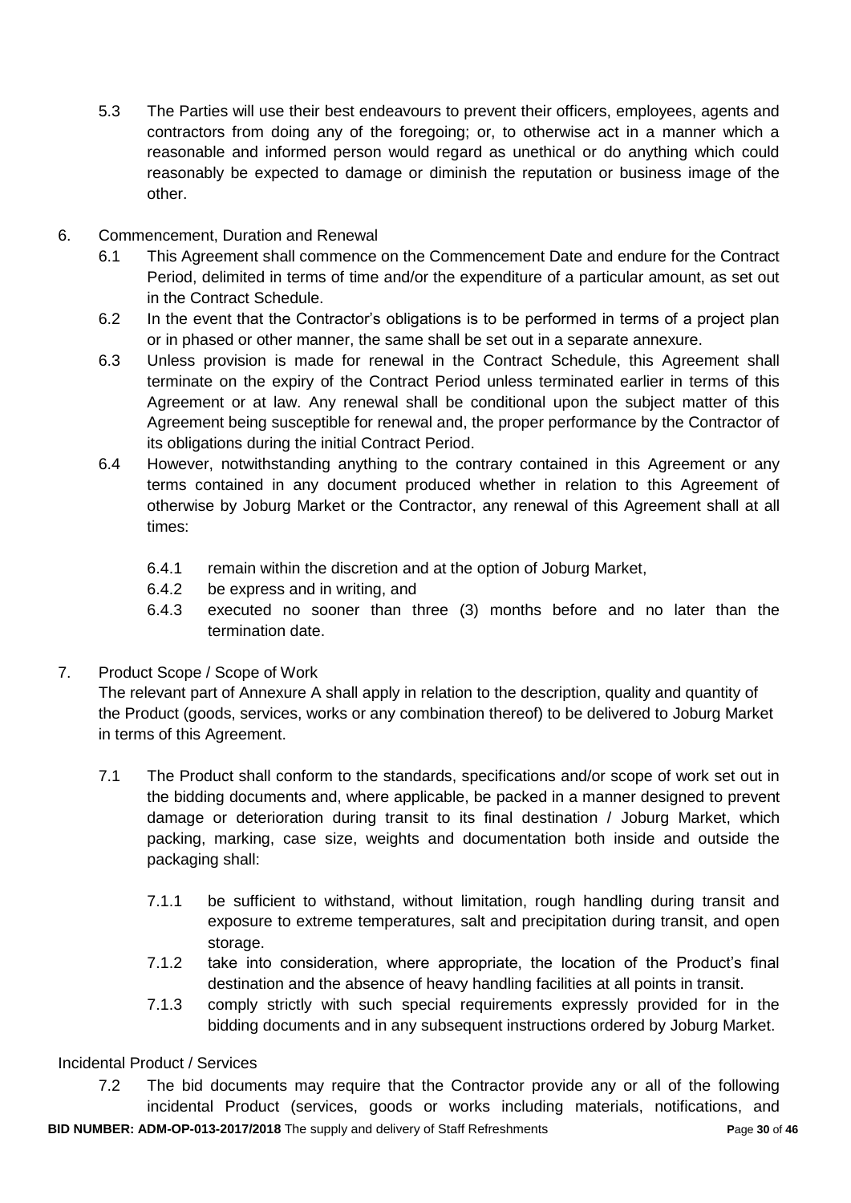5.3 The Parties will use their best endeavours to prevent their officers, employees, agents and contractors from doing any of the foregoing; or, to otherwise act in a manner which a reasonable and informed person would regard as unethical or do anything which could reasonably be expected to damage or diminish the reputation or business image of the other.

6. Commencement, Duration and Renewal

6.1 This Agreement shall commence on the Commencement Date and endure for the Contract Period, delimited in terms of time and/or the expenditure of a particular amount, as set out in the Contract Schedule.

6.2 In the event that the Contractor's obligations is to be performed in terms of a project plan or in phased or other manner, the same shall be set out in a separate annexure.

6.3 Unless provision is made for renewal in the Contract Schedule, this Agreement shall terminate on the expiry of the Contract Period unless terminated earlier in terms of this Agreement or at law. Any renewal shall be conditional upon the subject matter of this Agreement being susceptible for renewal and, the proper performance by the Contractor of its obligations during the initial Contract Period.

6.4 However, notwithstanding anything to the contrary contained in this Agreement or any terms contained in any document produced whether in relation to this Agreement of otherwise by Joburg Market or the Contractor, any renewal of this Agreement shall at all times:

6.4.1 remain within the discretion and at the option of Joburg Market,

6.4.2 be express and in writing, and

6.4.3 executed no sooner than three (3) months before and no later than the termination date.

7. Product Scope / Scope of Work

The relevant part of Annexure A shall apply in relation to the description, quality and quantity of the Product (goods, services, works or any combination thereof) to be delivered to Joburg Market in terms of this Agreement.

7.1 The Product shall conform to the standards, specifications and/or scope of work set out in the bidding documents and, where applicable, be packed in a manner designed to prevent damage or deterioration during transit to its final destination / Joburg Market, which packing, marking, case size, weights and documentation both inside and outside the packaging shall:

7.1.1 be sufficient to withstand, without limitation, rough handling during transit and exposure to extreme temperatures, salt and precipitation during transit, and open storage.

7.1.2 take into consideration, where appropriate, the location of the Product's final destination and the absence of heavy handling facilities at all points in transit.

7.1.3 comply strictly with such special requirements expressly provided for in the bidding documents and in any subsequent instructions ordered by Joburg Market.

Incidental Product / Services

7.2 The bid documents may require that the Contractor provide any or all of the following incidental Product (services, goods or works including materials, notifications, and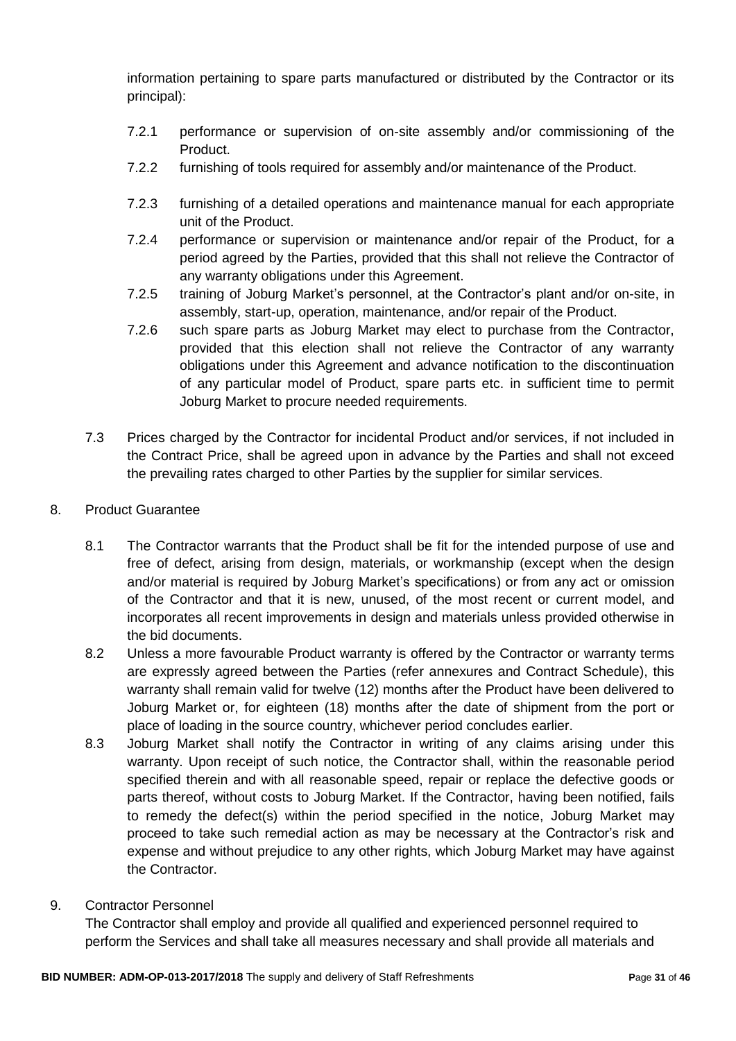information pertaining to spare parts manufactured or distributed by the Contractor or its principal):

7.2.1 performance or supervision of on-site assembly and/or commissioning of the Product.

7.2.2 furnishing of tools required for assembly and/or maintenance of the Product.

7.2.3 furnishing of a detailed operations and maintenance manual for each appropriate unit of the Product.

7.2.4 performance or supervision or maintenance and/or repair of the Product, for a period agreed by the Parties, provided that this shall not relieve the Contractor of any warranty obligations under this Agreement.

7.2.5 training of Joburg Market's personnel, at the Contractor's plant and/or on-site, in assembly, start-up, operation, maintenance, and/or repair of the Product.

7.2.6 such spare parts as Joburg Market may elect to purchase from the Contractor, provided that this election shall not relieve the Contractor of any warranty obligations under this Agreement and advance notification to the discontinuation of any particular model of Product, spare parts etc. in sufficient time to permit Joburg Market to procure needed requirements.

7.3 Prices charged by the Contractor for incidental Product and/or services, if not included in the Contract Price, shall be agreed upon in advance by the Parties and shall not exceed the prevailing rates charged to other Parties by the supplier for similar services.

8. Product Guarantee

8.1 The Contractor warrants that the Product shall be fit for the intended purpose of use and free of defect, arising from design, materials, or workmanship (except when the design and/or material is required by Joburg Market's specifications) or from any act or omission of the Contractor and that it is new, unused, of the most recent or current model, and incorporates all recent improvements in design and materials unless provided otherwise in the bid documents.

8.2 Unless a more favourable Product warranty is offered by the Contractor or warranty terms are expressly agreed between the Parties (refer annexures and Contract Schedule), this warranty shall remain valid for twelve (12) months after the Product have been delivered to Joburg Market or, for eighteen (18) months after the date of shipment from the port or place of loading in the source country, whichever period concludes earlier.

8.3 Joburg Market shall notify the Contractor in writing of any claims arising under this warranty. Upon receipt of such notice, the Contractor shall, within the reasonable period specified therein and with all reasonable speed, repair or replace the defective goods or parts thereof, without costs to Joburg Market. If the Contractor, having been notified, fails to remedy the defect(s) within the period specified in the notice, Joburg Market may proceed to take such remedial action as may be necessary at the Contractor's risk and expense and without prejudice to any other rights, which Joburg Market may have against the Contractor.

9. Contractor Personnel

The Contractor shall employ and provide all qualified and experienced personnel required to perform the Services and shall take all measures necessary and shall provide all materials and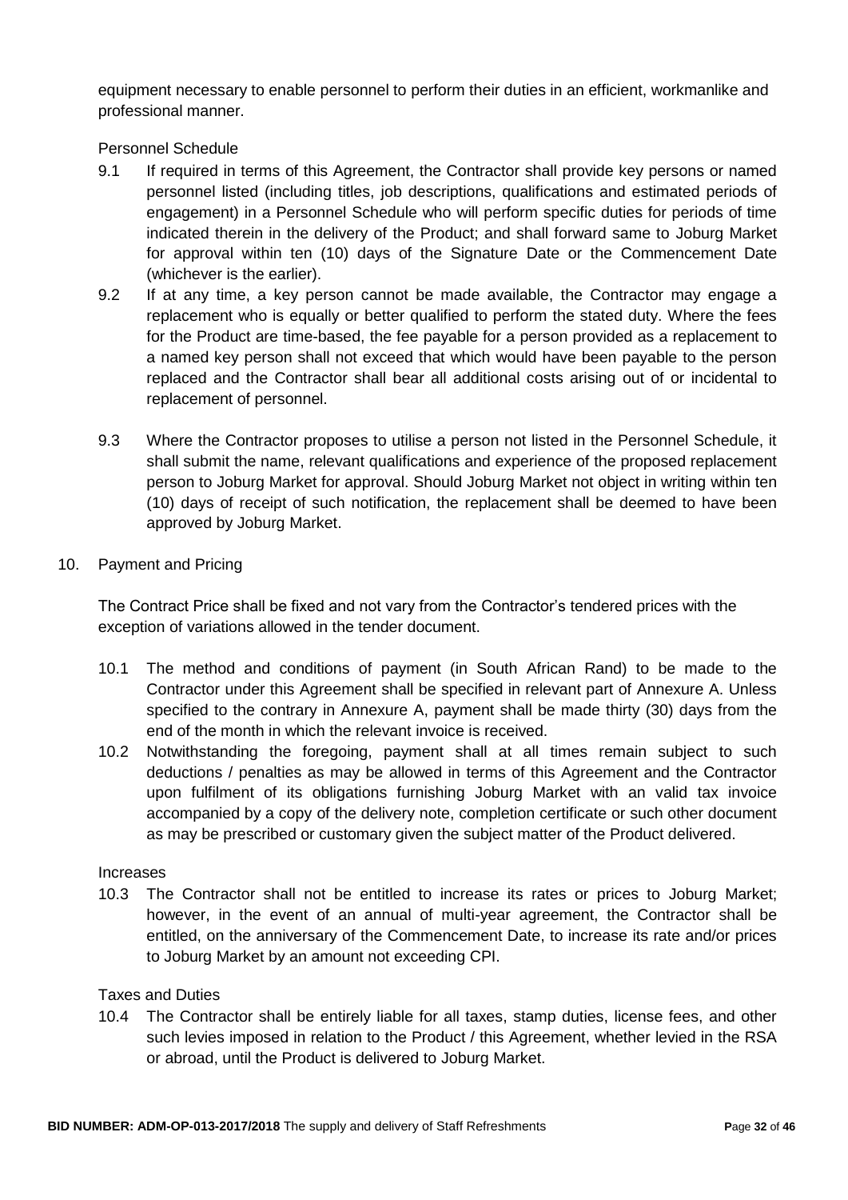equipment necessary to enable personnel to perform their duties in an efficient, workmanlike and professional manner.

Personnel Schedule

9.1 If required in terms of this Agreement, the Contractor shall provide key persons or named personnel listed (including titles, job descriptions, qualifications and estimated periods of engagement) in a Personnel Schedule who will perform specific duties for periods of time indicated therein in the delivery of the Product; and shall forward same to Joburg Market for approval within ten (10) days of the Signature Date or the Commencement Date (whichever is the earlier).

9.2 If at any time, a key person cannot be made available, the Contractor may engage a replacement who is equally or better qualified to perform the stated duty. Where the fees for the Product are time-based, the fee payable for a person provided as a replacement to a named key person shall not exceed that which would have been payable to the person replaced and the Contractor shall bear all additional costs arising out of or incidental to replacement of personnel.

9.3 Where the Contractor proposes to utilise a person not listed in the Personnel Schedule, it shall submit the name, relevant qualifications and experience of the proposed replacement person to Joburg Market for approval. Should Joburg Market not object in writing within ten (10) days of receipt of such notification, the replacement shall be deemed to have been approved by Joburg Market.

10. Payment and Pricing

The Contract Price shall be fixed and not vary from the Contractor's tendered prices with the exception of variations allowed in the tender document.

10.1 The method and conditions of payment (in South African Rand) to be made to the Contractor under this Agreement shall be specified in relevant part of Annexure A. Unless specified to the contrary in Annexure A, payment shall be made thirty (30) days from the end of the month in which the relevant invoice is received.

10.2 Notwithstanding the foregoing, payment shall at all times remain subject to such deductions / penalties as may be allowed in terms of this Agreement and the Contractor upon fulfilment of its obligations furnishing Joburg Market with an valid tax invoice accompanied by a copy of the delivery note, completion certificate or such other document as may be prescribed or customary given the subject matter of the Product delivered.

Increases

10.3 The Contractor shall not be entitled to increase its rates or prices to Joburg Market; however, in the event of an annual of multi-year agreement, the Contractor shall be entitled, on the anniversary of the Commencement Date, to increase its rate and/or prices to Joburg Market by an amount not exceeding CPI.

Taxes and Duties

10.4 The Contractor shall be entirely liable for all taxes, stamp duties, license fees, and other such levies imposed in relation to the Product / this Agreement, whether levied in the RSA or abroad, until the Product is delivered to Joburg Market.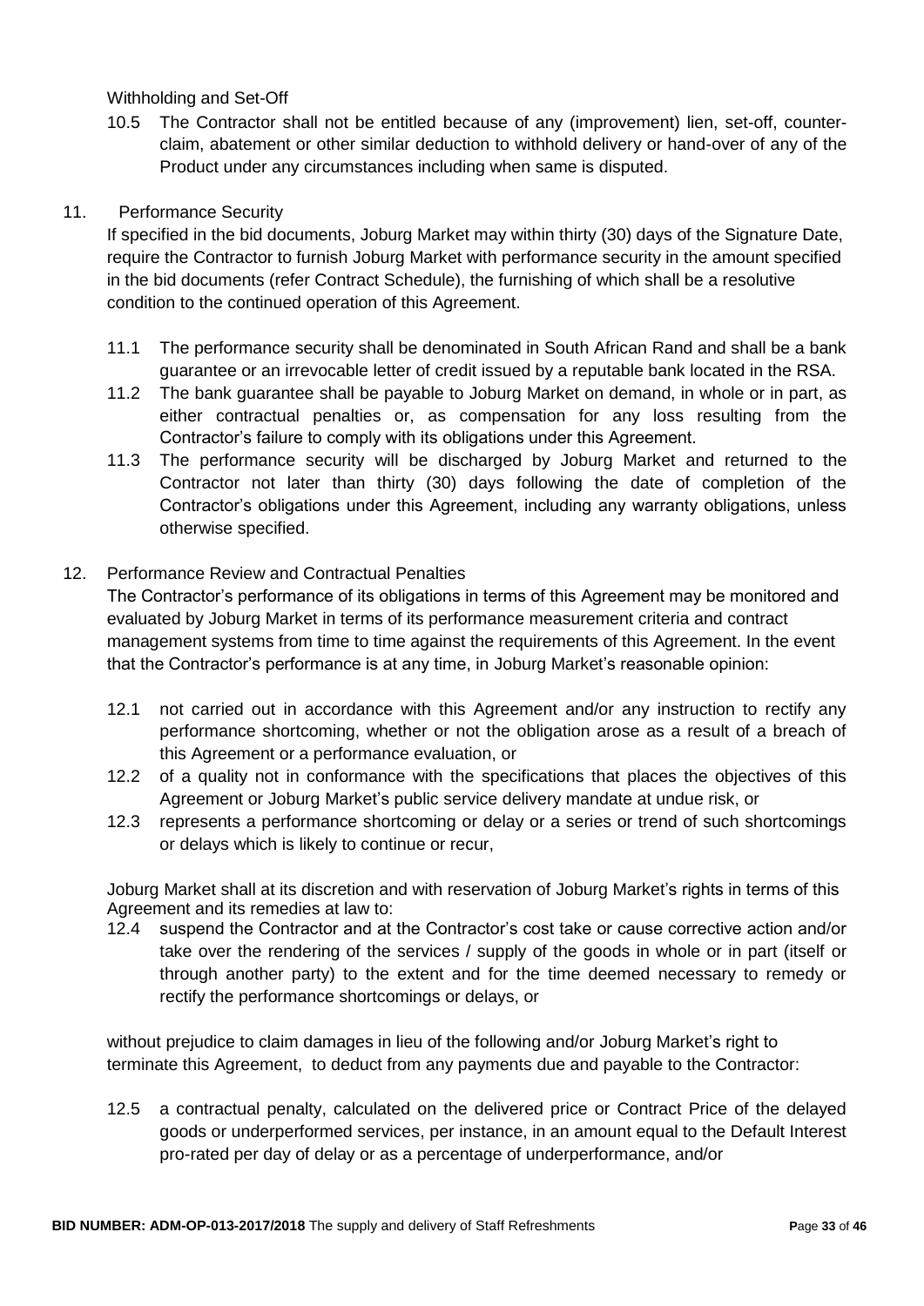Withholding and Set-Off

10.5 The Contractor shall not be entitled because of any (improvement) lien, set-off, counter-claim, abatement or other similar deduction to withhold delivery or hand-over of any of the Product under any circumstances including when same is disputed.

11. Performance Security

If specified in the bid documents, Joburg Market may within thirty (30) days of the Signature Date, require the Contractor to furnish Joburg Market with performance security in the amount specified in the bid documents (refer Contract Schedule), the furnishing of which shall be a resolutive condition to the continued operation of this Agreement.

11.1 The performance security shall be denominated in South African Rand and shall be a bank guarantee or an irrevocable letter of credit issued by a reputable bank located in the RSA.

11.2 The bank guarantee shall be payable to Joburg Market on demand, in whole or in part, as either contractual penalties or, as compensation for any loss resulting from the Contractor's failure to comply with its obligations under this Agreement.

11.3 The performance security will be discharged by Joburg Market and returned to the Contractor not later than thirty (30) days following the date of completion of the Contractor's obligations under this Agreement, including any warranty obligations, unless otherwise specified.

12. Performance Review and Contractual Penalties

The Contractor's performance of its obligations in terms of this Agreement may be monitored and evaluated by Joburg Market in terms of its performance measurement criteria and contract management systems from time to time against the requirements of this Agreement. In the event that the Contractor's performance is at any time, in Joburg Market's reasonable opinion:

12.1 not carried out in accordance with this Agreement and/or any instruction to rectify any performance shortcoming, whether or not the obligation arose as a result of a breach of this Agreement or a performance evaluation, or

12.2 of a quality not in conformance with the specifications that places the objectives of this Agreement or Joburg Market's public service delivery mandate at undue risk, or

12.3 represents a performance shortcoming or delay or a series or trend of such shortcomings or delays which is likely to continue or recur,

Joburg Market shall at its discretion and with reservation of Joburg Market's rights in terms of this Agreement and its remedies at law to:

12.4 suspend the Contractor and at the Contractor's cost take or cause corrective action and/or take over the rendering of the services / supply of the goods in whole or in part (itself or through another party) to the extent and for the time deemed necessary to remedy or rectify the performance shortcomings or delays, or

without prejudice to claim damages in lieu of the following and/or Joburg Market's right to terminate this Agreement, to deduct from any payments due and payable to the Contractor:

12.5 a contractual penalty, calculated on the delivered price or Contract Price of the delayed goods or underperformed services, per instance, in an amount equal to the Default Interest pro-rated per day of delay or as a percentage of underperformance, and/or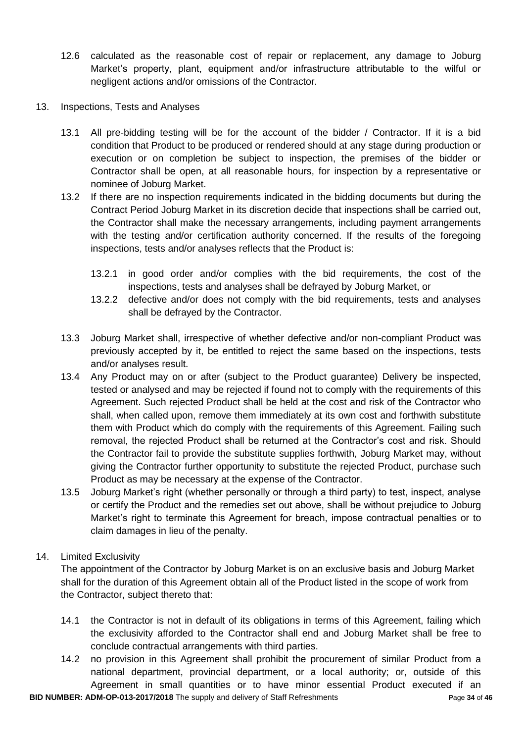12.6 calculated as the reasonable cost of repair or replacement, any damage to Joburg Market's property, plant, equipment and/or infrastructure attributable to the wilful or negligent actions and/or omissions of the Contractor.

13. Inspections, Tests and Analyses

13.1 All pre-bidding testing will be for the account of the bidder / Contractor. If it is a bid condition that Product to be produced or rendered should at any stage during production or execution or on completion be subject to inspection, the premises of the bidder or Contractor shall be open, at all reasonable hours, for inspection by a representative or nominee of Joburg Market.

13.2 If there are no inspection requirements indicated in the bidding documents but during the Contract Period Joburg Market in its discretion decide that inspections shall be carried out, the Contractor shall make the necessary arrangements, including payment arrangements with the testing and/or certification authority concerned. If the results of the foregoing inspections, tests and/or analyses reflects that the Product is:

13.2.1 in good order and/or complies with the bid requirements, the cost of the inspections, tests and analyses shall be defrayed by Joburg Market, or

13.2.2 defective and/or does not comply with the bid requirements, tests and analyses shall be defrayed by the Contractor.

13.3 Joburg Market shall, irrespective of whether defective and/or non-compliant Product was previously accepted by it, be entitled to reject the same based on the inspections, tests and/or analyses result.

13.4 Any Product may on or after (subject to the Product guarantee) Delivery be inspected, tested or analysed and may be rejected if found not to comply with the requirements of this Agreement. Such rejected Product shall be held at the cost and risk of the Contractor who shall, when called upon, remove them immediately at its own cost and forthwith substitute them with Product which do comply with the requirements of this Agreement. Failing such removal, the rejected Product shall be returned at the Contractor's cost and risk. Should the Contractor fail to provide the substitute supplies forthwith, Joburg Market may, without giving the Contractor further opportunity to substitute the rejected Product, purchase such Product as may be necessary at the expense of the Contractor.

13.5 Joburg Market's right (whether personally or through a third party) to test, inspect, analyse or certify the Product and the remedies set out above, shall be without prejudice to Joburg Market's right to terminate this Agreement for breach, impose contractual penalties or to claim damages in lieu of the penalty.

14. Limited Exclusivity

The appointment of the Contractor by Joburg Market is on an exclusive basis and Joburg Market shall for the duration of this Agreement obtain all of the Product listed in the scope of work from the Contractor, subject thereto that:

14.1 the Contractor is not in default of its obligations in terms of this Agreement, failing which the exclusivity afforded to the Contractor shall end and Joburg Market shall be free to conclude contractual arrangements with third parties.

14.2 no provision in this Agreement shall prohibit the procurement of similar Product from a national department, provincial department, or a local authority; or, outside of this Agreement in small quantities or to have minor essential Product executed if an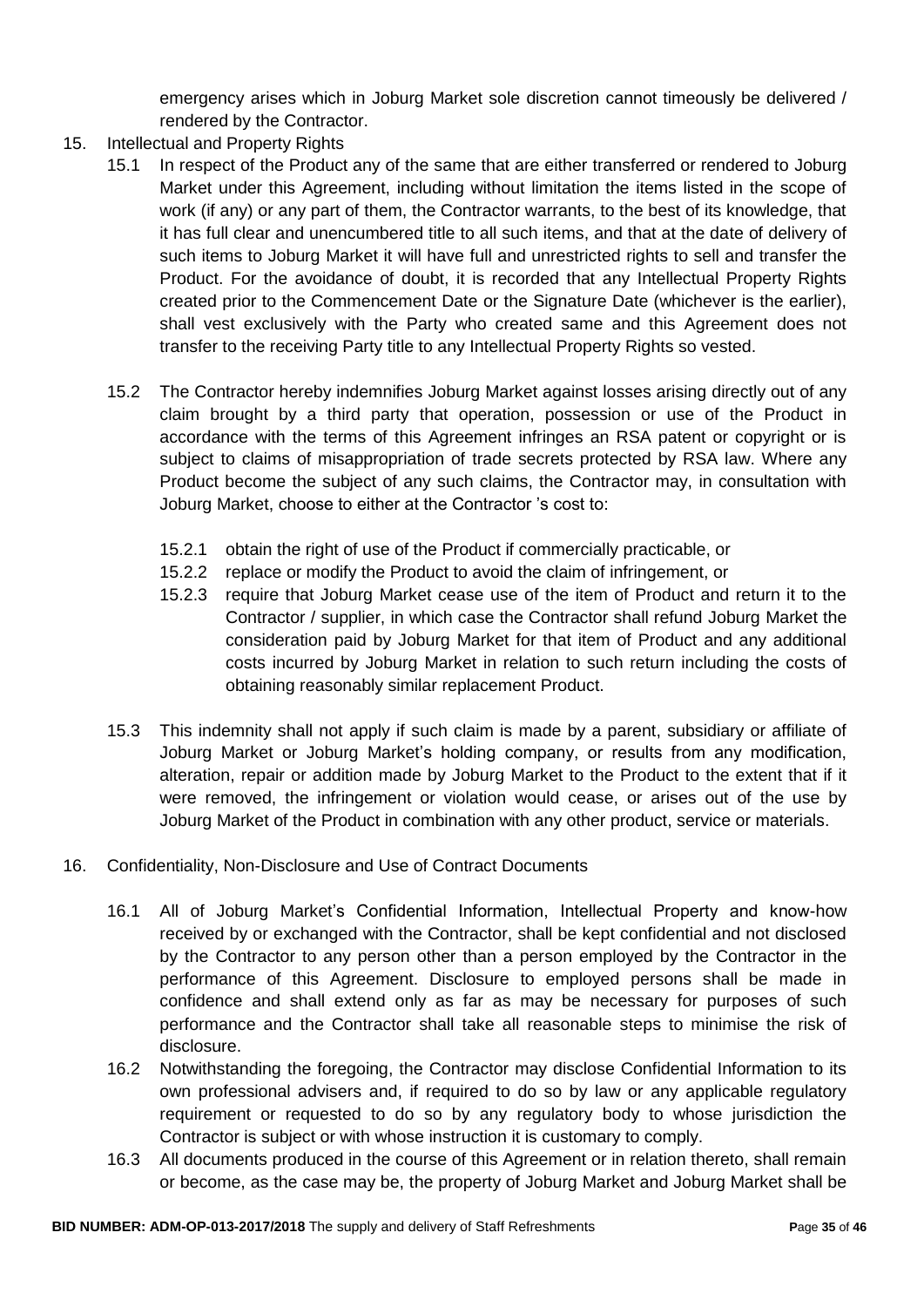emergency arises which in Joburg Market sole discretion cannot timeously be delivered / rendered by the Contractor.

15. Intellectual and Property Rights

    15.1 In respect of the Product any of the same that are either transferred or rendered to Joburg Market under this Agreement, including without limitation the items listed in the scope of work (if any) or any part of them, the Contractor warrants, to the best of its knowledge, that it has full clear and unencumbered title to all such items, and that at the date of delivery of such items to Joburg Market it will have full and unrestricted rights to sell and transfer the Product. For the avoidance of doubt, it is recorded that any Intellectual Property Rights created prior to the Commencement Date or the Signature Date (whichever is the earlier), shall vest exclusively with the Party who created same and this Agreement does not transfer to the receiving Party title to any Intellectual Property Rights so vested.

    15.2 The Contractor hereby indemnifies Joburg Market against losses arising directly out of any claim brought by a third party that operation, possession or use of the Product in accordance with the terms of this Agreement infringes an RSA patent or copyright or is subject to claims of misappropriation of trade secrets protected by RSA law. Where any Product become the subject of any such claims, the Contractor may, in consultation with Joburg Market, choose to either at the Contractor 's cost to:

        15.2.1 obtain the right of use of the Product if commercially practicable, or

        15.2.2 replace or modify the Product to avoid the claim of infringement, or

        15.2.3 require that Joburg Market cease use of the item of Product and return it to the Contractor / supplier, in which case the Contractor shall refund Joburg Market the consideration paid by Joburg Market for that item of Product and any additional costs incurred by Joburg Market in relation to such return including the costs of obtaining reasonably similar replacement Product.

    15.3 This indemnity shall not apply if such claim is made by a parent, subsidiary or affiliate of Joburg Market or Joburg Market's holding company, or results from any modification, alteration, repair or addition made by Joburg Market to the Product to the extent that if it were removed, the infringement or violation would cease, or arises out of the use by Joburg Market of the Product in combination with any other product, service or materials.

16. Confidentiality, Non-Disclosure and Use of Contract Documents

    16.1 All of Joburg Market's Confidential Information, Intellectual Property and know-how received by or exchanged with the Contractor, shall be kept confidential and not disclosed by the Contractor to any person other than a person employed by the Contractor in the performance of this Agreement. Disclosure to employed persons shall be made in confidence and shall extend only as far as may be necessary for purposes of such performance and the Contractor shall take all reasonable steps to minimise the risk of disclosure.

    16.2 Notwithstanding the foregoing, the Contractor may disclose Confidential Information to its own professional advisers and, if required to do so by law or any applicable regulatory requirement or requested to do so by any regulatory body to whose jurisdiction the Contractor is subject or with whose instruction it is customary to comply.

    16.3 All documents produced in the course of this Agreement or in relation thereto, shall remain or become, as the case may be, the property of Joburg Market and Joburg Market shall be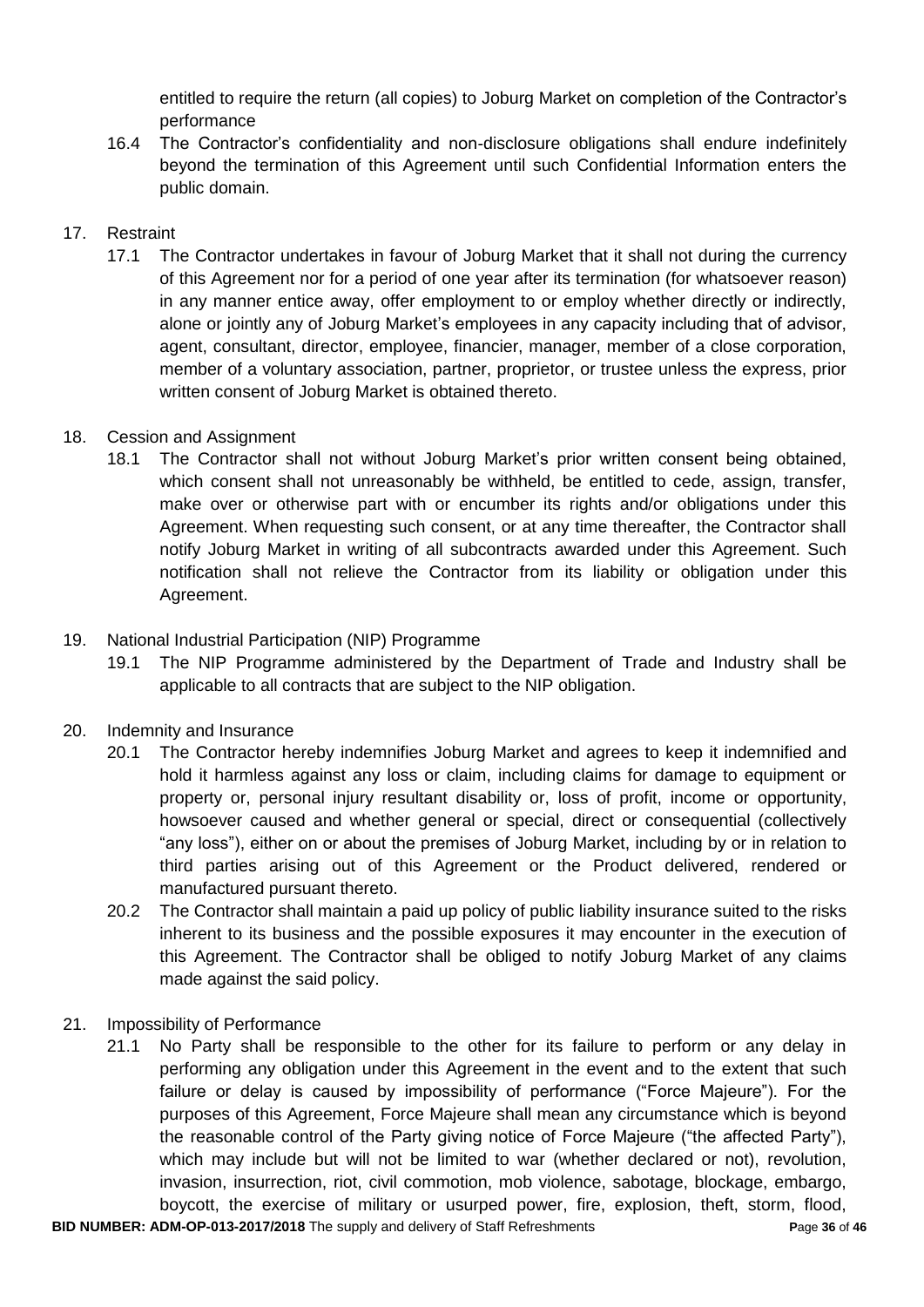entitled to require the return (all copies) to Joburg Market on completion of the Contractor's performance

16.4 The Contractor's confidentiality and non-disclosure obligations shall endure indefinitely beyond the termination of this Agreement until such Confidential Information enters the public domain.

17. Restraint

17.1 The Contractor undertakes in favour of Joburg Market that it shall not during the currency of this Agreement nor for a period of one year after its termination (for whatsoever reason) in any manner entice away, offer employment to or employ whether directly or indirectly, alone or jointly any of Joburg Market's employees in any capacity including that of advisor, agent, consultant, director, employee, financier, manager, member of a close corporation, member of a voluntary association, partner, proprietor, or trustee unless the express, prior written consent of Joburg Market is obtained thereto.

18. Cession and Assignment

18.1 The Contractor shall not without Joburg Market's prior written consent being obtained, which consent shall not unreasonably be withheld, be entitled to cede, assign, transfer, make over or otherwise part with or encumber its rights and/or obligations under this Agreement. When requesting such consent, or at any time thereafter, the Contractor shall notify Joburg Market in writing of all subcontracts awarded under this Agreement. Such notification shall not relieve the Contractor from its liability or obligation under this Agreement.

19. National Industrial Participation (NIP) Programme

19.1 The NIP Programme administered by the Department of Trade and Industry shall be applicable to all contracts that are subject to the NIP obligation.

20. Indemnity and Insurance

20.1 The Contractor hereby indemnifies Joburg Market and agrees to keep it indemnified and hold it harmless against any loss or claim, including claims for damage to equipment or property or, personal injury resultant disability or, loss of profit, income or opportunity, howsoever caused and whether general or special, direct or consequential (collectively "any loss"), either on or about the premises of Joburg Market, including by or in relation to third parties arising out of this Agreement or the Product delivered, rendered or manufactured pursuant thereto.

20.2 The Contractor shall maintain a paid up policy of public liability insurance suited to the risks inherent to its business and the possible exposures it may encounter in the execution of this Agreement. The Contractor shall be obliged to notify Joburg Market of any claims made against the said policy.

21. Impossibility of Performance

21.1 No Party shall be responsible to the other for its failure to perform or any delay in performing any obligation under this Agreement in the event and to the extent that such failure or delay is caused by impossibility of performance ("Force Majeure"). For the purposes of this Agreement, Force Majeure shall mean any circumstance which is beyond the reasonable control of the Party giving notice of Force Majeure ("the affected Party"), which may include but will not be limited to war (whether declared or not), revolution, invasion, insurrection, riot, civil commotion, mob violence, sabotage, blockage, embargo, boycott, the exercise of military or usurped power, fire, explosion, theft, storm, flood,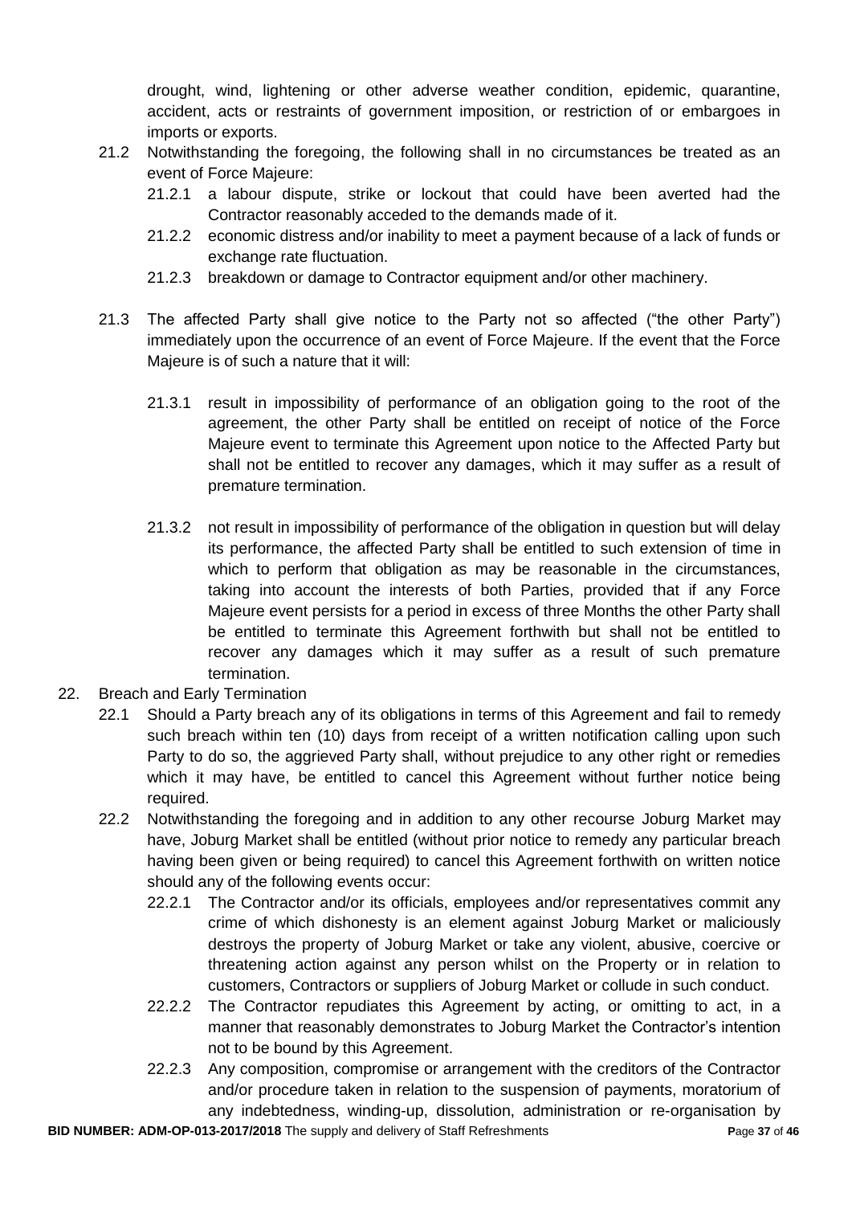drought, wind, lightening or other adverse weather condition, epidemic, quarantine, accident, acts or restraints of government imposition, or restriction of or embargoes in imports or exports.

21.2 Notwithstanding the foregoing, the following shall in no circumstances be treated as an event of Force Majeure:

21.2.1 a labour dispute, strike or lockout that could have been averted had the Contractor reasonably acceded to the demands made of it.

21.2.2 economic distress and/or inability to meet a payment because of a lack of funds or exchange rate fluctuation.

21.2.3 breakdown or damage to Contractor equipment and/or other machinery.

21.3 The affected Party shall give notice to the Party not so affected ("the other Party") immediately upon the occurrence of an event of Force Majeure. If the event that the Force Majeure is of such a nature that it will:

21.3.1 result in impossibility of performance of an obligation going to the root of the agreement, the other Party shall be entitled on receipt of notice of the Force Majeure event to terminate this Agreement upon notice to the Affected Party but shall not be entitled to recover any damages, which it may suffer as a result of premature termination.

21.3.2 not result in impossibility of performance of the obligation in question but will delay its performance, the affected Party shall be entitled to such extension of time in which to perform that obligation as may be reasonable in the circumstances, taking into account the interests of both Parties, provided that if any Force Majeure event persists for a period in excess of three Months the other Party shall be entitled to terminate this Agreement forthwith but shall not be entitled to recover any damages which it may suffer as a result of such premature termination.

22. Breach and Early Termination

22.1 Should a Party breach any of its obligations in terms of this Agreement and fail to remedy such breach within ten (10) days from receipt of a written notification calling upon such Party to do so, the aggrieved Party shall, without prejudice to any other right or remedies which it may have, be entitled to cancel this Agreement without further notice being required.

22.2 Notwithstanding the foregoing and in addition to any other recourse Joburg Market may have, Joburg Market shall be entitled (without prior notice to remedy any particular breach having been given or being required) to cancel this Agreement forthwith on written notice should any of the following events occur:

22.2.1 The Contractor and/or its officials, employees and/or representatives commit any crime of which dishonesty is an element against Joburg Market or maliciously destroys the property of Joburg Market or take any violent, abusive, coercive or threatening action against any person whilst on the Property or in relation to customers, Contractors or suppliers of Joburg Market or collude in such conduct.

22.2.2 The Contractor repudiates this Agreement by acting, or omitting to act, in a manner that reasonably demonstrates to Joburg Market the Contractor's intention not to be bound by this Agreement.

22.2.3 Any composition, compromise or arrangement with the creditors of the Contractor and/or procedure taken in relation to the suspension of payments, moratorium of any indebtedness, winding-up, dissolution, administration or re-organisation by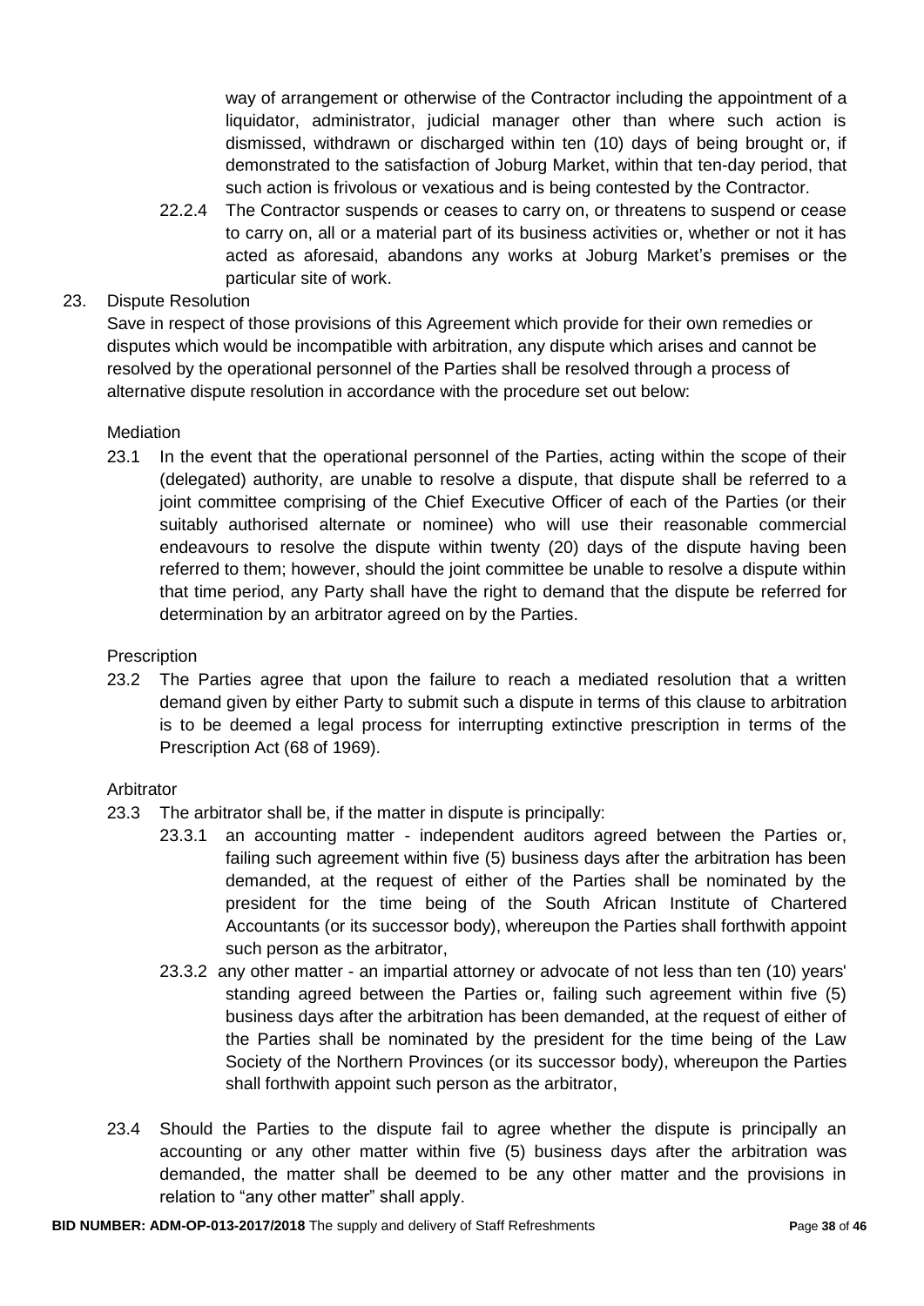way of arrangement or otherwise of the Contractor including the appointment of a liquidator, administrator, judicial manager other than where such action is dismissed, withdrawn or discharged within ten (10) days of being brought or, if demonstrated to the satisfaction of Joburg Market, within that ten-day period, that such action is frivolous or vexatious and is being contested by the Contractor.

22.2.4 The Contractor suspends or ceases to carry on, or threatens to suspend or cease to carry on, all or a material part of its business activities or, whether or not it has acted as aforesaid, abandons any works at Joburg Market's premises or the particular site of work.

23. Dispute Resolution

Save in respect of those provisions of this Agreement which provide for their own remedies or disputes which would be incompatible with arbitration, any dispute which arises and cannot be resolved by the operational personnel of the Parties shall be resolved through a process of alternative dispute resolution in accordance with the procedure set out below:

Mediation

23.1 In the event that the operational personnel of the Parties, acting within the scope of their (delegated) authority, are unable to resolve a dispute, that dispute shall be referred to a joint committee comprising of the Chief Executive Officer of each of the Parties (or their suitably authorised alternate or nominee) who will use their reasonable commercial endeavours to resolve the dispute within twenty (20) days of the dispute having been referred to them; however, should the joint committee be unable to resolve a dispute within that time period, any Party shall have the right to demand that the dispute be referred for determination by an arbitrator agreed on by the Parties.

Prescription

23.2 The Parties agree that upon the failure to reach a mediated resolution that a written demand given by either Party to submit such a dispute in terms of this clause to arbitration is to be deemed a legal process for interrupting extinctive prescription in terms of the Prescription Act (68 of 1969).

Arbitrator

23.3 The arbitrator shall be, if the matter in dispute is principally:

23.3.1 an accounting matter - independent auditors agreed between the Parties or, failing such agreement within five (5) business days after the arbitration has been demanded, at the request of either of the Parties shall be nominated by the president for the time being of the South African Institute of Chartered Accountants (or its successor body), whereupon the Parties shall forthwith appoint such person as the arbitrator,

23.3.2 any other matter - an impartial attorney or advocate of not less than ten (10) years' standing agreed between the Parties or, failing such agreement within five (5) business days after the arbitration has been demanded, at the request of either of the Parties shall be nominated by the president for the time being of the Law Society of the Northern Provinces (or its successor body), whereupon the Parties shall forthwith appoint such person as the arbitrator,

23.4 Should the Parties to the dispute fail to agree whether the dispute is principally an accounting or any other matter within five (5) business days after the arbitration was demanded, the matter shall be deemed to be any other matter and the provisions in relation to "any other matter" shall apply.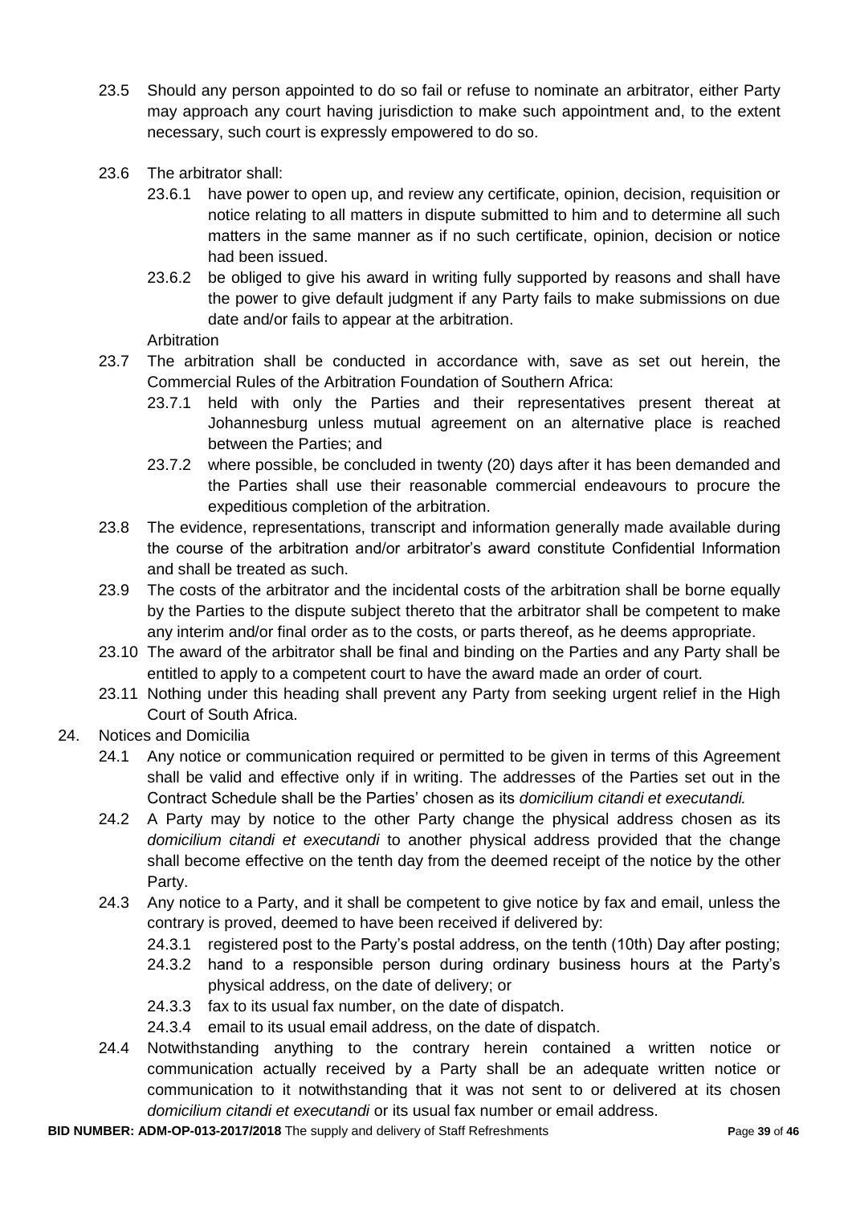23.5 Should any person appointed to do so fail or refuse to nominate an arbitrator, either Party may approach any court having jurisdiction to make such appointment and, to the extent necessary, such court is expressly empowered to do so.

23.6 The arbitrator shall:

23.6.1 have power to open up, and review any certificate, opinion, decision, requisition or notice relating to all matters in dispute submitted to him and to determine all such matters in the same manner as if no such certificate, opinion, decision or notice had been issued.

23.6.2 be obliged to give his award in writing fully supported by reasons and shall have the power to give default judgment if any Party fails to make submissions on due date and/or fails to appear at the arbitration.

Arbitration

23.7 The arbitration shall be conducted in accordance with, save as set out herein, the Commercial Rules of the Arbitration Foundation of Southern Africa:

23.7.1 held with only the Parties and their representatives present thereat at Johannesburg unless mutual agreement on an alternative place is reached between the Parties; and

23.7.2 where possible, be concluded in twenty (20) days after it has been demanded and the Parties shall use their reasonable commercial endeavours to procure the expeditious completion of the arbitration.

23.8 The evidence, representations, transcript and information generally made available during the course of the arbitration and/or arbitrator's award constitute Confidential Information and shall be treated as such.

23.9 The costs of the arbitrator and the incidental costs of the arbitration shall be borne equally by the Parties to the dispute subject thereto that the arbitrator shall be competent to make any interim and/or final order as to the costs, or parts thereof, as he deems appropriate.

23.10 The award of the arbitrator shall be final and binding on the Parties and any Party shall be entitled to apply to a competent court to have the award made an order of court.

23.11 Nothing under this heading shall prevent any Party from seeking urgent relief in the High Court of South Africa.

24. Notices and Domicilia

24.1 Any notice or communication required or permitted to be given in terms of this Agreement shall be valid and effective only if in writing. The addresses of the Parties set out in the Contract Schedule shall be the Parties' chosen as its *domicilium citandi et executandi.*

24.2 A Party may by notice to the other Party change the physical address chosen as its *domicilium citandi et executandi* to another physical address provided that the change shall become effective on the tenth day from the deemed receipt of the notice by the other Party.

24.3 Any notice to a Party, and it shall be competent to give notice by fax and email, unless the contrary is proved, deemed to have been received if delivered by:

24.3.1 registered post to the Party's postal address, on the tenth (10th) Day after posting;

24.3.2 hand to a responsible person during ordinary business hours at the Party's physical address, on the date of delivery; or

24.3.3 fax to its usual fax number, on the date of dispatch.

24.3.4 email to its usual email address, on the date of dispatch.

24.4 Notwithstanding anything to the contrary herein contained a written notice or communication actually received by a Party shall be an adequate written notice or communication to it notwithstanding that it was not sent to or delivered at its chosen *domicilium citandi et executandi* or its usual fax number or email address.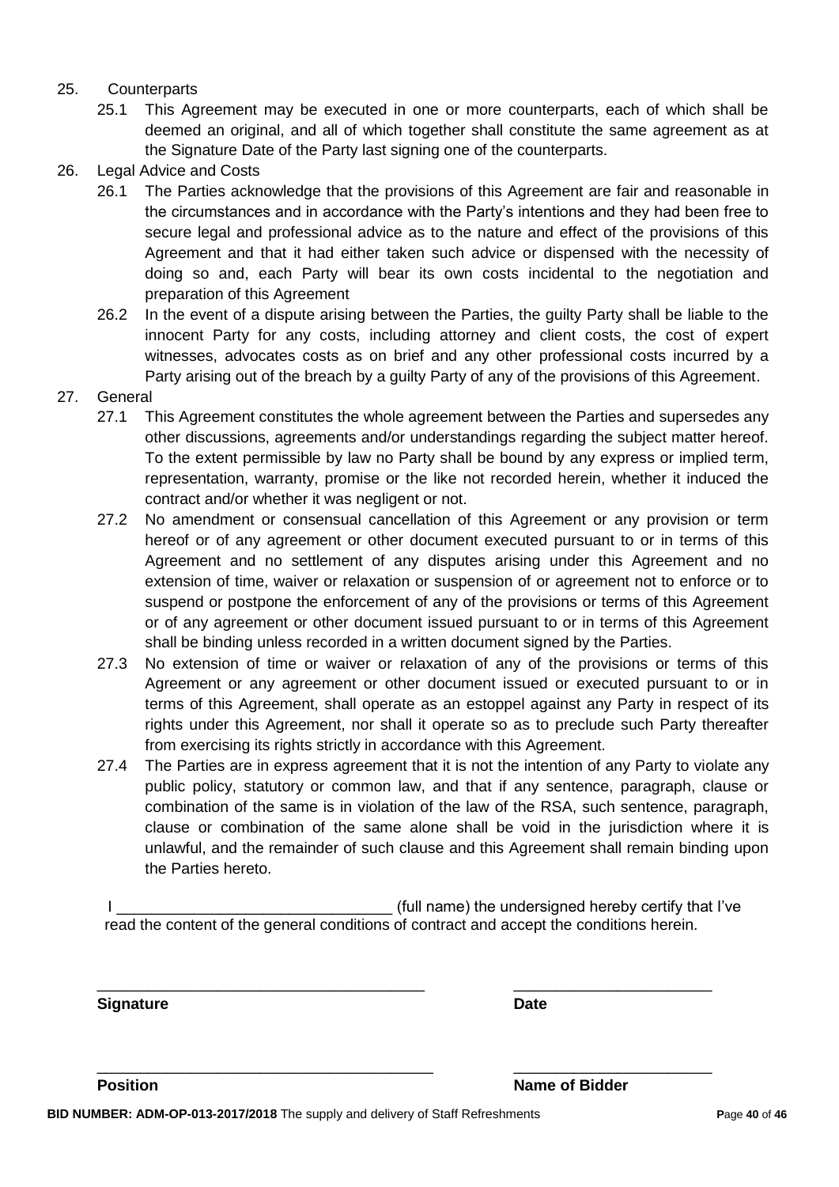25. Counterparts
    25.1 This Agreement may be executed in one or more counterparts, each of which shall be deemed an original, and all of which together shall constitute the same agreement as at the Signature Date of the Party last signing one of the counterparts.

26. Legal Advice and Costs
    26.1 The Parties acknowledge that the provisions of this Agreement are fair and reasonable in the circumstances and in accordance with the Party's intentions and they had been free to secure legal and professional advice as to the nature and effect of the provisions of this Agreement and that it had either taken such advice or dispensed with the necessity of doing so and, each Party will bear its own costs incidental to the negotiation and preparation of this Agreement
    26.2 In the event of a dispute arising between the Parties, the guilty Party shall be liable to the innocent Party for any costs, including attorney and client costs, the cost of expert witnesses, advocates costs as on brief and any other professional costs incurred by a Party arising out of the breach by a guilty Party of any of the provisions of this Agreement.

27. General
    27.1 This Agreement constitutes the whole agreement between the Parties and supersedes any other discussions, agreements and/or understandings regarding the subject matter hereof. To the extent permissible by law no Party shall be bound by any express or implied term, representation, warranty, promise or the like not recorded herein, whether it induced the contract and/or whether it was negligent or not.
    27.2 No amendment or consensual cancellation of this Agreement or any provision or term hereof or of any agreement or other document executed pursuant to or in terms of this Agreement and no settlement of any disputes arising under this Agreement and no extension of time, waiver or relaxation or suspension of or agreement not to enforce or to suspend or postpone the enforcement of any of the provisions or terms of this Agreement or of any agreement or other document issued pursuant to or in terms of this Agreement shall be binding unless recorded in a written document signed by the Parties.
    27.3 No extension of time or waiver or relaxation of any of the provisions or terms of this Agreement or any agreement or other document issued or executed pursuant to or in terms of this Agreement, shall operate as an estoppel against any Party in respect of its rights under this Agreement, nor shall it operate so as to preclude such Party thereafter from exercising its rights strictly in accordance with this Agreement.
    27.4 The Parties are in express agreement that it is not the intention of any Party to violate any public policy, statutory or common law, and that if any sentence, paragraph, clause or combination of the same is in violation of the law of the RSA, such sentence, paragraph, clause or combination of the same alone shall be void in the jurisdiction where it is unlawful, and the remainder of such clause and this Agreement shall remain binding upon the Parties hereto.

I ________________________________ (full name) the undersigned hereby certify that I've read the content of the general conditions of contract and accept the conditions herein.

_______________________________________ &nbsp;&nbsp;&nbsp;&nbsp; ________________________

**Signature** &nbsp;&nbsp;&nbsp;&nbsp; **Date**

_______________________________________ &nbsp;&nbsp;&nbsp;&nbsp; ________________________

**Position** &nbsp;&nbsp;&nbsp;&nbsp; **Name of Bidder**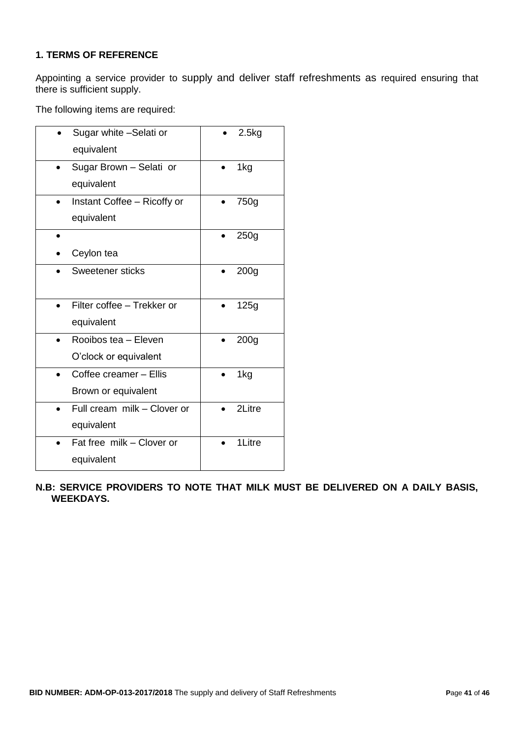**1. TERMS OF REFERENCE**

Appointing a service provider to supply and deliver staff refreshments as required ensuring that there is sufficient supply.

The following items are required:

| Item | Quantity |
|---|---|
| Sugar white –Selati or equivalent | 2.5kg |
| Sugar Brown – Selati or equivalent | 1kg |
| Instant Coffee – Ricoffy or equivalent | 750g |
| Ceylon tea | 250g |
| Sweetener sticks | 200g |
| Filter coffee – Trekker or equivalent | 125g |
| Rooibos tea – Eleven O'clock or equivalent | 200g |
| Coffee creamer – Ellis Brown or equivalent | 1kg |
| Full cream milk – Clover or equivalent | 2Litre |
| Fat free milk – Clover or equivalent | 1Litre |

**N.B: SERVICE PROVIDERS TO NOTE THAT MILK MUST BE DELIVERED ON A DAILY BASIS, WEEKDAYS.**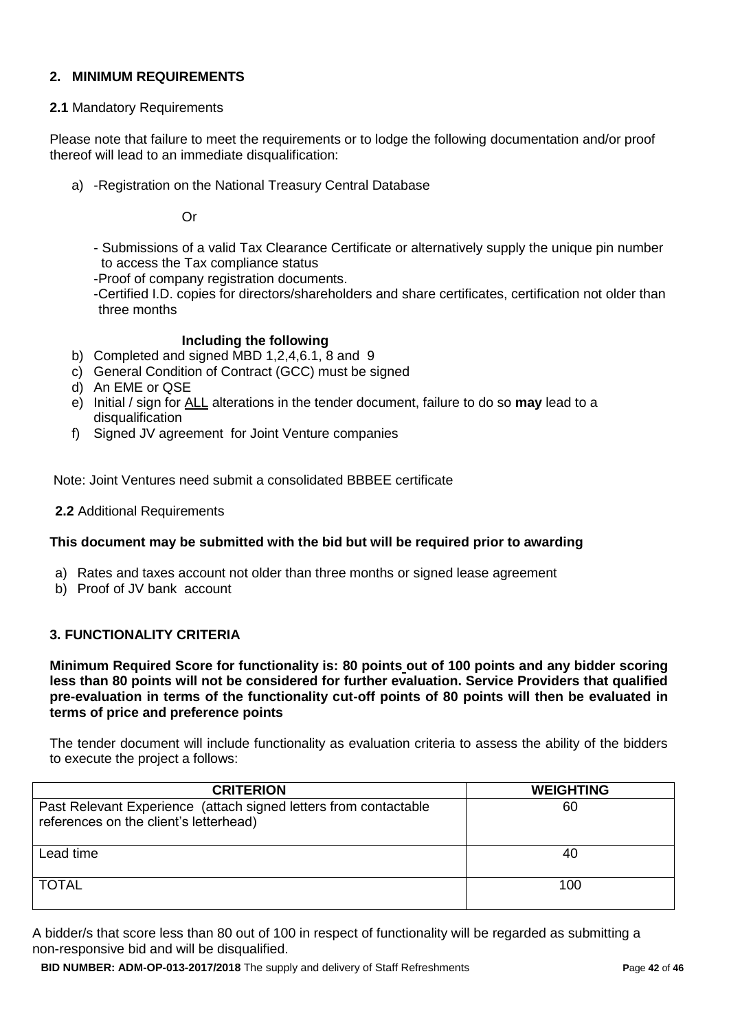## 2. MINIMUM REQUIREMENTS

**2.1** Mandatory Requirements

Please note that failure to meet the requirements or to lodge the following documentation and/or proof thereof will lead to an immediate disqualification:

a) -Registration on the National Treasury Central Database

Or

- Submissions of a valid Tax Clearance Certificate or alternatively supply the unique pin number to access the Tax compliance status
- -Proof of company registration documents.
- -Certified I.D. copies for directors/shareholders and share certificates, certification not older than three months

**Including the following**

b) Completed and signed MBD 1,2,4,6.1, 8 and 9
c) General Condition of Contract (GCC) must be signed
d) An EME or QSE
e) Initial / sign for ALL alterations in the tender document, failure to do so **may** lead to a disqualification
f) Signed JV agreement for Joint Venture companies

Note: Joint Ventures need submit a consolidated BBBEE certificate

**2.2** Additional Requirements

**This document may be submitted with the bid but will be required prior to awarding**

a) Rates and taxes account not older than three months or signed lease agreement
b) Proof of JV bank account

## 3. FUNCTIONALITY CRITERIA

**Minimum Required Score for functionality is: 80 points out of 100 points and any bidder scoring less than 80 points will not be considered for further evaluation. Service Providers that qualified pre-evaluation in terms of the functionality cut-off points of 80 points will then be evaluated in terms of price and preference points**

The tender document will include functionality as evaluation criteria to assess the ability of the bidders to execute the project a follows:

| CRITERION | WEIGHTING |
|---|---|
| Past Relevant Experience (attach signed letters from contactable references on the client's letterhead) | 60 |
| Lead time | 40 |
| TOTAL | 100 |

A bidder/s that score less than 80 out of 100 in respect of functionality will be regarded as submitting a non-responsive bid and will be disqualified.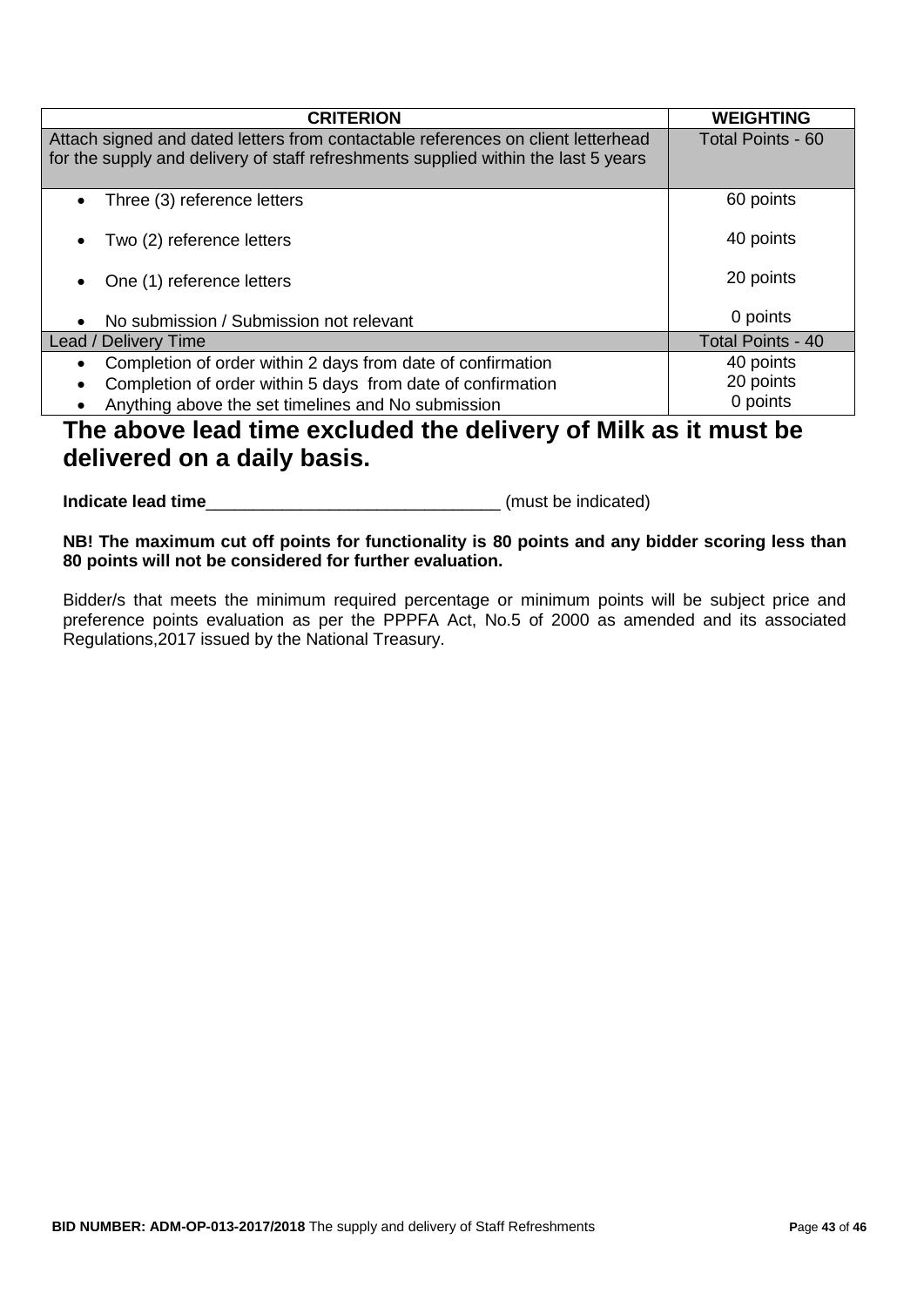| CRITERION | WEIGHTING |
|---|---|
| Attach signed and dated letters from contactable references on client letterhead for the supply and delivery of staff refreshments supplied within the last 5 years | Total Points - 60 |
| • Three (3) reference letters | 60 points |
| • Two (2) reference letters | 40 points |
| • One (1) reference letters | 20 points |
| • No submission / Submission not relevant | 0 points |
| Lead / Delivery Time | Total Points - 40 |
| • Completion of order within 2 days from date of confirmation<br>• Completion of order within 5 days from date of confirmation<br>• Anything above the set timelines and No submission | 40 points<br>20 points<br>0 points |

## The above lead time excluded the delivery of Milk as it must be delivered on a daily basis.

**Indicate lead time**______________________________ (must be indicated)

**NB! The maximum cut off points for functionality is 80 points and any bidder scoring less than 80 points will not be considered for further evaluation.**

Bidder/s that meets the minimum required percentage or minimum points will be subject price and preference points evaluation as per the PPPFA Act, No.5 of 2000 as amended and its associated Regulations,2017 issued by the National Treasury.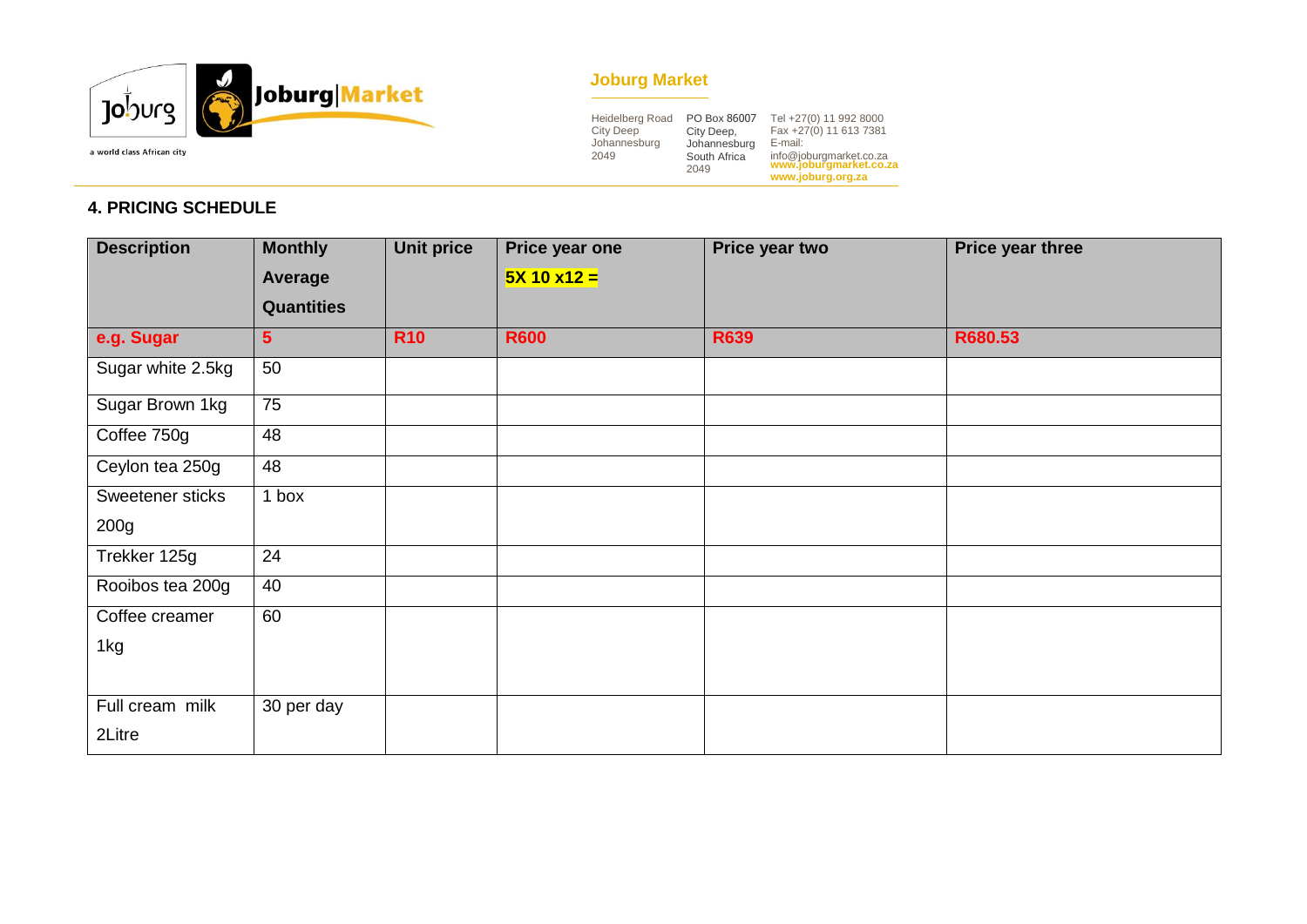Joburg Market

Heidelberg Road City Deep Johannesburg 2049

PO Box 86007 City Deep, Johannesburg South Africa 2049

Tel +27(0) 11 992 8000
Fax +27(0) 11 613 7381
E-mail: info@joburgmarket.co.za
www.joburgmarket.co.za
www.joburg.org.za

## 4. PRICING SCHEDULE

| Description | Monthly Average Quantities | Unit price | Price year one 5X 10 x12 = | Price year two | Price year three |
|---|---|---|---|---|---|
| **e.g. Sugar** | **5** | **R10** | **R600** | **R639** | **R680.53** |
| Sugar white 2.5kg | 50 | | | | |
| Sugar Brown 1kg | 75 | | | | |
| Coffee 750g | 48 | | | | |
| Ceylon tea 250g | 48 | | | | |
| Sweetener sticks 200g | 1 box | | | | |
| Trekker 125g | 24 | | | | |
| Rooibos tea 200g | 40 | | | | |
| Coffee creamer 1kg | 60 | | | | |
| Full cream milk 2Litre | 30 per day | | | | |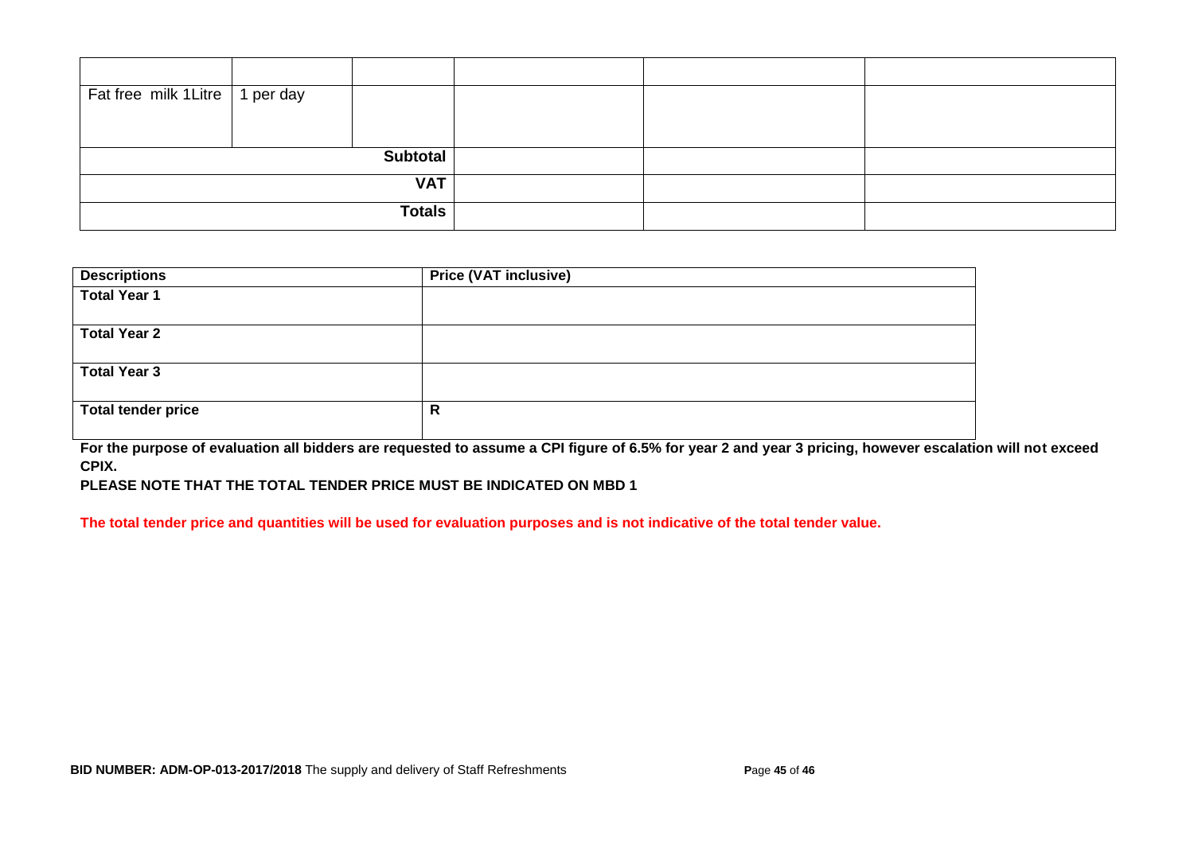| | | | | | |
|---|---|---|---|---|---|
| | | | | | |
| Fat free milk 1Litre | 1 per day | | | | |
| | | **Subtotal** | | | |
| | | **VAT** | | | |
| | | **Totals** | | | |

| **Descriptions** | **Price (VAT inclusive)** |
|---|---|
| **Total Year 1** | |
| **Total Year 2** | |
| **Total Year 3** | |
| **Total tender price** | **R** |

**For the purpose of evaluation all bidders are requested to assume a CPI figure of 6.5% for year 2 and year 3 pricing, however escalation will not exceed CPIX.**

**PLEASE NOTE THAT THE TOTAL TENDER PRICE MUST BE INDICATED ON MBD 1**

**The total tender price and quantities will be used for evaluation purposes and is not indicative of the total tender value.**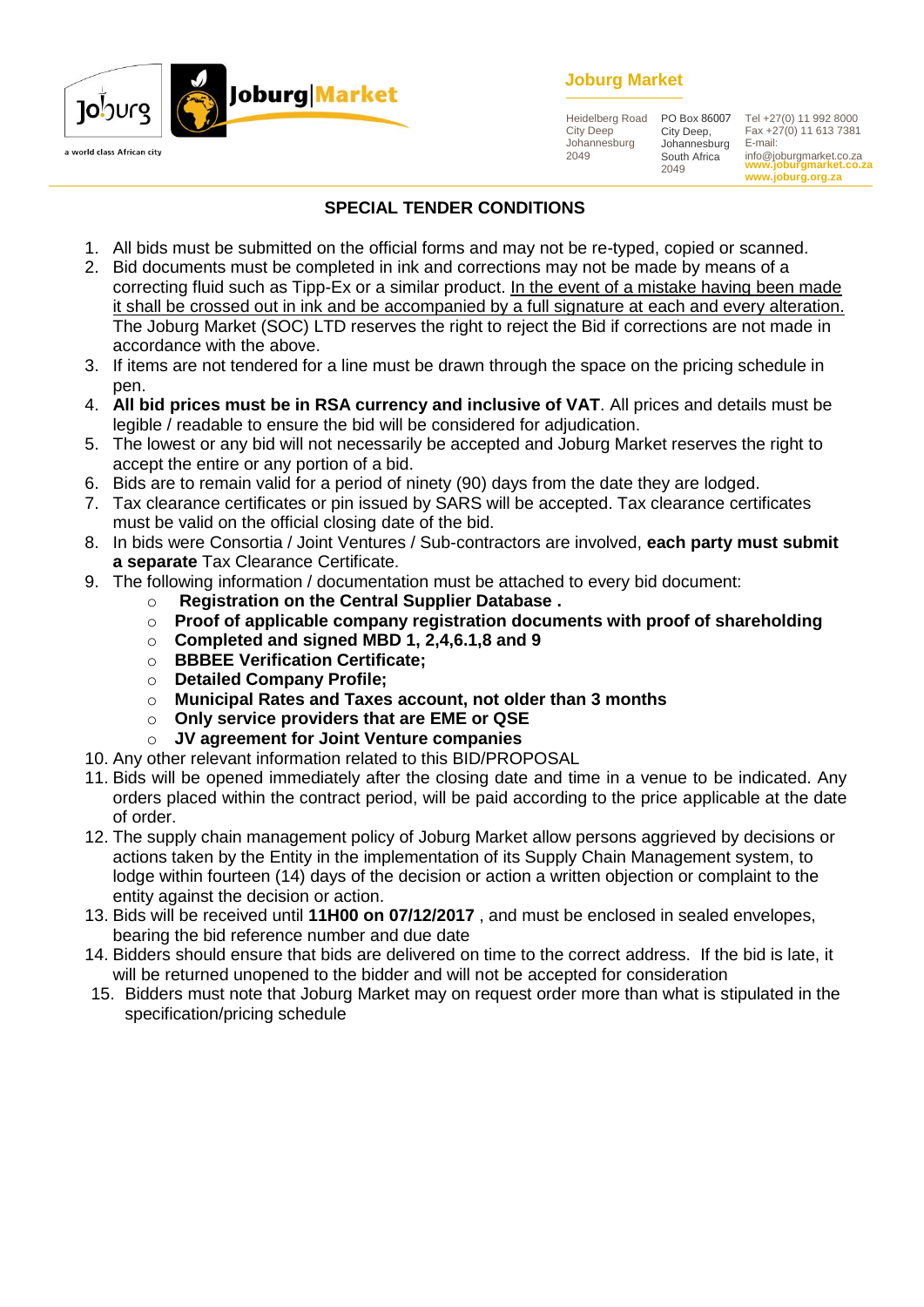Joburg Market

Heidelberg Road
City Deep
Johannesburg
2049

PO Box 86007
City Deep,
Johannesburg
South Africa
2049

Tel +27(0) 11 992 8000
Fax +27(0) 11 613 7381
E-mail:
info@joburgmarket.co.za
www.joburgmarket.co.za
www.joburg.org.za

## SPECIAL TENDER CONDITIONS

1. All bids must be submitted on the official forms and may not be re-typed, copied or scanned.
2. Bid documents must be completed in ink and corrections may not be made by means of a correcting fluid such as Tipp-Ex or a similar product. In the event of a mistake having been made it shall be crossed out in ink and be accompanied by a full signature at each and every alteration. The Joburg Market (SOC) LTD reserves the right to reject the Bid if corrections are not made in accordance with the above.
3. If items are not tendered for a line must be drawn through the space on the pricing schedule in pen.
4. **All bid prices must be in RSA currency and inclusive of VAT**. All prices and details must be legible / readable to ensure the bid will be considered for adjudication.
5. The lowest or any bid will not necessarily be accepted and Joburg Market reserves the right to accept the entire or any portion of a bid.
6. Bids are to remain valid for a period of ninety (90) days from the date they are lodged.
7. Tax clearance certificates or pin issued by SARS will be accepted. Tax clearance certificates must be valid on the official closing date of the bid.
8. In bids were Consortia / Joint Ventures / Sub-contractors are involved, **each party must submit a separate** Tax Clearance Certificate.
9. The following information / documentation must be attached to every bid document:
   - **Registration on the Central Supplier Database .**
   - **Proof of applicable company registration documents with proof of shareholding**
   - **Completed and signed MBD 1, 2,4,6.1,8 and 9**
   - **BBBEE Verification Certificate;**
   - **Detailed Company Profile;**
   - **Municipal Rates and Taxes account, not older than 3 months**
   - **Only service providers that are EME or QSE**
   - **JV agreement for Joint Venture companies**
10. Any other relevant information related to this BID/PROPOSAL
11. Bids will be opened immediately after the closing date and time in a venue to be indicated. Any orders placed within the contract period, will be paid according to the price applicable at the date of order.
12. The supply chain management policy of Joburg Market allow persons aggrieved by decisions or actions taken by the Entity in the implementation of its Supply Chain Management system, to lodge within fourteen (14) days of the decision or action a written objection or complaint to the entity against the decision or action.
13. Bids will be received until **11H00 on 07/12/2017** , and must be enclosed in sealed envelopes, bearing the bid reference number and due date
14. Bidders should ensure that bids are delivered on time to the correct address. If the bid is late, it will be returned unopened to the bidder and will not be accepted for consideration
15. Bidders must note that Joburg Market may on request order more than what is stipulated in the specification/pricing schedule